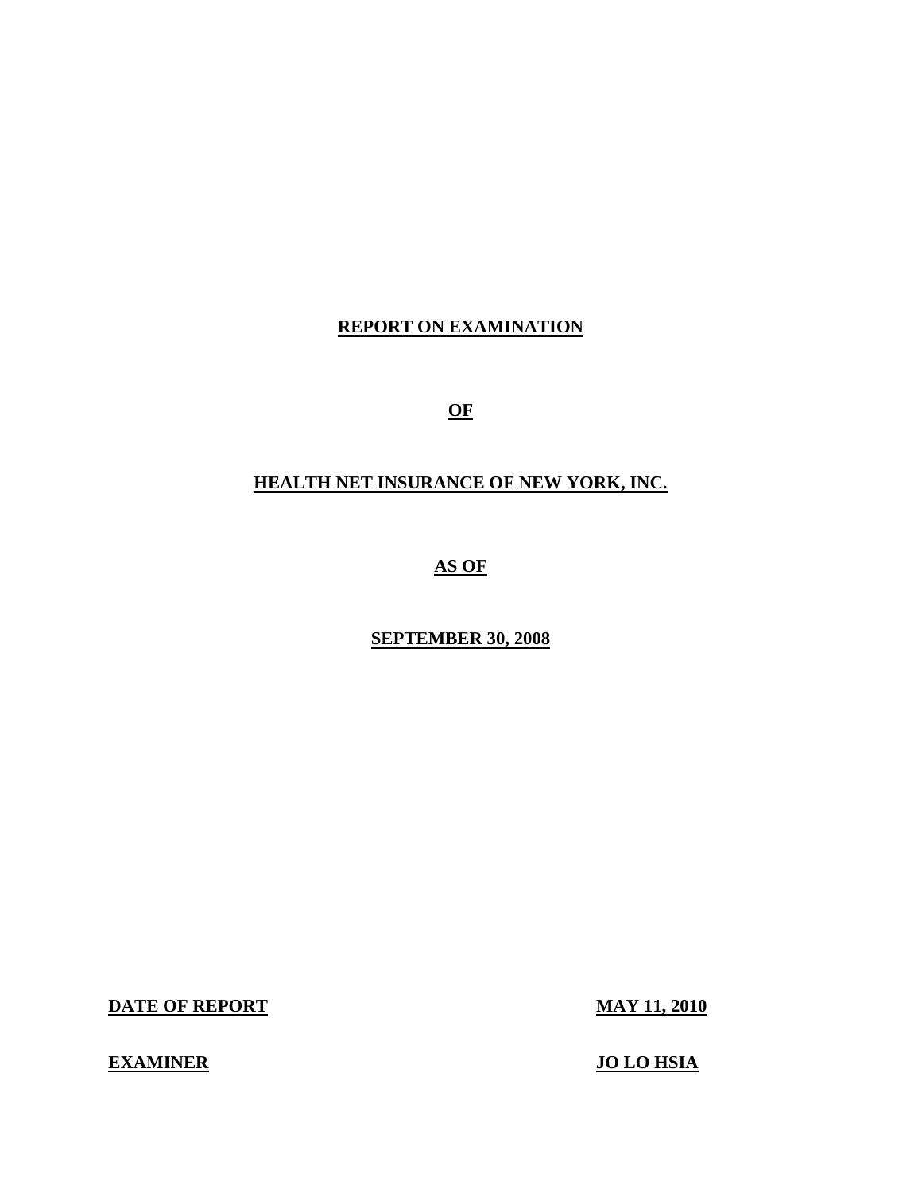# REPORT ON EXAMINATION

# OF

# HEALTH NET INSURANCE OF NEW YORK, INC.

# AS OF

# SEPTEMBER 30, 2008

| **DATE OF REPORT** | **MAY 11, 2010** |
|---|---|
| **EXAMINER** | **JO LO HSIA** |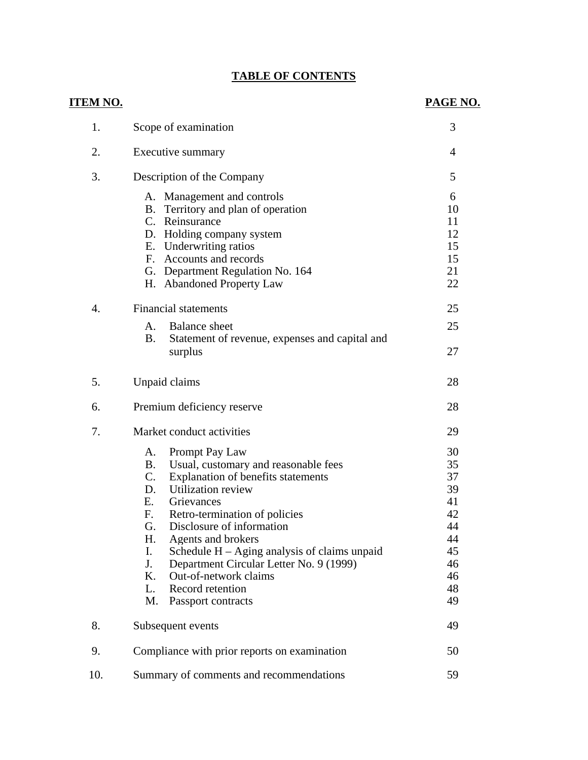# TABLE OF CONTENTS

| ITEM NO. | | PAGE NO. |
|---|---|---|
| 1. | Scope of examination | 3 |
| 2. | Executive summary | 4 |
| 3. | Description of the Company | 5 |
| | A. Management and controls | 6 |
| | B. Territory and plan of operation | 10 |
| | C. Reinsurance | 11 |
| | D. Holding company system | 12 |
| | E. Underwriting ratios | 15 |
| | F. Accounts and records | 15 |
| | G. Department Regulation No. 164 | 21 |
| | H. Abandoned Property Law | 22 |
| 4. | Financial statements | 25 |
| | A. Balance sheet | 25 |
| | B. Statement of revenue, expenses and capital and surplus | 27 |
| 5. | Unpaid claims | 28 |
| 6. | Premium deficiency reserve | 28 |
| 7. | Market conduct activities | 29 |
| | A. Prompt Pay Law | 30 |
| | B. Usual, customary and reasonable fees | 35 |
| | C. Explanation of benefits statements | 37 |
| | D. Utilization review | 39 |
| | E. Grievances | 41 |
| | F. Retro-termination of policies | 42 |
| | G. Disclosure of information | 44 |
| | H. Agents and brokers | 44 |
| | I. Schedule H – Aging analysis of claims unpaid | 45 |
| | J. Department Circular Letter No. 9 (1999) | 46 |
| | K. Out-of-network claims | 46 |
| | L. Record retention | 48 |
| | M. Passport contracts | 49 |
| 8. | Subsequent events | 49 |
| 9. | Compliance with prior reports on examination | 50 |
| 10. | Summary of comments and recommendations | 59 |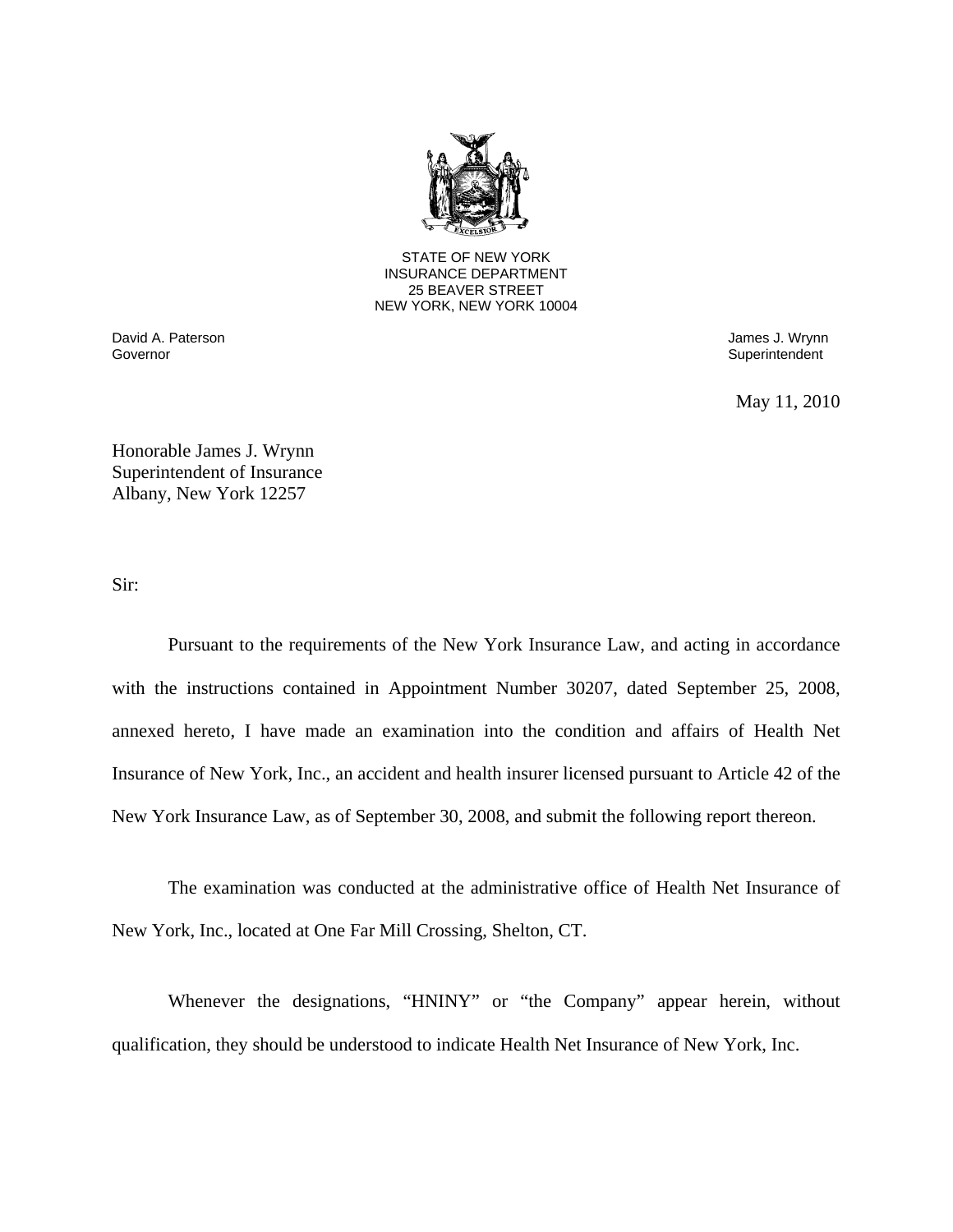STATE OF NEW YORK
INSURANCE DEPARTMENT
25 BEAVER STREET
NEW YORK, NEW YORK 10004

David A. Paterson
Governor

James J. Wrynn
Superintendent

May 11, 2010

Honorable James J. Wrynn
Superintendent of Insurance
Albany, New York 12257

Sir:

Pursuant to the requirements of the New York Insurance Law, and acting in accordance with the instructions contained in Appointment Number 30207, dated September 25, 2008, annexed hereto, I have made an examination into the condition and affairs of Health Net Insurance of New York, Inc., an accident and health insurer licensed pursuant to Article 42 of the New York Insurance Law, as of September 30, 2008, and submit the following report thereon.

The examination was conducted at the administrative office of Health Net Insurance of New York, Inc., located at One Far Mill Crossing, Shelton, CT.

Whenever the designations, "HNINY" or "the Company" appear herein, without qualification, they should be understood to indicate Health Net Insurance of New York, Inc.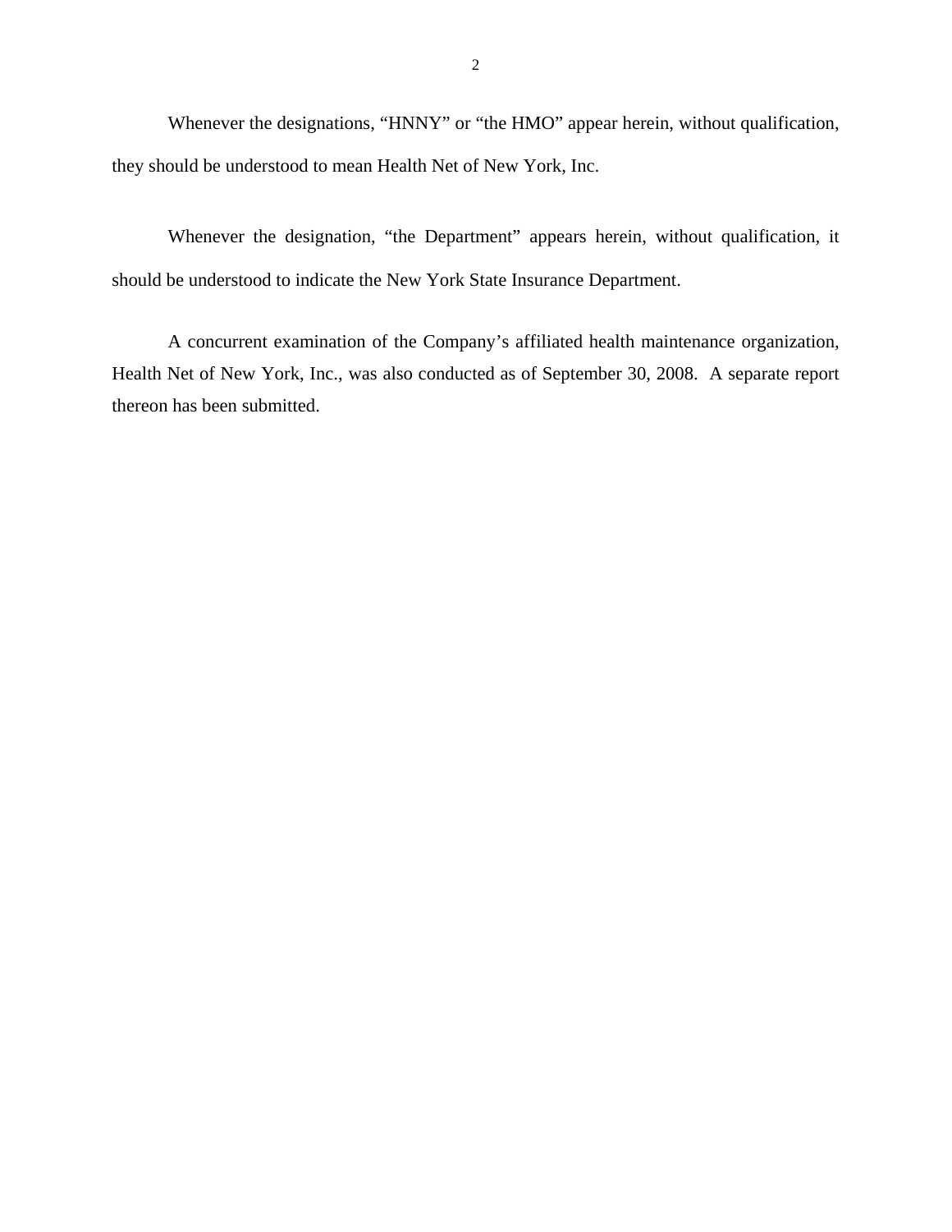Whenever the designations, “HNNY” or “the HMO” appear herein, without qualification, they should be understood to mean Health Net of New York, Inc.

Whenever the designation, “the Department” appears herein, without qualification, it should be understood to indicate the New York State Insurance Department.

A concurrent examination of the Company’s affiliated health maintenance organization, Health Net of New York, Inc., was also conducted as of September 30, 2008. A separate report thereon has been submitted.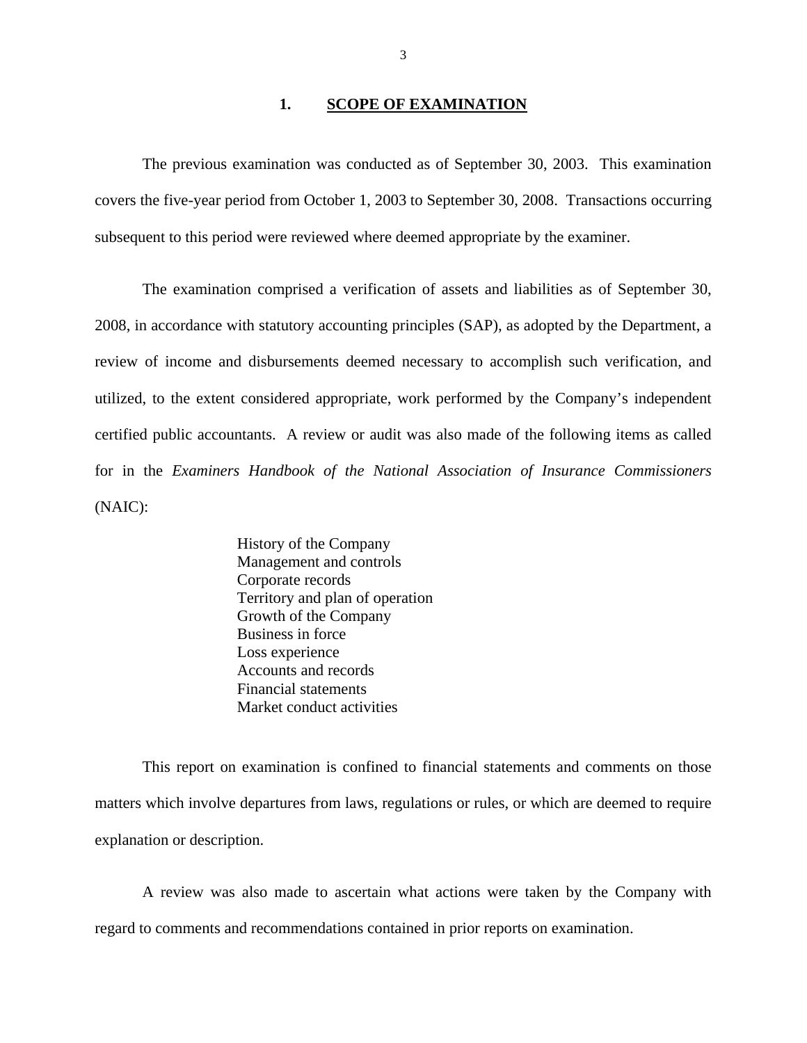## 1. SCOPE OF EXAMINATION

The previous examination was conducted as of September 30, 2003. This examination covers the five-year period from October 1, 2003 to September 30, 2008. Transactions occurring subsequent to this period were reviewed where deemed appropriate by the examiner.

The examination comprised a verification of assets and liabilities as of September 30, 2008, in accordance with statutory accounting principles (SAP), as adopted by the Department, a review of income and disbursements deemed necessary to accomplish such verification, and utilized, to the extent considered appropriate, work performed by the Company's independent certified public accountants. A review or audit was also made of the following items as called for in the *Examiners Handbook of the National Association of Insurance Commissioners* (NAIC):

- History of the Company
- Management and controls
- Corporate records
- Territory and plan of operation
- Growth of the Company
- Business in force
- Loss experience
- Accounts and records
- Financial statements
- Market conduct activities

This report on examination is confined to financial statements and comments on those matters which involve departures from laws, regulations or rules, or which are deemed to require explanation or description.

A review was also made to ascertain what actions were taken by the Company with regard to comments and recommendations contained in prior reports on examination.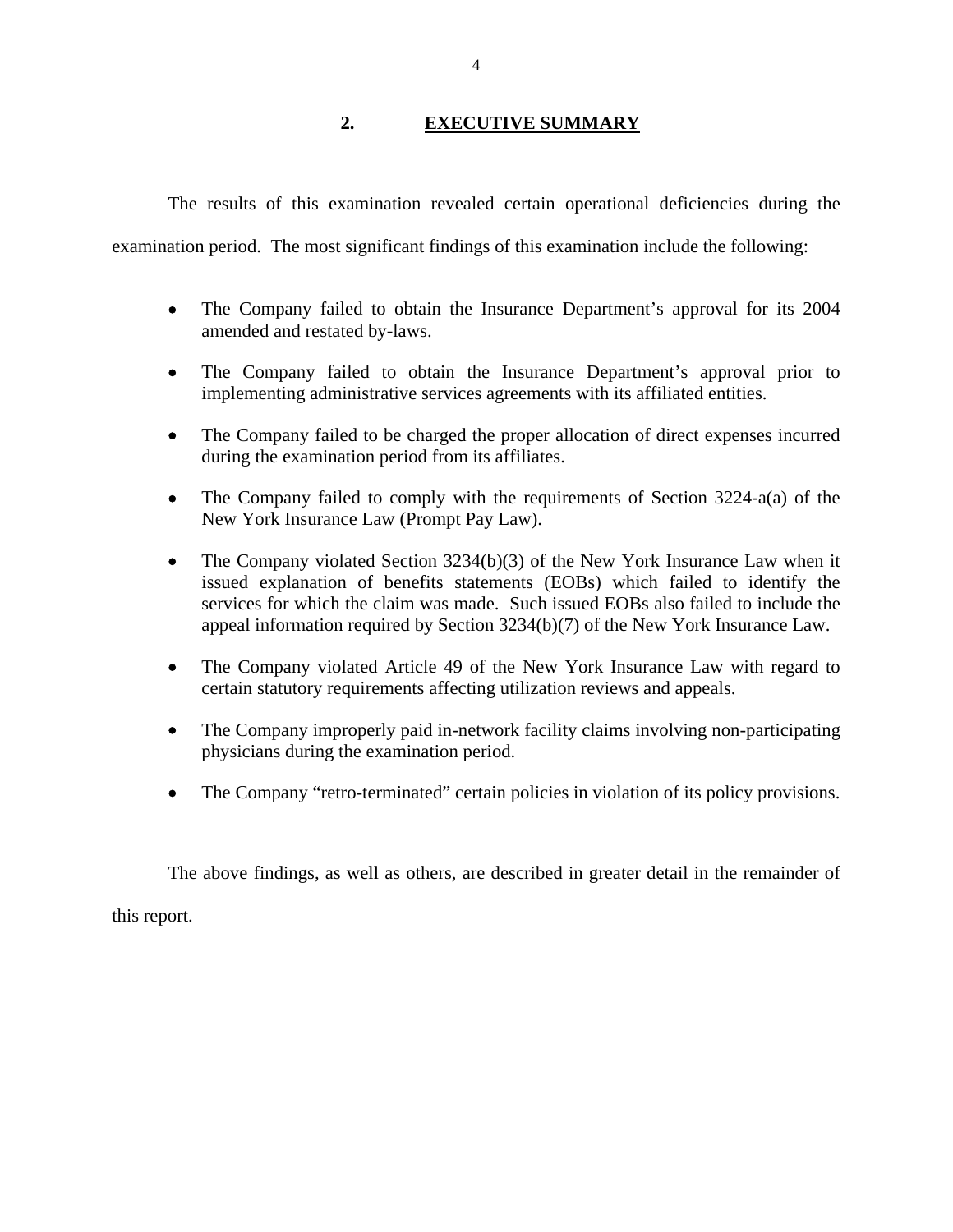## 2. EXECUTIVE SUMMARY

The results of this examination revealed certain operational deficiencies during the examination period. The most significant findings of this examination include the following:

- The Company failed to obtain the Insurance Department's approval for its 2004 amended and restated by-laws.
- The Company failed to obtain the Insurance Department's approval prior to implementing administrative services agreements with its affiliated entities.
- The Company failed to be charged the proper allocation of direct expenses incurred during the examination period from its affiliates.
- The Company failed to comply with the requirements of Section 3224-a(a) of the New York Insurance Law (Prompt Pay Law).
- The Company violated Section 3234(b)(3) of the New York Insurance Law when it issued explanation of benefits statements (EOBs) which failed to identify the services for which the claim was made. Such issued EOBs also failed to include the appeal information required by Section 3234(b)(7) of the New York Insurance Law.
- The Company violated Article 49 of the New York Insurance Law with regard to certain statutory requirements affecting utilization reviews and appeals.
- The Company improperly paid in-network facility claims involving non-participating physicians during the examination period.
- The Company "retro-terminated" certain policies in violation of its policy provisions.

The above findings, as well as others, are described in greater detail in the remainder of this report.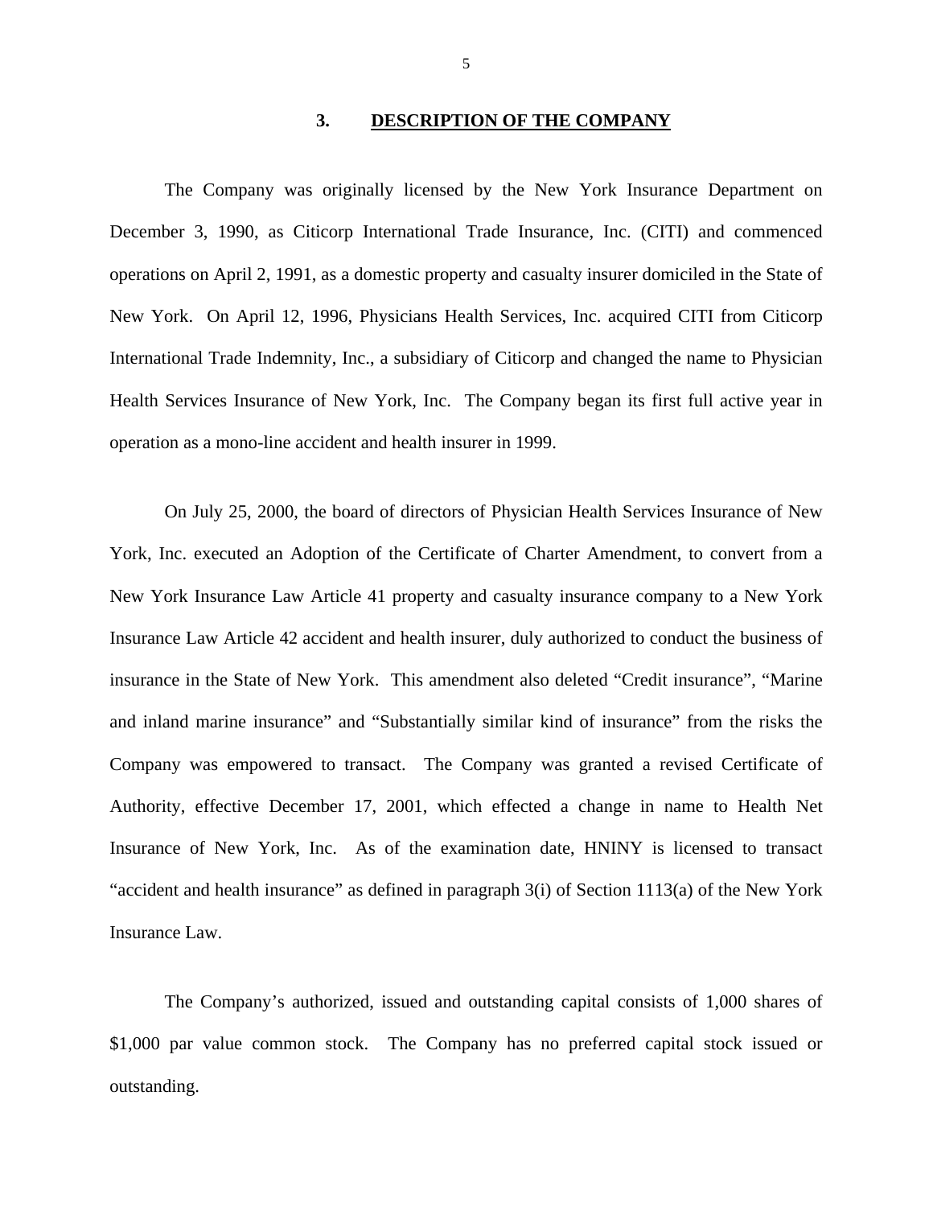## 3. DESCRIPTION OF THE COMPANY

The Company was originally licensed by the New York Insurance Department on December 3, 1990, as Citicorp International Trade Insurance, Inc. (CITI) and commenced operations on April 2, 1991, as a domestic property and casualty insurer domiciled in the State of New York. On April 12, 1996, Physicians Health Services, Inc. acquired CITI from Citicorp International Trade Indemnity, Inc., a subsidiary of Citicorp and changed the name to Physician Health Services Insurance of New York, Inc. The Company began its first full active year in operation as a mono-line accident and health insurer in 1999.

On July 25, 2000, the board of directors of Physician Health Services Insurance of New York, Inc. executed an Adoption of the Certificate of Charter Amendment, to convert from a New York Insurance Law Article 41 property and casualty insurance company to a New York Insurance Law Article 42 accident and health insurer, duly authorized to conduct the business of insurance in the State of New York. This amendment also deleted "Credit insurance", "Marine and inland marine insurance" and "Substantially similar kind of insurance" from the risks the Company was empowered to transact. The Company was granted a revised Certificate of Authority, effective December 17, 2001, which effected a change in name to Health Net Insurance of New York, Inc. As of the examination date, HNINY is licensed to transact "accident and health insurance" as defined in paragraph 3(i) of Section 1113(a) of the New York Insurance Law.

The Company's authorized, issued and outstanding capital consists of 1,000 shares of $1,000 par value common stock. The Company has no preferred capital stock issued or outstanding.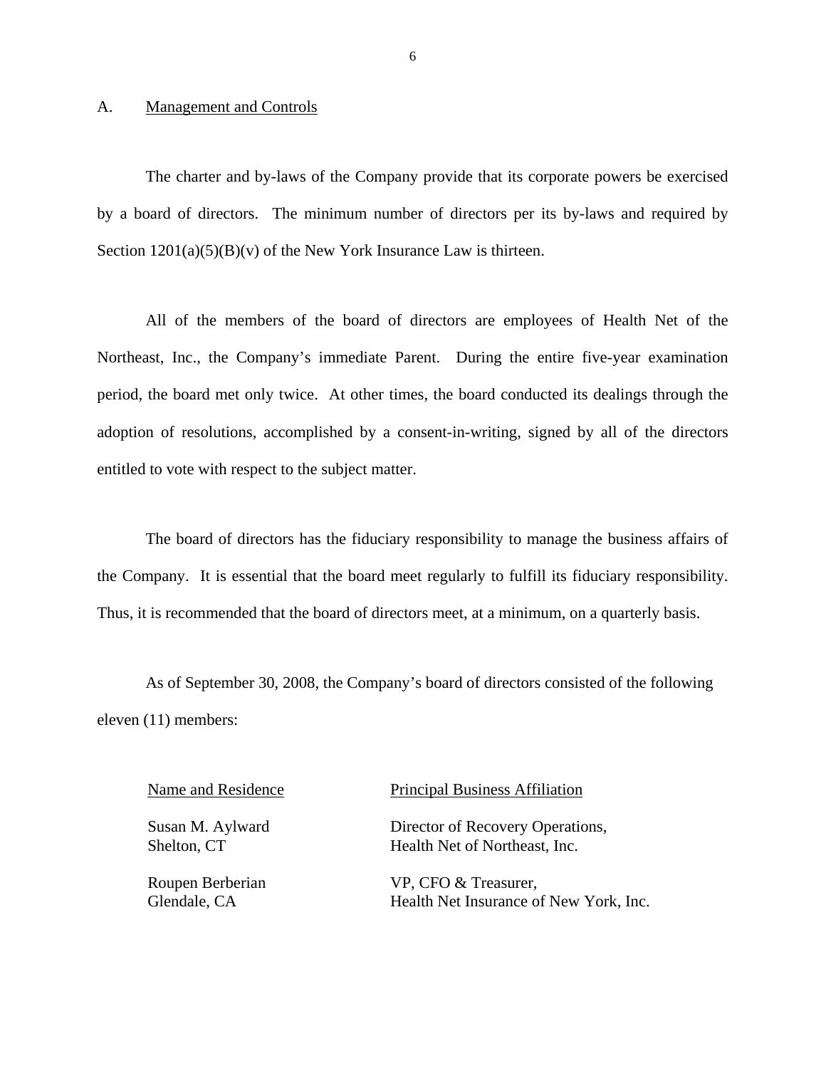## A. Management and Controls

The charter and by-laws of the Company provide that its corporate powers be exercised by a board of directors. The minimum number of directors per its by-laws and required by Section 1201(a)(5)(B)(v) of the New York Insurance Law is thirteen.

All of the members of the board of directors are employees of Health Net of the Northeast, Inc., the Company's immediate Parent. During the entire five-year examination period, the board met only twice. At other times, the board conducted its dealings through the adoption of resolutions, accomplished by a consent-in-writing, signed by all of the directors entitled to vote with respect to the subject matter.

The board of directors has the fiduciary responsibility to manage the business affairs of the Company. It is essential that the board meet regularly to fulfill its fiduciary responsibility. Thus, it is recommended that the board of directors meet, at a minimum, on a quarterly basis.

As of September 30, 2008, the Company's board of directors consisted of the following eleven (11) members:

| Name and Residence | Principal Business Affiliation |
|---|---|
| Susan M. Aylward<br>Shelton, CT | Director of Recovery Operations,<br>Health Net of Northeast, Inc. |
| Roupen Berberian<br>Glendale, CA | VP, CFO & Treasurer,<br>Health Net Insurance of New York, Inc. |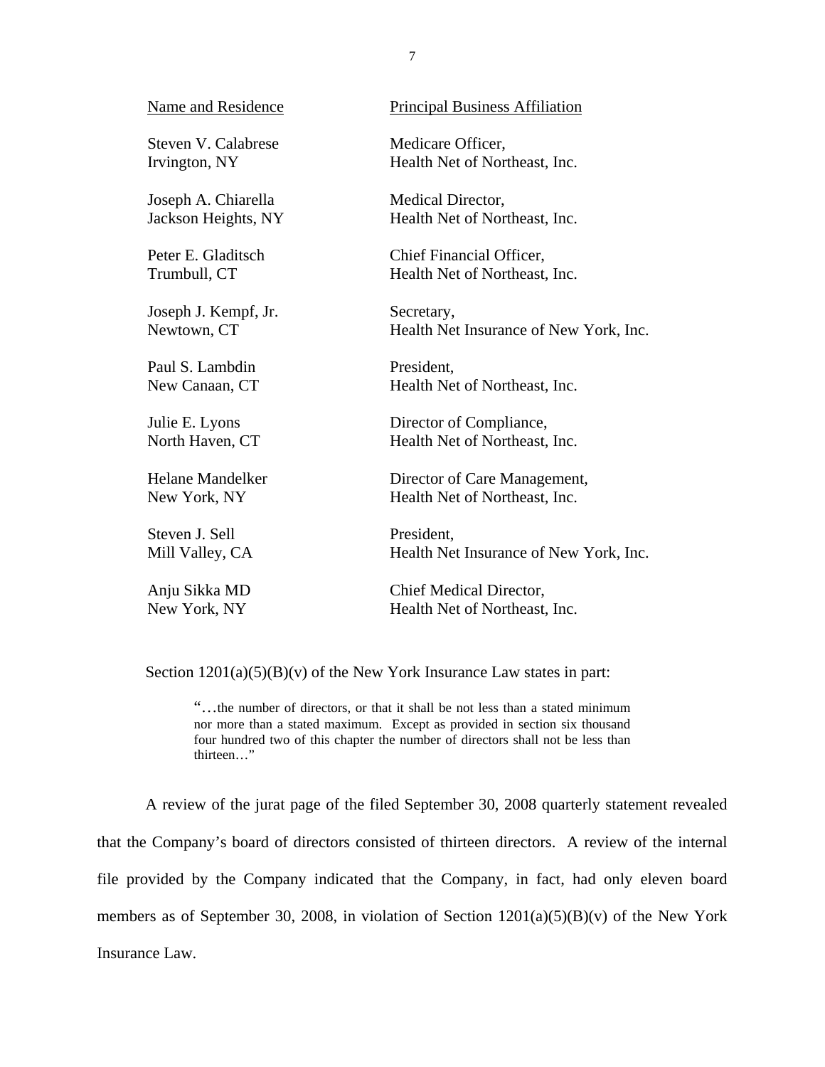| Name and Residence | Principal Business Affiliation |
|---|---|
| Steven V. Calabrese<br>Irvington, NY | Medicare Officer,<br>Health Net of Northeast, Inc. |
| Joseph A. Chiarella<br>Jackson Heights, NY | Medical Director,<br>Health Net of Northeast, Inc. |
| Peter E. Gladitsch<br>Trumbull, CT | Chief Financial Officer,<br>Health Net of Northeast, Inc. |
| Joseph J. Kempf, Jr.<br>Newtown, CT | Secretary,<br>Health Net Insurance of New York, Inc. |
| Paul S. Lambdin<br>New Canaan, CT | President,<br>Health Net of Northeast, Inc. |
| Julie E. Lyons<br>North Haven, CT | Director of Compliance,<br>Health Net of Northeast, Inc. |
| Helane Mandelker<br>New York, NY | Director of Care Management,<br>Health Net of Northeast, Inc. |
| Steven J. Sell<br>Mill Valley, CA | President,<br>Health Net Insurance of New York, Inc. |
| Anju Sikka MD<br>New York, NY | Chief Medical Director,<br>Health Net of Northeast, Inc. |

Section 1201(a)(5)(B)(v) of the New York Insurance Law states in part:

> "…the number of directors, or that it shall be not less than a stated minimum nor more than a stated maximum. Except as provided in section six thousand four hundred two of this chapter the number of directors shall not be less than thirteen…"

A review of the jurat page of the filed September 30, 2008 quarterly statement revealed that the Company's board of directors consisted of thirteen directors. A review of the internal file provided by the Company indicated that the Company, in fact, had only eleven board members as of September 30, 2008, in violation of Section 1201(a)(5)(B)(v) of the New York Insurance Law.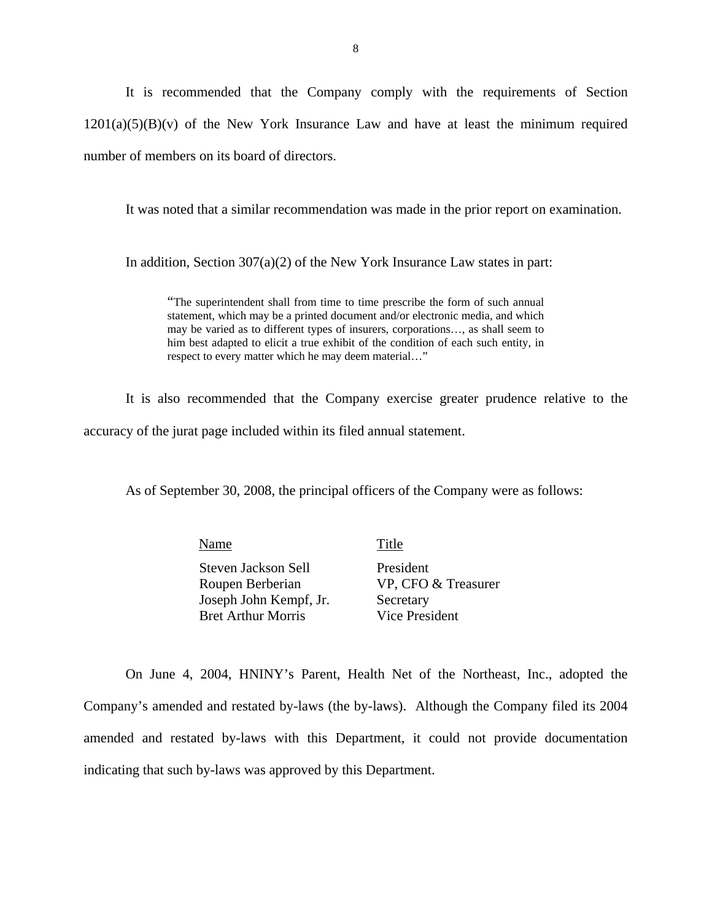It is recommended that the Company comply with the requirements of Section 1201(a)(5)(B)(v) of the New York Insurance Law and have at least the minimum required number of members on its board of directors.

It was noted that a similar recommendation was made in the prior report on examination.

In addition, Section 307(a)(2) of the New York Insurance Law states in part:

> "The superintendent shall from time to time prescribe the form of such annual statement, which may be a printed document and/or electronic media, and which may be varied as to different types of insurers, corporations…, as shall seem to him best adapted to elicit a true exhibit of the condition of each such entity, in respect to every matter which he may deem material…"

It is also recommended that the Company exercise greater prudence relative to the accuracy of the jurat page included within its filed annual statement.

As of September 30, 2008, the principal officers of the Company were as follows:

| Name | Title |
|---|---|
| Steven Jackson Sell | President |
| Roupen Berberian | VP, CFO & Treasurer |
| Joseph John Kempf, Jr. | Secretary |
| Bret Arthur Morris | Vice President |

On June 4, 2004, HNINY's Parent, Health Net of the Northeast, Inc., adopted the Company's amended and restated by-laws (the by-laws). Although the Company filed its 2004 amended and restated by-laws with this Department, it could not provide documentation indicating that such by-laws was approved by this Department.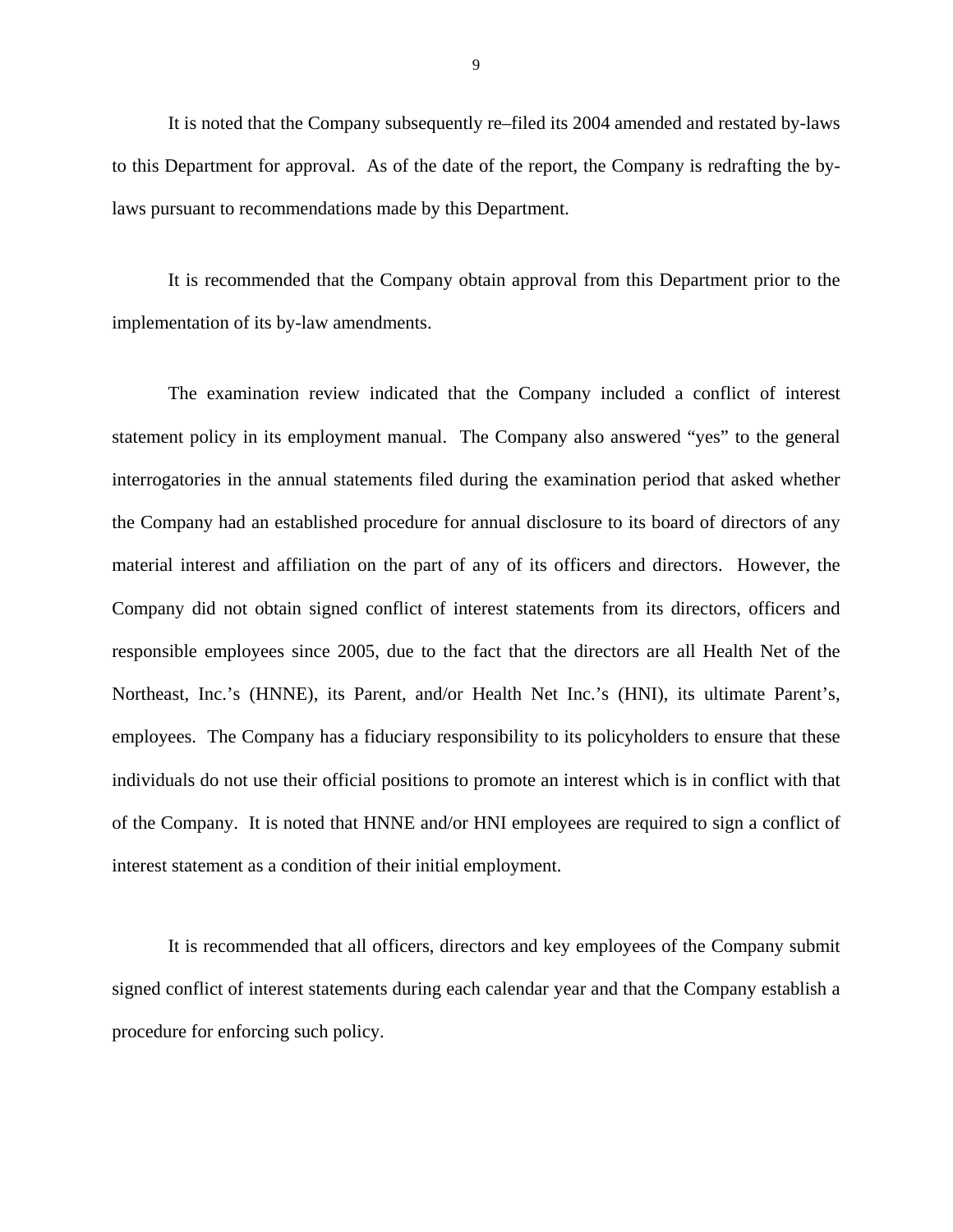It is noted that the Company subsequently re–filed its 2004 amended and restated by-laws to this Department for approval. As of the date of the report, the Company is redrafting the by-laws pursuant to recommendations made by this Department.

It is recommended that the Company obtain approval from this Department prior to the implementation of its by-law amendments.

The examination review indicated that the Company included a conflict of interest statement policy in its employment manual. The Company also answered "yes" to the general interrogatories in the annual statements filed during the examination period that asked whether the Company had an established procedure for annual disclosure to its board of directors of any material interest and affiliation on the part of any of its officers and directors. However, the Company did not obtain signed conflict of interest statements from its directors, officers and responsible employees since 2005, due to the fact that the directors are all Health Net of the Northeast, Inc.'s (HNNE), its Parent, and/or Health Net Inc.'s (HNI), its ultimate Parent's, employees. The Company has a fiduciary responsibility to its policyholders to ensure that these individuals do not use their official positions to promote an interest which is in conflict with that of the Company. It is noted that HNNE and/or HNI employees are required to sign a conflict of interest statement as a condition of their initial employment.

It is recommended that all officers, directors and key employees of the Company submit signed conflict of interest statements during each calendar year and that the Company establish a procedure for enforcing such policy.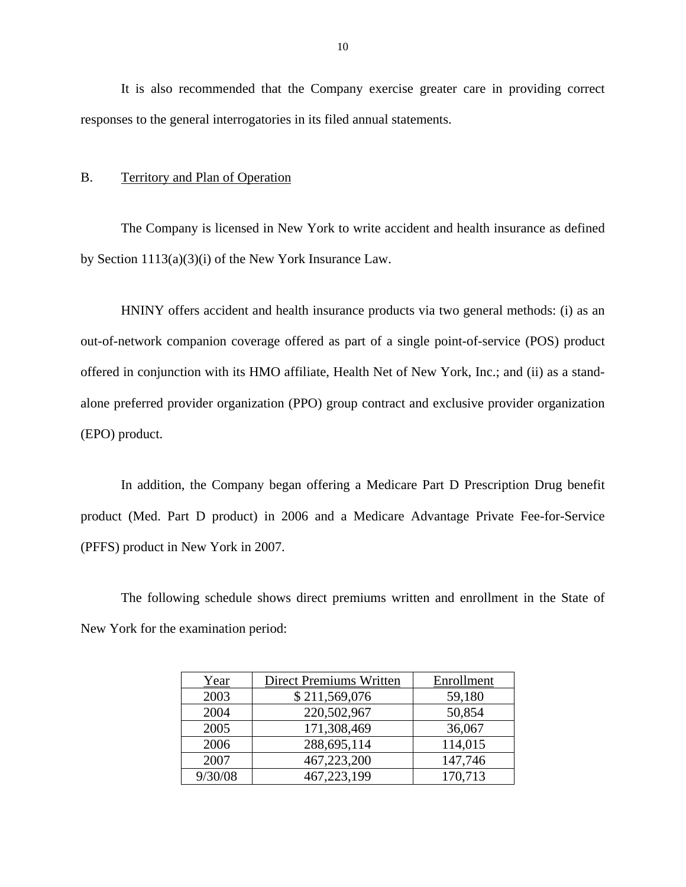It is also recommended that the Company exercise greater care in providing correct responses to the general interrogatories in its filed annual statements.

## B. Territory and Plan of Operation

The Company is licensed in New York to write accident and health insurance as defined by Section 1113(a)(3)(i) of the New York Insurance Law.

HNINY offers accident and health insurance products via two general methods: (i) as an out-of-network companion coverage offered as part of a single point-of-service (POS) product offered in conjunction with its HMO affiliate, Health Net of New York, Inc.; and (ii) as a stand-alone preferred provider organization (PPO) group contract and exclusive provider organization (EPO) product.

In addition, the Company began offering a Medicare Part D Prescription Drug benefit product (Med. Part D product) in 2006 and a Medicare Advantage Private Fee-for-Service (PFFS) product in New York in 2007.

The following schedule shows direct premiums written and enrollment in the State of New York for the examination period:

| Year | Direct Premiums Written | Enrollment |
|---|---|---|
| 2003 | $ 211,569,076 | 59,180 |
| 2004 | 220,502,967 | 50,854 |
| 2005 | 171,308,469 | 36,067 |
| 2006 | 288,695,114 | 114,015 |
| 2007 | 467,223,200 | 147,746 |
| 9/30/08 | 467,223,199 | 170,713 |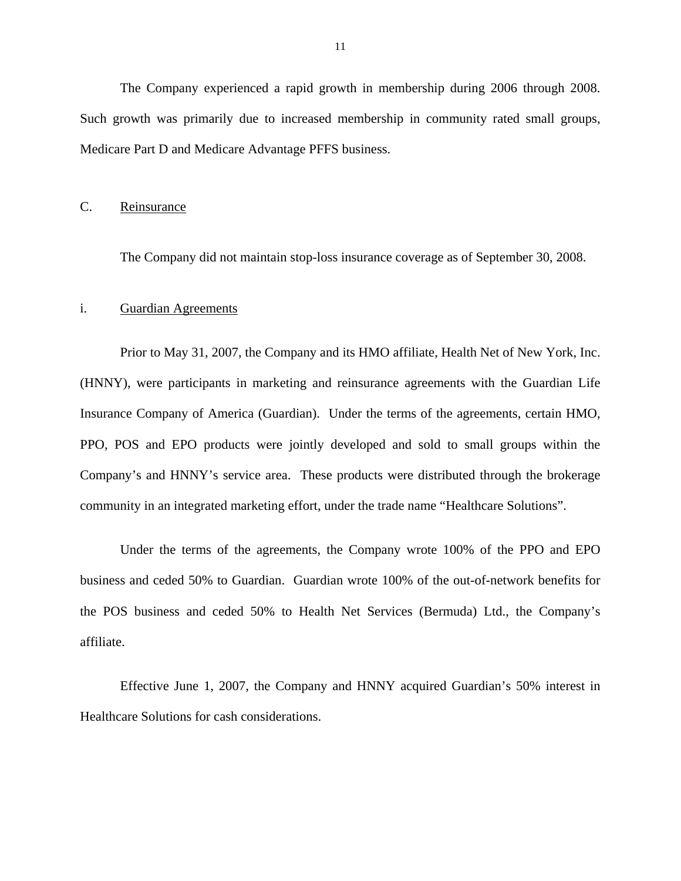The Company experienced a rapid growth in membership during 2006 through 2008. Such growth was primarily due to increased membership in community rated small groups, Medicare Part D and Medicare Advantage PFFS business.

## C. Reinsurance

The Company did not maintain stop-loss insurance coverage as of September 30, 2008.

### i. Guardian Agreements

Prior to May 31, 2007, the Company and its HMO affiliate, Health Net of New York, Inc. (HNNY), were participants in marketing and reinsurance agreements with the Guardian Life Insurance Company of America (Guardian). Under the terms of the agreements, certain HMO, PPO, POS and EPO products were jointly developed and sold to small groups within the Company's and HNNY's service area. These products were distributed through the brokerage community in an integrated marketing effort, under the trade name "Healthcare Solutions".

Under the terms of the agreements, the Company wrote 100% of the PPO and EPO business and ceded 50% to Guardian. Guardian wrote 100% of the out-of-network benefits for the POS business and ceded 50% to Health Net Services (Bermuda) Ltd., the Company's affiliate.

Effective June 1, 2007, the Company and HNNY acquired Guardian's 50% interest in Healthcare Solutions for cash considerations.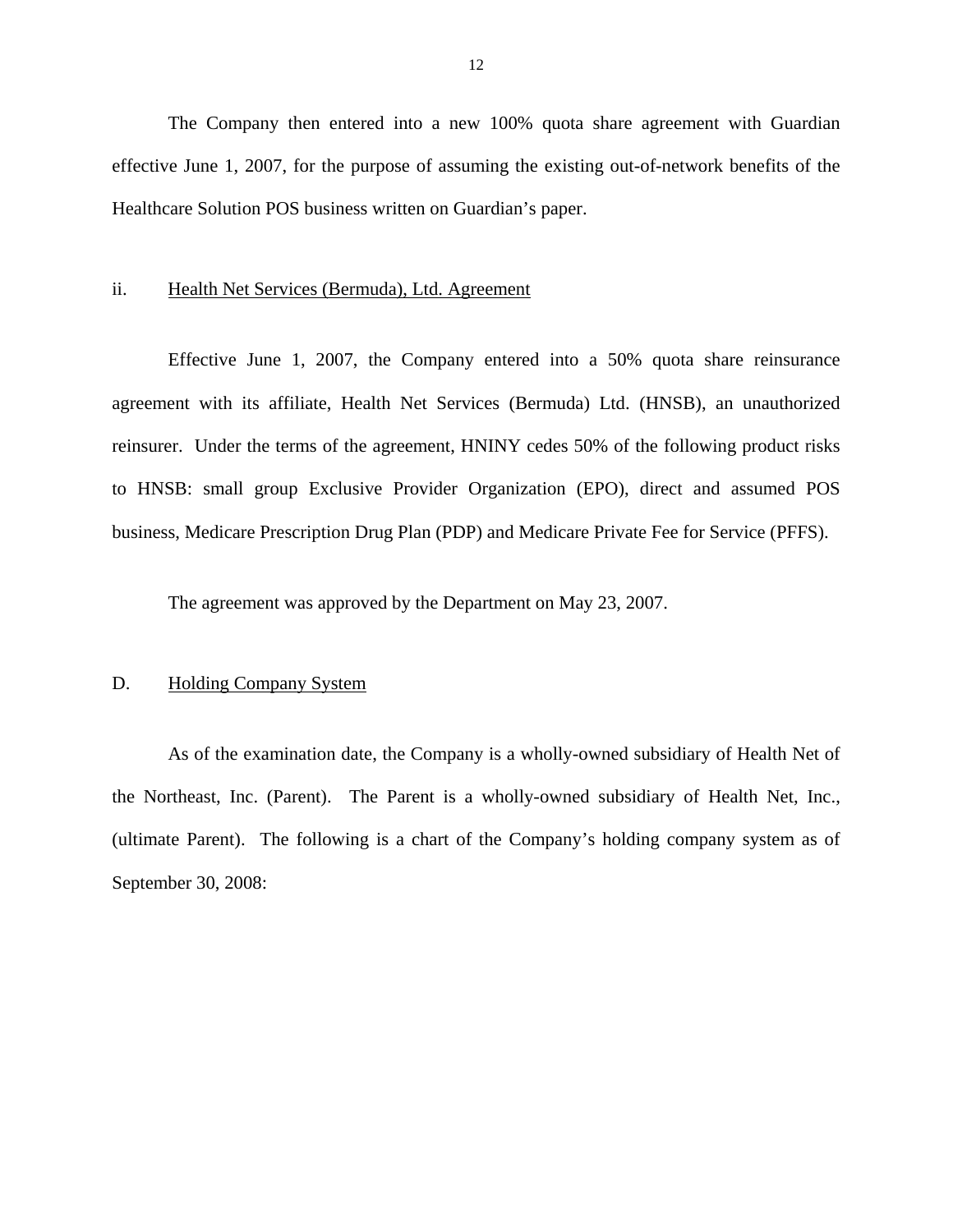The Company then entered into a new 100% quota share agreement with Guardian effective June 1, 2007, for the purpose of assuming the existing out-of-network benefits of the Healthcare Solution POS business written on Guardian's paper.

ii. Health Net Services (Bermuda), Ltd. Agreement

Effective June 1, 2007, the Company entered into a 50% quota share reinsurance agreement with its affiliate, Health Net Services (Bermuda) Ltd. (HNSB), an unauthorized reinsurer. Under the terms of the agreement, HNINY cedes 50% of the following product risks to HNSB: small group Exclusive Provider Organization (EPO), direct and assumed POS business, Medicare Prescription Drug Plan (PDP) and Medicare Private Fee for Service (PFFS).

The agreement was approved by the Department on May 23, 2007.

## D. Holding Company System

As of the examination date, the Company is a wholly-owned subsidiary of Health Net of the Northeast, Inc. (Parent). The Parent is a wholly-owned subsidiary of Health Net, Inc., (ultimate Parent). The following is a chart of the Company's holding company system as of September 30, 2008: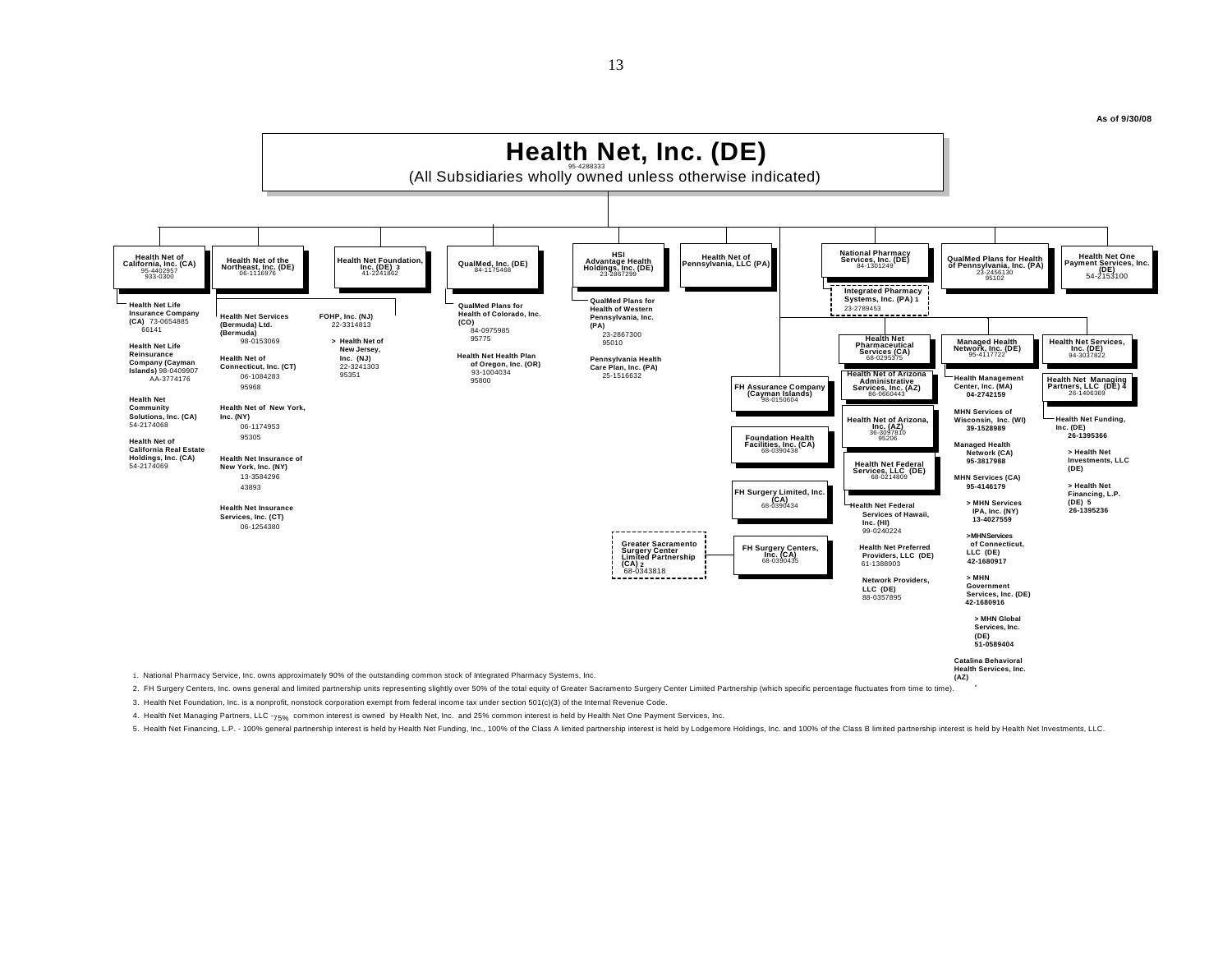As of 9/30/08

# Health Net, Inc. (DE)

95-4288333

(All Subsidiaries wholly owned unless otherwise indicated)

- **Health Net of California, Inc. (CA)** 95-4402957 933-0300
  - **Health Net Life Insurance Company (CA)** 73-0654885 66141
  - **Health Net Life Reinsurance Company (Cayman Islands)** 98-0409907 AA-3774176
  - **Health Net Community Solutions, Inc. (CA)** 54-2174068
  - **Health Net of California Real Estate Holdings, Inc. (CA)** 54-2174069
- **Health Net of the Northeast, Inc. (DE)** 06-1116976
  - **Health Net Services (Bermuda) Ltd. (Bermuda)** 98-0153069
  - **Health Net of Connecticut, Inc. (CT)** 06-1084283 95968
  - **Health Net of New York, Inc. (NY)** 06-1174953 95305
  - **Health Net Insurance of New York, Inc. (NY)** 13-3584296 43893
  - **Health Net Insurance Services, Inc. (CT)** 06-1254380
  - **FOHP, Inc. (NJ)** 22-3314813
    - **> Health Net of New Jersey, Inc. (NJ)** 22-3241303 95351
- **Health Net Foundation, Inc. (DE) 3** 41-2241862
- **QualMed, Inc. (DE)** 84-1175468
  - **QualMed Plans for Health of Colorado, Inc. (CO)** 84-0975985 95775
  - **Health Net Health Plan of Oregon, Inc. (OR)** 93-1004034 95800
- **HSI Advantage Health Holdings, Inc. (DE)** 23-2867299
  - **QualMed Plans for Health of Western Pennsylvania, Inc. (PA)** 23-2867300 95010
  - **Pennsylvania Health Care Plan, Inc. (PA)** 25-1516632
- **Health Net of Pennsylvania, LLC (PA)**
- **National Pharmacy Services, Inc. (DE)** 84-1301249
  - **Integrated Pharmacy Systems, Inc. (PA) 1** 23-2789453
- **QualMed Plans for Health of Pennsylvania, Inc. (PA)** 23-2456130 95102
- **Health Net One Payment Services, Inc. (DE)** 54-2153100
- **FH Assurance Company (Cayman Islands)** 98-0150604
- **Foundation Health Facilities, Inc. (CA)** 68-0390438
- **FH Surgery Limited, Inc. (CA)** 68-0390434
- **FH Surgery Centers, Inc. (CA)** 68-0390435
  - **Greater Sacramento Surgery Center Limited Partnership (CA) 2** 68-0343818
- **Health Net Pharmaceutical Services (CA)** 68-0295375
- **Health Net of Arizona Administrative Services, Inc. (AZ)** 86-0660443
- **Health Net of Arizona, Inc. (AZ)** 36-3097810 95206
- **Health Net Federal Services, LLC (DE)** 68-0214809
  - **Health Net Federal Services of Hawaii, Inc. (HI)** 99-0240224
  - **Health Net Preferred Providers, LLC (DE)** 61-1388903
  - **Network Providers, LLC (DE)** 88-0357895
- **Managed Health Network, Inc. (DE)** 95-4117722
  - **Health Management Center, Inc. (MA)** 04-2742159
  - **MHN Services of Wisconsin, Inc. (WI)** 39-1528989
  - **Managed Health Network (CA)** 95-3817988
  - **MHN Services (CA)** 95-4146179
    - **> MHN Services IPA, Inc. (NY)** 13-4027559
    - **>MHN Services of Connecticut, LLC (DE)** 42-1680917
    - **> MHN Government Services, Inc. (DE)** 42-1680916
      - **> MHN Global Services, Inc. (DE)** 51-0589404
  - **Catalina Behavioral Health Services, Inc. (AZ)**
- **Health Net Services, Inc. (DE)** 94-3037822
  - **Health Net Managing Partners, LLC (DE) 4** 26-1406369
    - **Health Net Funding, Inc. (DE)** 26-1395366
      - **> Health Net Investments, LLC (DE)**
      - **> Health Net Financing, L.P. (DE) 5** 26-1395236

1. National Pharmacy Service, Inc. owns approximately 90% of the outstanding common stock of Integrated Pharmacy Systems, Inc.
2. FH Surgery Centers, Inc. owns general and limited partnership units representing slightly over 50% of the total equity of Greater Sacramento Surgery Center Limited Partnership (which specific percentage fluctuates from time to time).
3. Health Net Foundation, Inc. is a nonprofit, nonstock corporation exempt from federal income tax under section 501(c)(3) of the Internal Revenue Code.
4. Health Net Managing Partners, LLC -75% common interest is owned by Health Net, Inc. and 25% common interest is held by Health Net One Payment Services, Inc.
5. Health Net Financing, L.P. - 100% general partnership interest is held by Health Net Funding, Inc., 100% of the Class A limited partnership interest is held by Lodgemore Holdings, Inc. and 100% of the Class B limited partnership interest is held by Health Net Investments, LLC.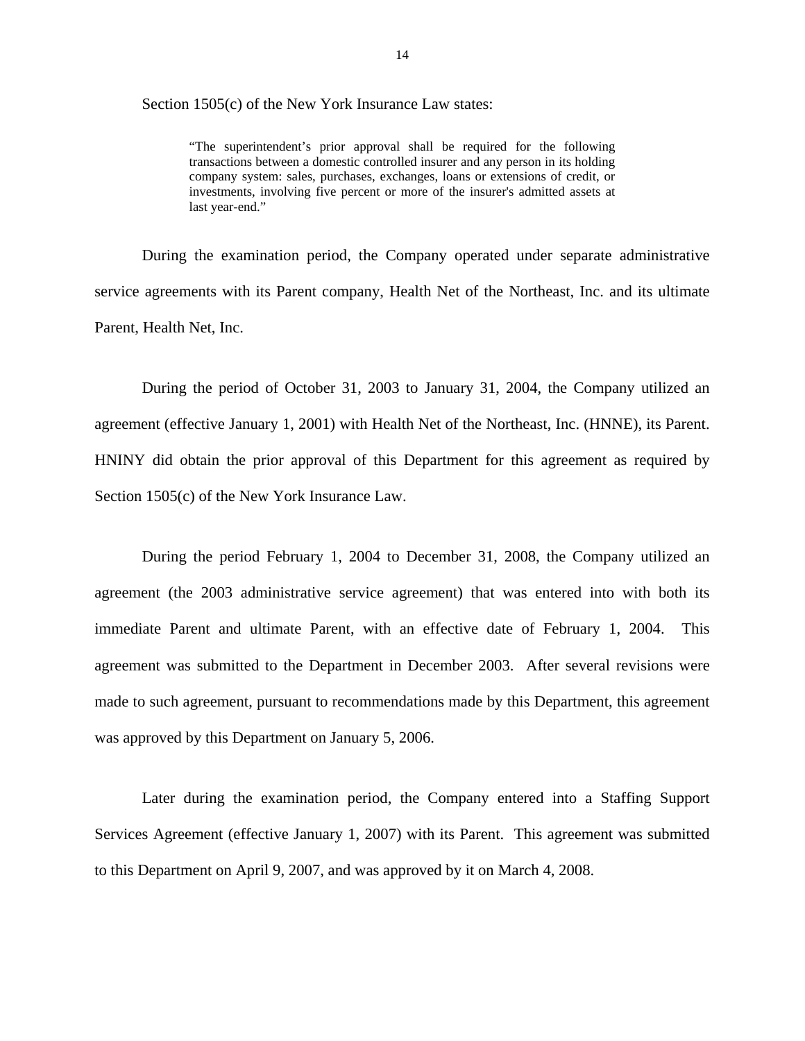Section 1505(c) of the New York Insurance Law states:

> "The superintendent's prior approval shall be required for the following transactions between a domestic controlled insurer and any person in its holding company system: sales, purchases, exchanges, loans or extensions of credit, or investments, involving five percent or more of the insurer's admitted assets at last year-end."

During the examination period, the Company operated under separate administrative service agreements with its Parent company, Health Net of the Northeast, Inc. and its ultimate Parent, Health Net, Inc.

During the period of October 31, 2003 to January 31, 2004, the Company utilized an agreement (effective January 1, 2001) with Health Net of the Northeast, Inc. (HNNE), its Parent. HNINY did obtain the prior approval of this Department for this agreement as required by Section 1505(c) of the New York Insurance Law.

During the period February 1, 2004 to December 31, 2008, the Company utilized an agreement (the 2003 administrative service agreement) that was entered into with both its immediate Parent and ultimate Parent, with an effective date of February 1, 2004. This agreement was submitted to the Department in December 2003. After several revisions were made to such agreement, pursuant to recommendations made by this Department, this agreement was approved by this Department on January 5, 2006.

Later during the examination period, the Company entered into a Staffing Support Services Agreement (effective January 1, 2007) with its Parent. This agreement was submitted to this Department on April 9, 2007, and was approved by it on March 4, 2008.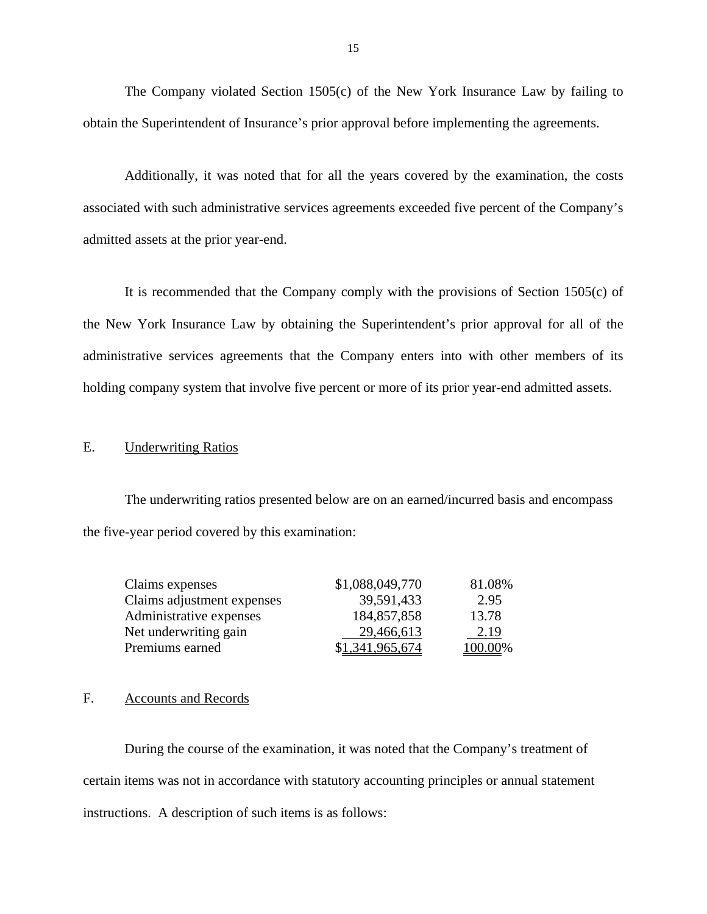The Company violated Section 1505(c) of the New York Insurance Law by failing to obtain the Superintendent of Insurance's prior approval before implementing the agreements.

Additionally, it was noted that for all the years covered by the examination, the costs associated with such administrative services agreements exceeded five percent of the Company's admitted assets at the prior year-end.

It is recommended that the Company comply with the provisions of Section 1505(c) of the New York Insurance Law by obtaining the Superintendent's prior approval for all of the administrative services agreements that the Company enters into with other members of its holding company system that involve five percent or more of its prior year-end admitted assets.

## E. Underwriting Ratios

The underwriting ratios presented below are on an earned/incurred basis and encompass the five-year period covered by this examination:

| | | |
|---|---|---|
| Claims expenses | $1,088,049,770 | 81.08% |
| Claims adjustment expenses | 39,591,433 | 2.95 |
| Administrative expenses | 184,857,858 | 13.78 |
| Net underwriting gain | 29,466,613 | 2.19 |
| Premiums earned | $1,341,965,674 | 100.00% |

## F. Accounts and Records

During the course of the examination, it was noted that the Company's treatment of certain items was not in accordance with statutory accounting principles or annual statement instructions. A description of such items is as follows: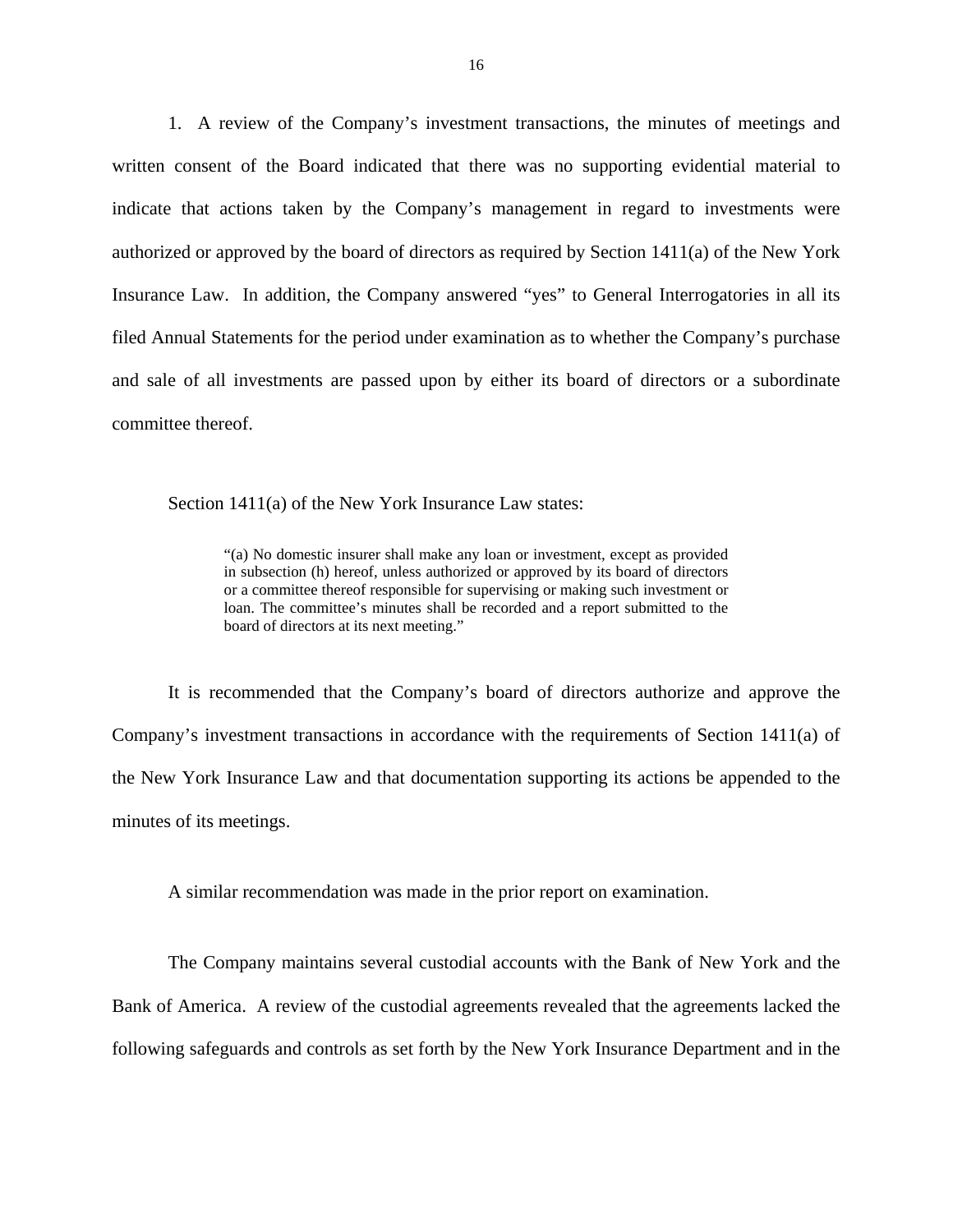1. A review of the Company's investment transactions, the minutes of meetings and written consent of the Board indicated that there was no supporting evidential material to indicate that actions taken by the Company's management in regard to investments were authorized or approved by the board of directors as required by Section 1411(a) of the New York Insurance Law. In addition, the Company answered "yes" to General Interrogatories in all its filed Annual Statements for the period under examination as to whether the Company's purchase and sale of all investments are passed upon by either its board of directors or a subordinate committee thereof.

Section 1411(a) of the New York Insurance Law states:

> "(a) No domestic insurer shall make any loan or investment, except as provided in subsection (h) hereof, unless authorized or approved by its board of directors or a committee thereof responsible for supervising or making such investment or loan. The committee's minutes shall be recorded and a report submitted to the board of directors at its next meeting."

It is recommended that the Company's board of directors authorize and approve the Company's investment transactions in accordance with the requirements of Section 1411(a) of the New York Insurance Law and that documentation supporting its actions be appended to the minutes of its meetings.

A similar recommendation was made in the prior report on examination.

The Company maintains several custodial accounts with the Bank of New York and the Bank of America. A review of the custodial agreements revealed that the agreements lacked the following safeguards and controls as set forth by the New York Insurance Department and in the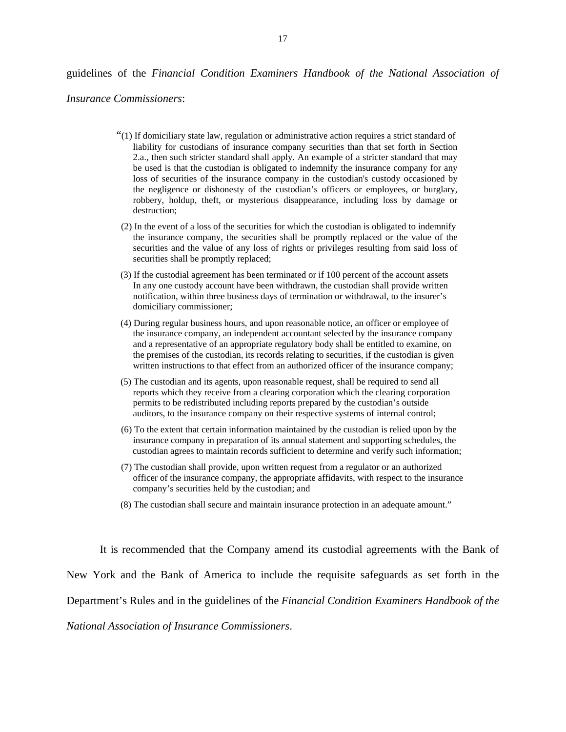guidelines of the *Financial Condition Examiners Handbook of the National Association of Insurance Commissioners*:

> "(1) If domiciliary state law, regulation or administrative action requires a strict standard of liability for custodians of insurance company securities than that set forth in Section 2.a., then such stricter standard shall apply. An example of a stricter standard that may be used is that the custodian is obligated to indemnify the insurance company for any loss of securities of the insurance company in the custodian's custody occasioned by the negligence or dishonesty of the custodian's officers or employees, or burglary, robbery, holdup, theft, or mysterious disappearance, including loss by damage or destruction;
>
> (2) In the event of a loss of the securities for which the custodian is obligated to indemnify the insurance company, the securities shall be promptly replaced or the value of the securities and the value of any loss of rights or privileges resulting from said loss of securities shall be promptly replaced;
>
> (3) If the custodial agreement has been terminated or if 100 percent of the account assets In any one custody account have been withdrawn, the custodian shall provide written notification, within three business days of termination or withdrawal, to the insurer's domiciliary commissioner;
>
> (4) During regular business hours, and upon reasonable notice, an officer or employee of the insurance company, an independent accountant selected by the insurance company and a representative of an appropriate regulatory body shall be entitled to examine, on the premises of the custodian, its records relating to securities, if the custodian is given written instructions to that effect from an authorized officer of the insurance company;
>
> (5) The custodian and its agents, upon reasonable request, shall be required to send all reports which they receive from a clearing corporation which the clearing corporation permits to be redistributed including reports prepared by the custodian's outside auditors, to the insurance company on their respective systems of internal control;
>
> (6) To the extent that certain information maintained by the custodian is relied upon by the insurance company in preparation of its annual statement and supporting schedules, the custodian agrees to maintain records sufficient to determine and verify such information;
>
> (7) The custodian shall provide, upon written request from a regulator or an authorized officer of the insurance company, the appropriate affidavits, with respect to the insurance company's securities held by the custodian; and
>
> (8) The custodian shall secure and maintain insurance protection in an adequate amount."

It is recommended that the Company amend its custodial agreements with the Bank of New York and the Bank of America to include the requisite safeguards as set forth in the Department's Rules and in the guidelines of the *Financial Condition Examiners Handbook of the National Association of Insurance Commissioners*.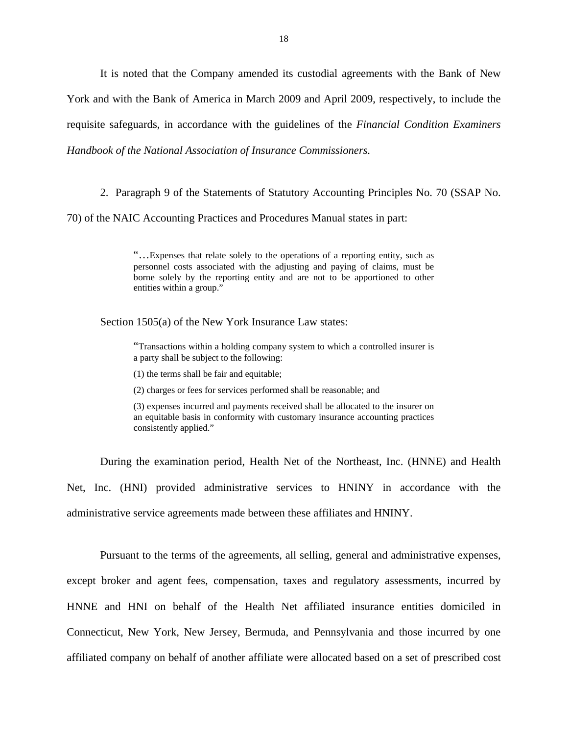It is noted that the Company amended its custodial agreements with the Bank of New York and with the Bank of America in March 2009 and April 2009, respectively, to include the requisite safeguards, in accordance with the guidelines of the *Financial Condition Examiners Handbook of the National Association of Insurance Commissioners.*

2. Paragraph 9 of the Statements of Statutory Accounting Principles No. 70 (SSAP No. 70) of the NAIC Accounting Practices and Procedures Manual states in part:

> "…Expenses that relate solely to the operations of a reporting entity, such as personnel costs associated with the adjusting and paying of claims, must be borne solely by the reporting entity and are not to be apportioned to other entities within a group."

Section 1505(a) of the New York Insurance Law states:

> "Transactions within a holding company system to which a controlled insurer is a party shall be subject to the following:
>
> (1) the terms shall be fair and equitable;
>
> (2) charges or fees for services performed shall be reasonable; and
>
> (3) expenses incurred and payments received shall be allocated to the insurer on an equitable basis in conformity with customary insurance accounting practices consistently applied."

During the examination period, Health Net of the Northeast, Inc. (HNNE) and Health Net, Inc. (HNI) provided administrative services to HNINY in accordance with the administrative service agreements made between these affiliates and HNINY.

Pursuant to the terms of the agreements, all selling, general and administrative expenses, except broker and agent fees, compensation, taxes and regulatory assessments, incurred by HNNE and HNI on behalf of the Health Net affiliated insurance entities domiciled in Connecticut, New York, New Jersey, Bermuda, and Pennsylvania and those incurred by one affiliated company on behalf of another affiliate were allocated based on a set of prescribed cost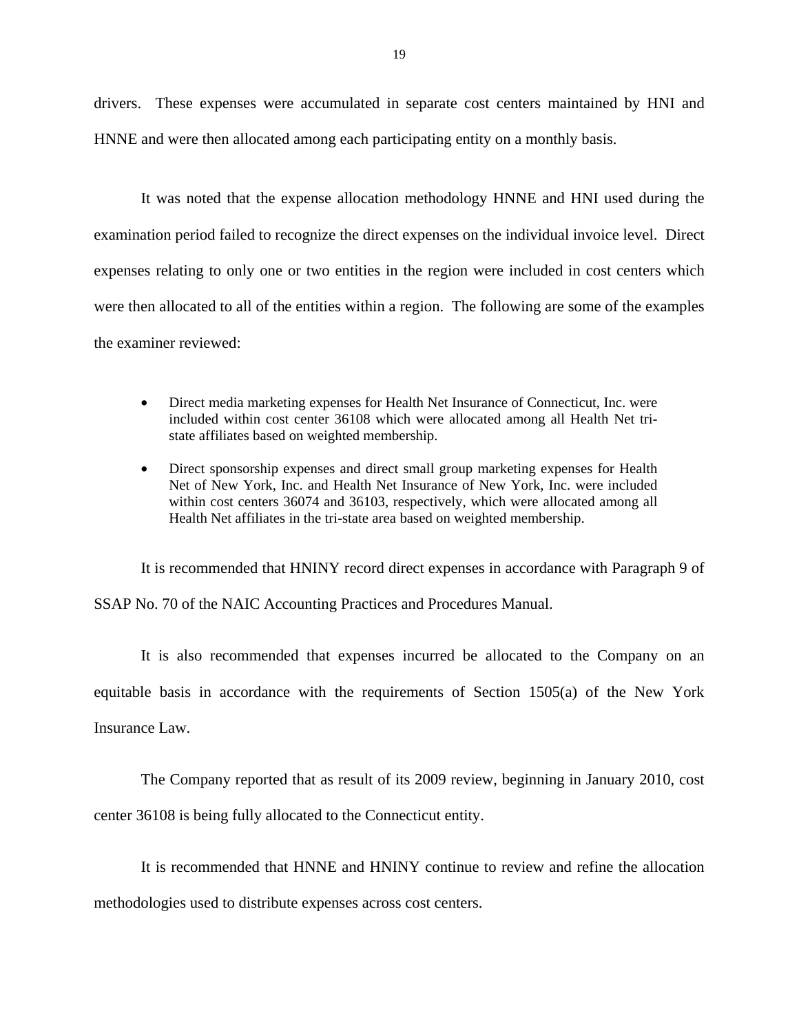drivers. These expenses were accumulated in separate cost centers maintained by HNI and HNNE and were then allocated among each participating entity on a monthly basis.

It was noted that the expense allocation methodology HNNE and HNI used during the examination period failed to recognize the direct expenses on the individual invoice level. Direct expenses relating to only one or two entities in the region were included in cost centers which were then allocated to all of the entities within a region. The following are some of the examples the examiner reviewed:

- Direct media marketing expenses for Health Net Insurance of Connecticut, Inc. were included within cost center 36108 which were allocated among all Health Net tri-state affiliates based on weighted membership.
- Direct sponsorship expenses and direct small group marketing expenses for Health Net of New York, Inc. and Health Net Insurance of New York, Inc. were included within cost centers 36074 and 36103, respectively, which were allocated among all Health Net affiliates in the tri-state area based on weighted membership.

It is recommended that HNINY record direct expenses in accordance with Paragraph 9 of SSAP No. 70 of the NAIC Accounting Practices and Procedures Manual.

It is also recommended that expenses incurred be allocated to the Company on an equitable basis in accordance with the requirements of Section 1505(a) of the New York Insurance Law.

The Company reported that as result of its 2009 review, beginning in January 2010, cost center 36108 is being fully allocated to the Connecticut entity.

It is recommended that HNNE and HNINY continue to review and refine the allocation methodologies used to distribute expenses across cost centers.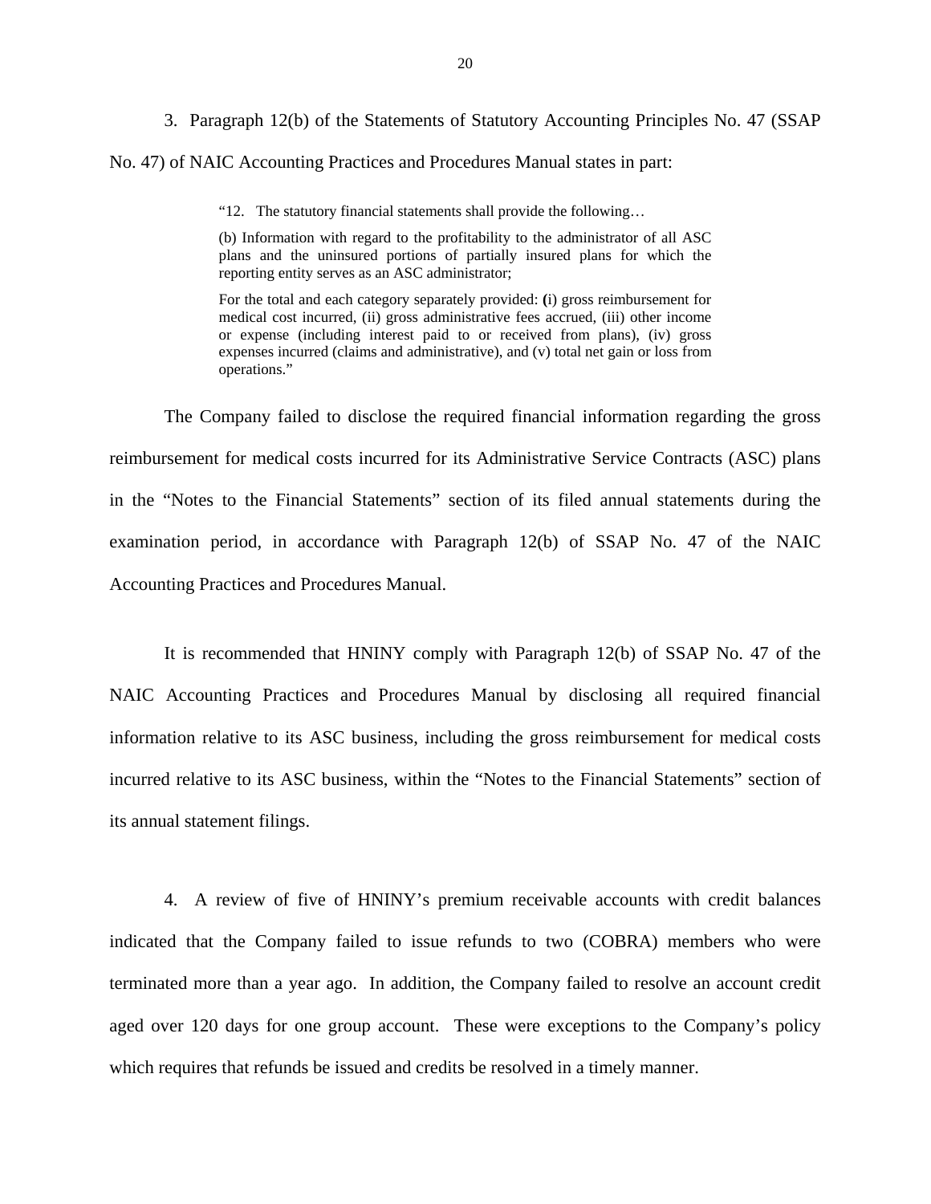3. Paragraph 12(b) of the Statements of Statutory Accounting Principles No. 47 (SSAP No. 47) of NAIC Accounting Practices and Procedures Manual states in part:

> "12. The statutory financial statements shall provide the following…
>
> (b) Information with regard to the profitability to the administrator of all ASC plans and the uninsured portions of partially insured plans for which the reporting entity serves as an ASC administrator;
>
> For the total and each category separately provided: **(**i) gross reimbursement for medical cost incurred, (ii) gross administrative fees accrued, (iii) other income or expense (including interest paid to or received from plans), (iv) gross expenses incurred (claims and administrative), and (v) total net gain or loss from operations."

The Company failed to disclose the required financial information regarding the gross reimbursement for medical costs incurred for its Administrative Service Contracts (ASC) plans in the "Notes to the Financial Statements" section of its filed annual statements during the examination period, in accordance with Paragraph 12(b) of SSAP No. 47 of the NAIC Accounting Practices and Procedures Manual.

It is recommended that HNINY comply with Paragraph 12(b) of SSAP No. 47 of the NAIC Accounting Practices and Procedures Manual by disclosing all required financial information relative to its ASC business, including the gross reimbursement for medical costs incurred relative to its ASC business, within the "Notes to the Financial Statements" section of its annual statement filings.

4. A review of five of HNINY's premium receivable accounts with credit balances indicated that the Company failed to issue refunds to two (COBRA) members who were terminated more than a year ago. In addition, the Company failed to resolve an account credit aged over 120 days for one group account. These were exceptions to the Company's policy which requires that refunds be issued and credits be resolved in a timely manner.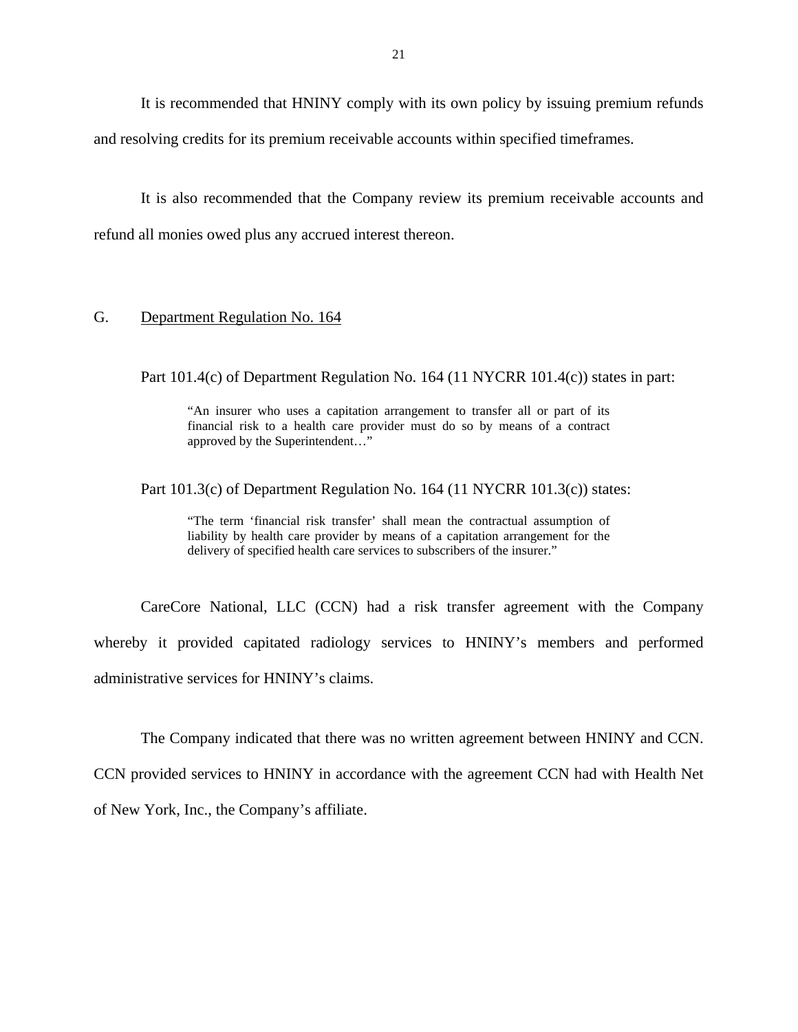It is recommended that HNINY comply with its own policy by issuing premium refunds and resolving credits for its premium receivable accounts within specified timeframes.

It is also recommended that the Company review its premium receivable accounts and refund all monies owed plus any accrued interest thereon.

## G. Department Regulation No. 164

Part 101.4(c) of Department Regulation No. 164 (11 NYCRR 101.4(c)) states in part:

> "An insurer who uses a capitation arrangement to transfer all or part of its financial risk to a health care provider must do so by means of a contract approved by the Superintendent…"

Part 101.3(c) of Department Regulation No. 164 (11 NYCRR 101.3(c)) states:

> "The term 'financial risk transfer' shall mean the contractual assumption of liability by health care provider by means of a capitation arrangement for the delivery of specified health care services to subscribers of the insurer."

CareCore National, LLC (CCN) had a risk transfer agreement with the Company whereby it provided capitated radiology services to HNINY's members and performed administrative services for HNINY's claims.

The Company indicated that there was no written agreement between HNINY and CCN. CCN provided services to HNINY in accordance with the agreement CCN had with Health Net of New York, Inc., the Company's affiliate.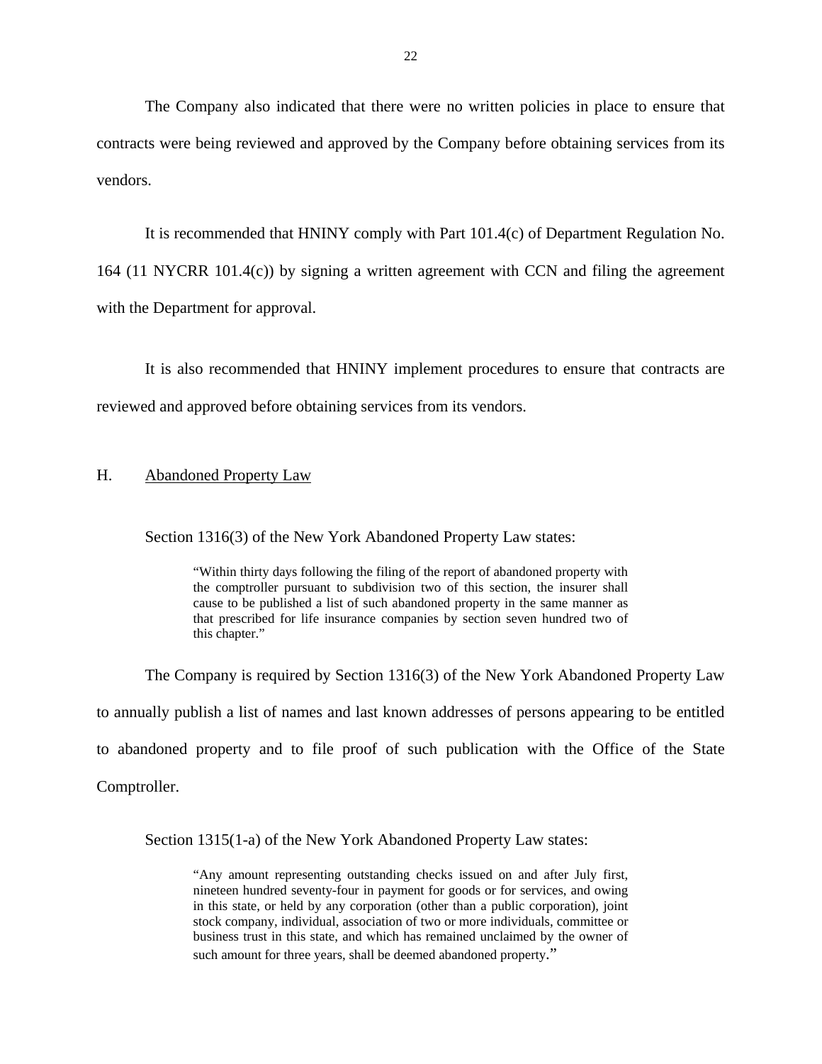The Company also indicated that there were no written policies in place to ensure that contracts were being reviewed and approved by the Company before obtaining services from its vendors.

It is recommended that HNINY comply with Part 101.4(c) of Department Regulation No. 164 (11 NYCRR 101.4(c)) by signing a written agreement with CCN and filing the agreement with the Department for approval.

It is also recommended that HNINY implement procedures to ensure that contracts are reviewed and approved before obtaining services from its vendors.

## H. Abandoned Property Law

Section 1316(3) of the New York Abandoned Property Law states:

> "Within thirty days following the filing of the report of abandoned property with the comptroller pursuant to subdivision two of this section, the insurer shall cause to be published a list of such abandoned property in the same manner as that prescribed for life insurance companies by section seven hundred two of this chapter."

The Company is required by Section 1316(3) of the New York Abandoned Property Law to annually publish a list of names and last known addresses of persons appearing to be entitled to abandoned property and to file proof of such publication with the Office of the State Comptroller.

Section 1315(1-a) of the New York Abandoned Property Law states:

> "Any amount representing outstanding checks issued on and after July first, nineteen hundred seventy-four in payment for goods or for services, and owing in this state, or held by any corporation (other than a public corporation), joint stock company, individual, association of two or more individuals, committee or business trust in this state, and which has remained unclaimed by the owner of such amount for three years, shall be deemed abandoned property."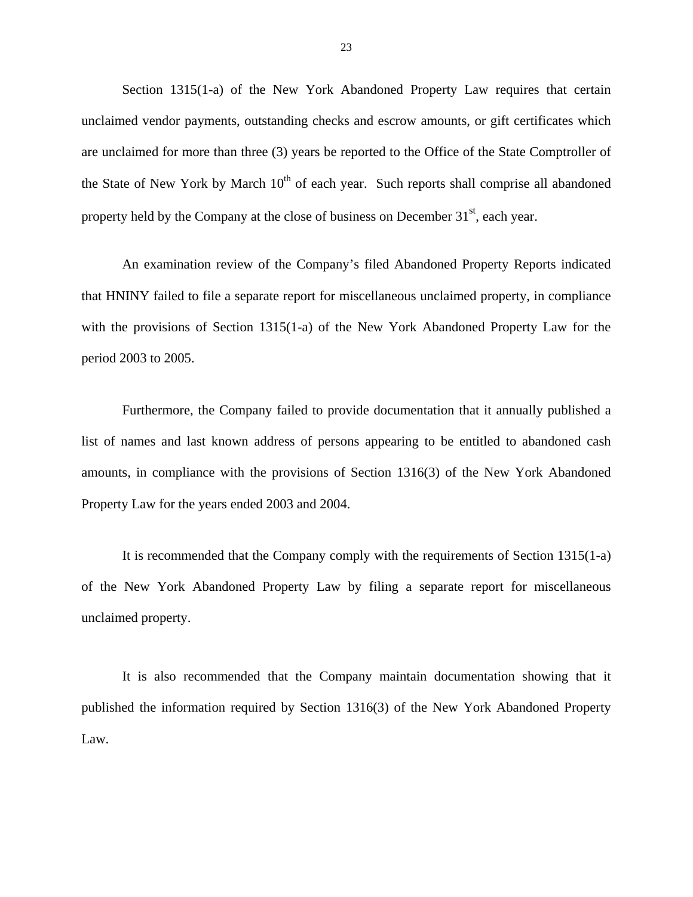Section 1315(1-a) of the New York Abandoned Property Law requires that certain unclaimed vendor payments, outstanding checks and escrow amounts, or gift certificates which are unclaimed for more than three (3) years be reported to the Office of the State Comptroller of the State of New York by March 10th of each year. Such reports shall comprise all abandoned property held by the Company at the close of business on December 31st, each year.

An examination review of the Company's filed Abandoned Property Reports indicated that HNINY failed to file a separate report for miscellaneous unclaimed property, in compliance with the provisions of Section 1315(1-a) of the New York Abandoned Property Law for the period 2003 to 2005.

Furthermore, the Company failed to provide documentation that it annually published a list of names and last known address of persons appearing to be entitled to abandoned cash amounts, in compliance with the provisions of Section 1316(3) of the New York Abandoned Property Law for the years ended 2003 and 2004.

It is recommended that the Company comply with the requirements of Section 1315(1-a) of the New York Abandoned Property Law by filing a separate report for miscellaneous unclaimed property.

It is also recommended that the Company maintain documentation showing that it published the information required by Section 1316(3) of the New York Abandoned Property Law.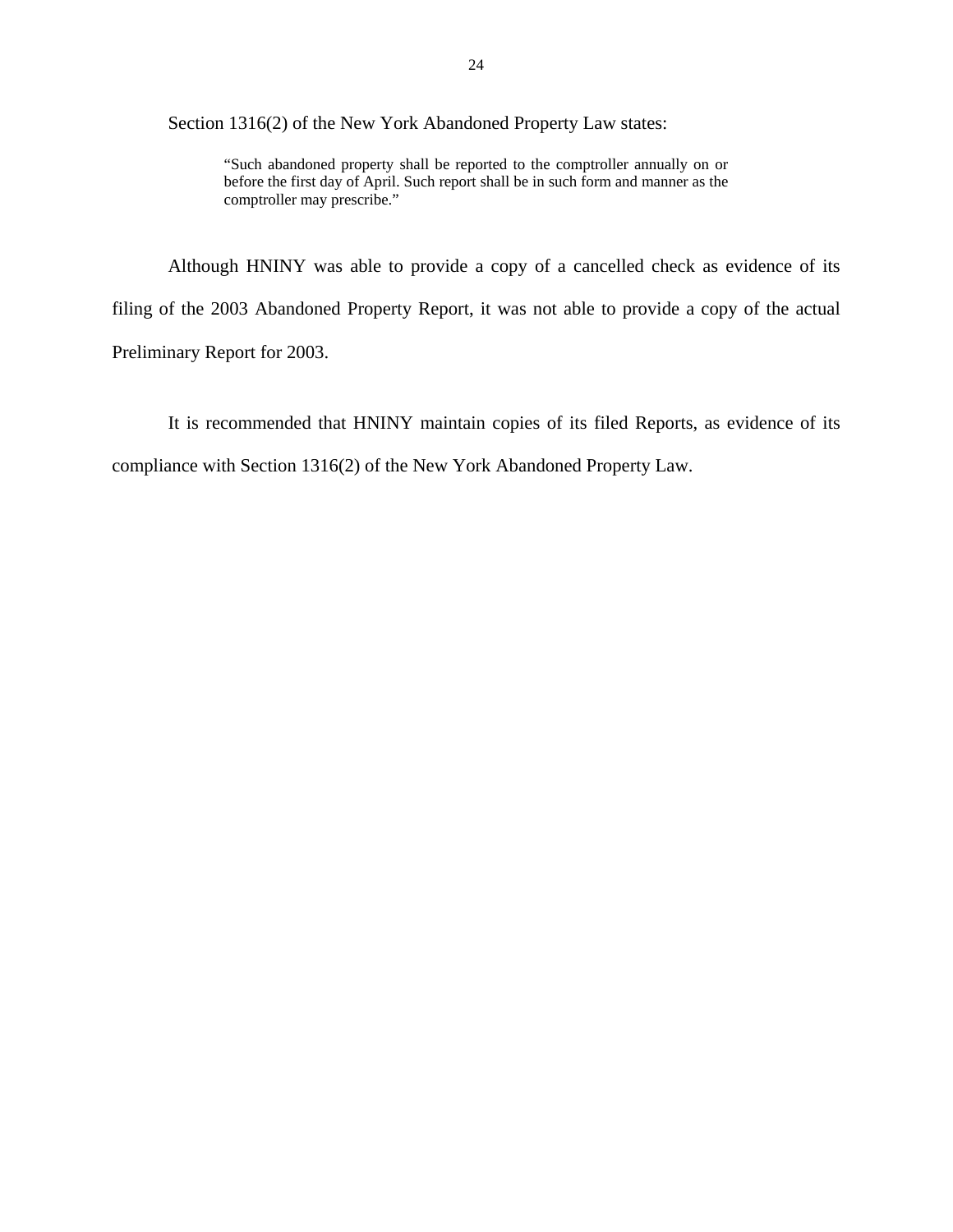Section 1316(2) of the New York Abandoned Property Law states:

> "Such abandoned property shall be reported to the comptroller annually on or before the first day of April. Such report shall be in such form and manner as the comptroller may prescribe."

Although HNINY was able to provide a copy of a cancelled check as evidence of its filing of the 2003 Abandoned Property Report, it was not able to provide a copy of the actual Preliminary Report for 2003.

It is recommended that HNINY maintain copies of its filed Reports, as evidence of its compliance with Section 1316(2) of the New York Abandoned Property Law.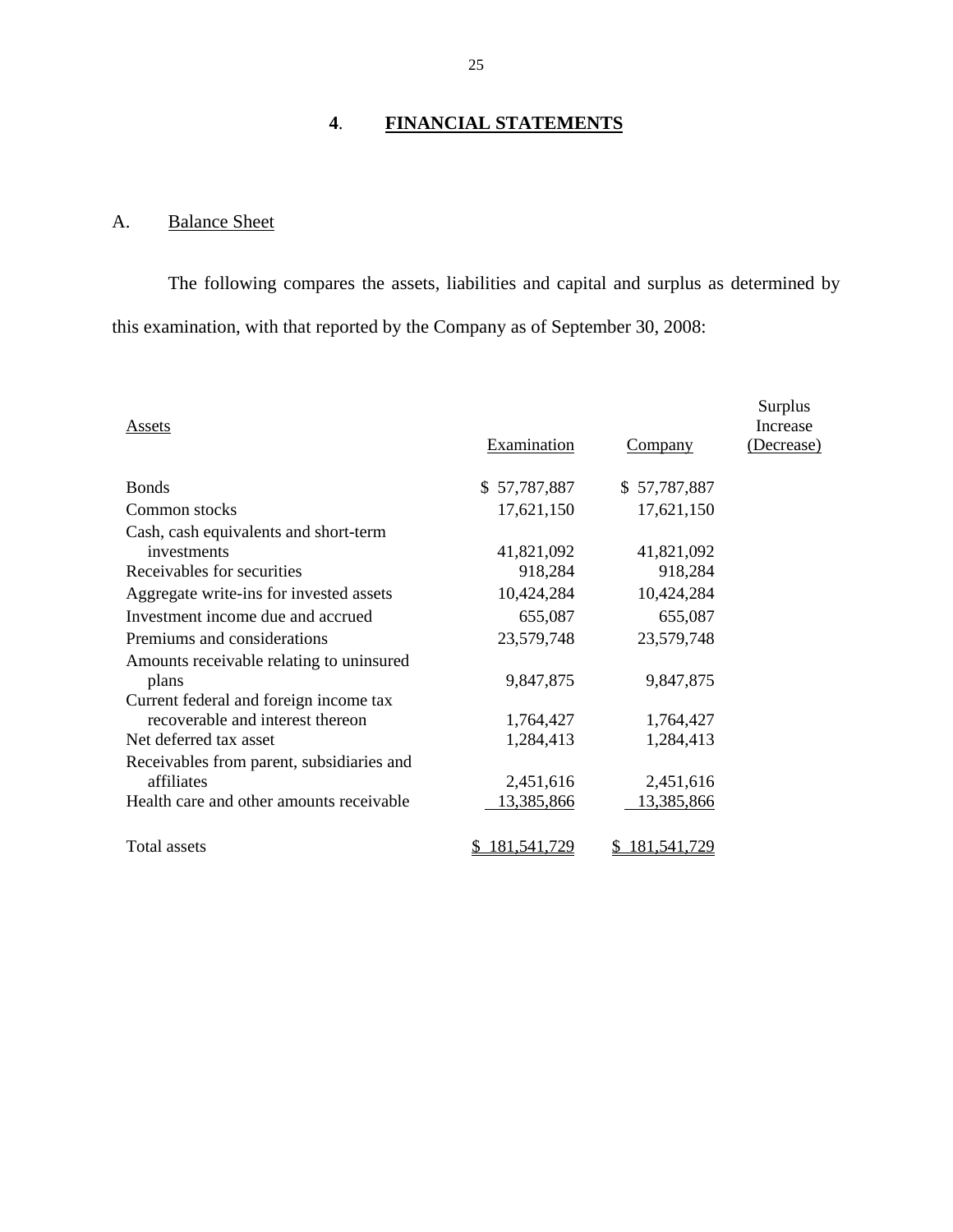# 4. FINANCIAL STATEMENTS

## A. Balance Sheet

The following compares the assets, liabilities and capital and surplus as determined by this examination, with that reported by the Company as of September 30, 2008:

| Assets | Examination | Company | Surplus Increase (Decrease) |
|---|---|---|---|
| Bonds | $ 57,787,887 | $ 57,787,887 | |
| Common stocks | 17,621,150 | 17,621,150 | |
| Cash, cash equivalents and short-term investments | 41,821,092 | 41,821,092 | |
| Receivables for securities | 918,284 | 918,284 | |
| Aggregate write-ins for invested assets | 10,424,284 | 10,424,284 | |
| Investment income due and accrued | 655,087 | 655,087 | |
| Premiums and considerations | 23,579,748 | 23,579,748 | |
| Amounts receivable relating to uninsured plans | 9,847,875 | 9,847,875 | |
| Current federal and foreign income tax recoverable and interest thereon | 1,764,427 | 1,764,427 | |
| Net deferred tax asset | 1,284,413 | 1,284,413 | |
| Receivables from parent, subsidiaries and affiliates | 2,451,616 | 2,451,616 | |
| Health care and other amounts receivable | 13,385,866 | 13,385,866 | |
| Total assets | $ 181,541,729 | $ 181,541,729 | |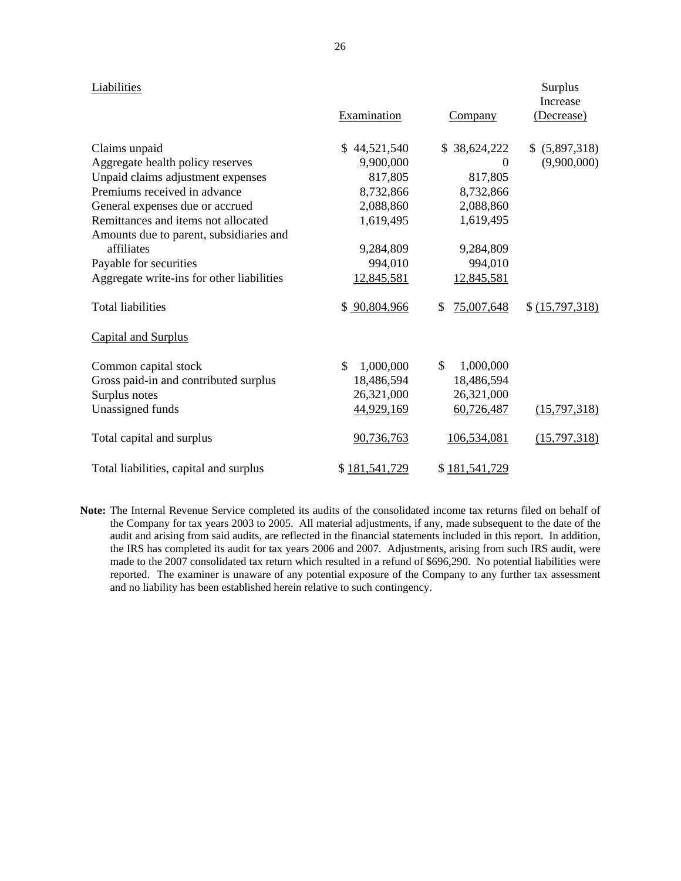| Liabilities | Examination | Company | Surplus Increase (Decrease) |
|---|---|---|---|
| Claims unpaid | $ 44,521,540 | $ 38,624,222 | $ (5,897,318) |
| Aggregate health policy reserves | 9,900,000 | 0 | (9,900,000) |
| Unpaid claims adjustment expenses | 817,805 | 817,805 | |
| Premiums received in advance | 8,732,866 | 8,732,866 | |
| General expenses due or accrued | 2,088,860 | 2,088,860 | |
| Remittances and items not allocated | 1,619,495 | 1,619,495 | |
| Amounts due to parent, subsidiaries and affiliates | 9,284,809 | 9,284,809 | |
| Payable for securities | 994,010 | 994,010 | |
| Aggregate write-ins for other liabilities | 12,845,581 | 12,845,581 | |
| Total liabilities | $ 90,804,966 | $ 75,007,648 | $ (15,797,318) |
| **Capital and Surplus** | | | |
| Common capital stock | $ 1,000,000 | $ 1,000,000 | |
| Gross paid-in and contributed surplus | 18,486,594 | 18,486,594 | |
| Surplus notes | 26,321,000 | 26,321,000 | |
| Unassigned funds | 44,929,169 | 60,726,487 | (15,797,318) |
| Total capital and surplus | 90,736,763 | 106,534,081 | (15,797,318) |
| Total liabilities, capital and surplus | $ 181,541,729 | $ 181,541,729 | |

**Note:** The Internal Revenue Service completed its audits of the consolidated income tax returns filed on behalf of the Company for tax years 2003 to 2005. All material adjustments, if any, made subsequent to the date of the audit and arising from said audits, are reflected in the financial statements included in this report. In addition, the IRS has completed its audit for tax years 2006 and 2007. Adjustments, arising from such IRS audit, were made to the 2007 consolidated tax return which resulted in a refund of $696,290. No potential liabilities were reported. The examiner is unaware of any potential exposure of the Company to any further tax assessment and no liability has been established herein relative to such contingency.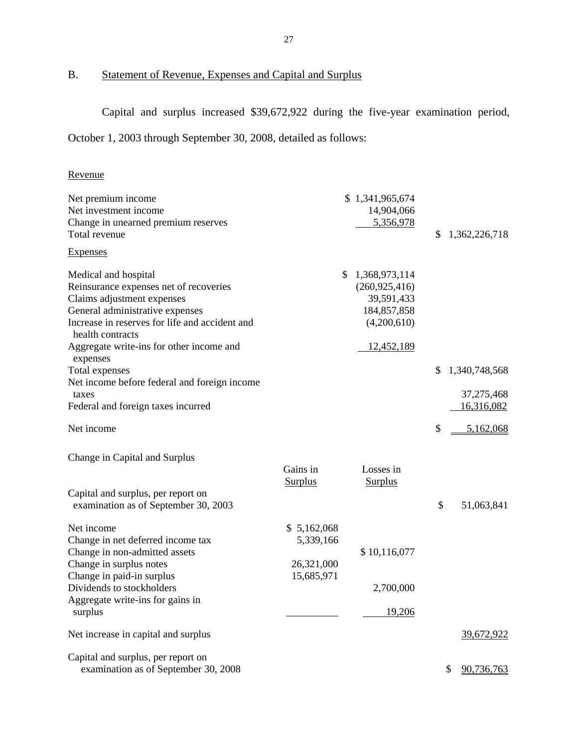## B. Statement of Revenue, Expenses and Capital and Surplus

Capital and surplus increased $39,672,922 during the five-year examination period, October 1, 2003 through September 30, 2008, detailed as follows:

| | | | |
|---|---|---|---|
| Revenue | | | |
| Net premium income | | $ 1,341,965,674 | |
| Net investment income | | 14,904,066 | |
| Change in unearned premium reserves | | 5,356,978 | |
| Total revenue | | | $ 1,362,226,718 |
| Expenses | | | |
| Medical and hospital | | $ 1,368,973,114 | |
| Reinsurance expenses net of recoveries | | (260,925,416) | |
| Claims adjustment expenses | | 39,591,433 | |
| General administrative expenses | | 184,857,858 | |
| Increase in reserves for life and accident and health contracts | | (4,200,610) | |
| Aggregate write-ins for other income and expenses | | 12,452,189 | |
| Total expenses | | | $ 1,340,748,568 |
| Net income before federal and foreign income taxes | | | 37,275,468 |
| Federal and foreign taxes incurred | | | 16,316,082 |
| Net income | | | $ 5,162,068 |

| Change in Capital and Surplus | Gains in Surplus | Losses in Surplus | |
|---|---|---|---|
| Capital and surplus, per report on examination as of September 30, 2003 | | | $ 51,063,841 |
| Net income | $ 5,162,068 | | |
| Change in net deferred income tax | 5,339,166 | | |
| Change in non-admitted assets | | $ 10,116,077 | |
| Change in surplus notes | 26,321,000 | | |
| Change in paid-in surplus | 15,685,971 | | |
| Dividends to stockholders | | 2,700,000 | |
| Aggregate write-ins for gains in surplus | | 19,206 | |
| Net increase in capital and surplus | | | 39,672,922 |
| Capital and surplus, per report on examination as of September 30, 2008 | | | $ 90,736,763 |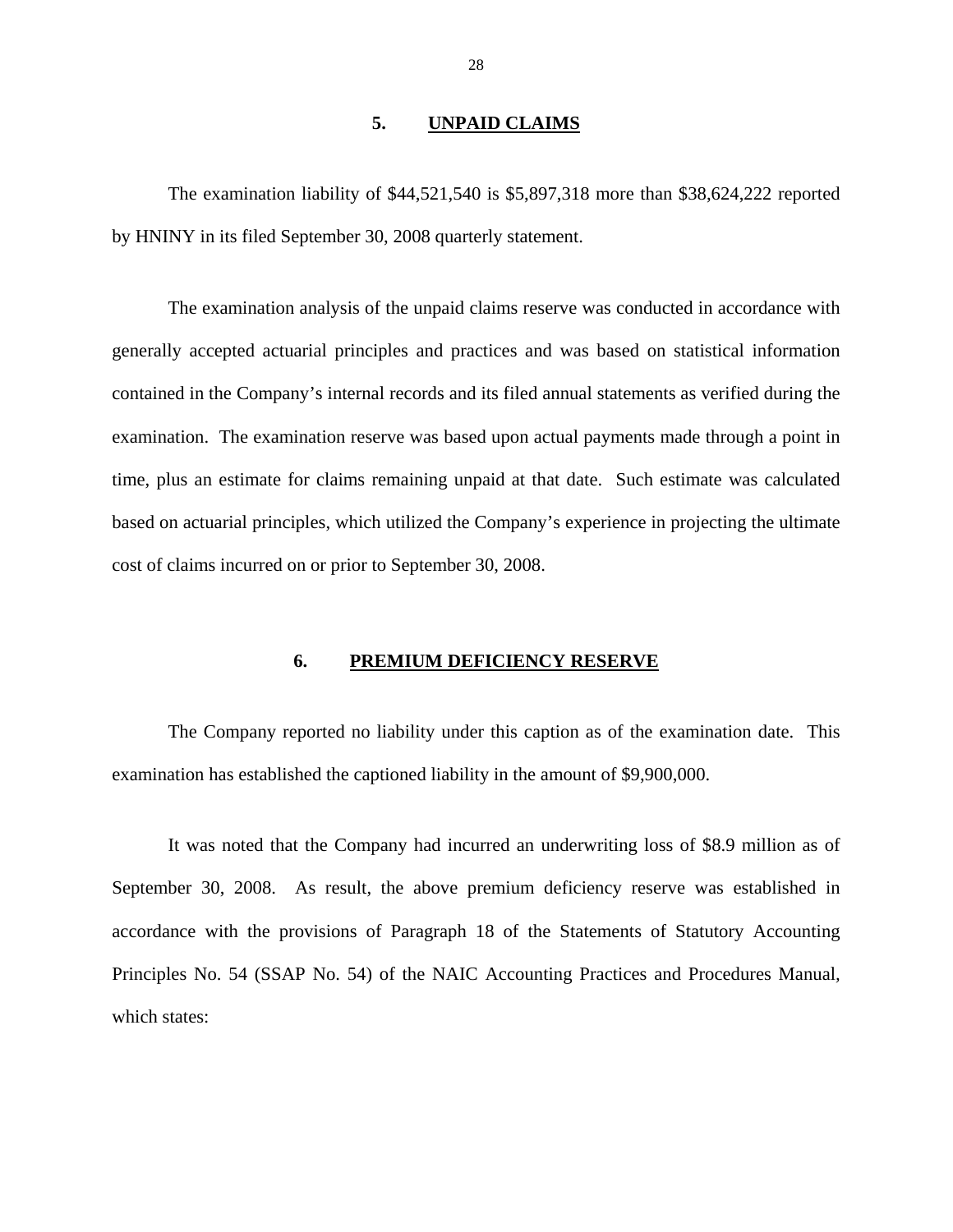## 5. UNPAID CLAIMS

The examination liability of $44,521,540 is $5,897,318 more than $38,624,222 reported by HNINY in its filed September 30, 2008 quarterly statement.

The examination analysis of the unpaid claims reserve was conducted in accordance with generally accepted actuarial principles and practices and was based on statistical information contained in the Company's internal records and its filed annual statements as verified during the examination. The examination reserve was based upon actual payments made through a point in time, plus an estimate for claims remaining unpaid at that date. Such estimate was calculated based on actuarial principles, which utilized the Company's experience in projecting the ultimate cost of claims incurred on or prior to September 30, 2008.

## 6. PREMIUM DEFICIENCY RESERVE

The Company reported no liability under this caption as of the examination date. This examination has established the captioned liability in the amount of $9,900,000.

It was noted that the Company had incurred an underwriting loss of $8.9 million as of September 30, 2008. As result, the above premium deficiency reserve was established in accordance with the provisions of Paragraph 18 of the Statements of Statutory Accounting Principles No. 54 (SSAP No. 54) of the NAIC Accounting Practices and Procedures Manual, which states: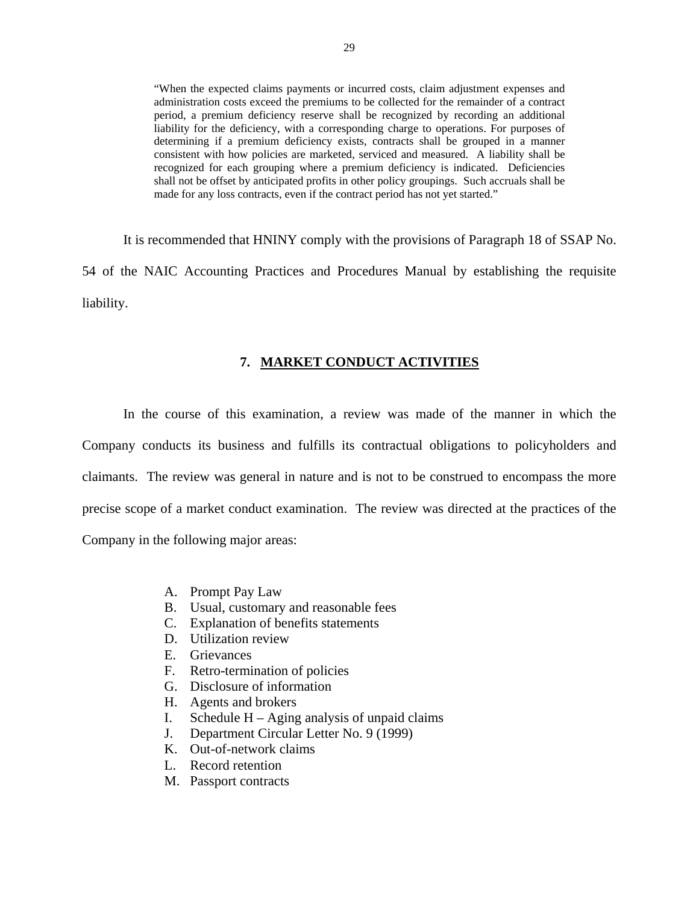> "When the expected claims payments or incurred costs, claim adjustment expenses and administration costs exceed the premiums to be collected for the remainder of a contract period, a premium deficiency reserve shall be recognized by recording an additional liability for the deficiency, with a corresponding charge to operations. For purposes of determining if a premium deficiency exists, contracts shall be grouped in a manner consistent with how policies are marketed, serviced and measured. A liability shall be recognized for each grouping where a premium deficiency is indicated. Deficiencies shall not be offset by anticipated profits in other policy groupings. Such accruals shall be made for any loss contracts, even if the contract period has not yet started."

It is recommended that HNINY comply with the provisions of Paragraph 18 of SSAP No. 54 of the NAIC Accounting Practices and Procedures Manual by establishing the requisite liability.

## 7. MARKET CONDUCT ACTIVITIES

In the course of this examination, a review was made of the manner in which the Company conducts its business and fulfills its contractual obligations to policyholders and claimants. The review was general in nature and is not to be construed to encompass the more precise scope of a market conduct examination. The review was directed at the practices of the Company in the following major areas:

A. Prompt Pay Law
B. Usual, customary and reasonable fees
C. Explanation of benefits statements
D. Utilization review
E. Grievances
F. Retro-termination of policies
G. Disclosure of information
H. Agents and brokers
I. Schedule H – Aging analysis of unpaid claims
J. Department Circular Letter No. 9 (1999)
K. Out-of-network claims
L. Record retention
M. Passport contracts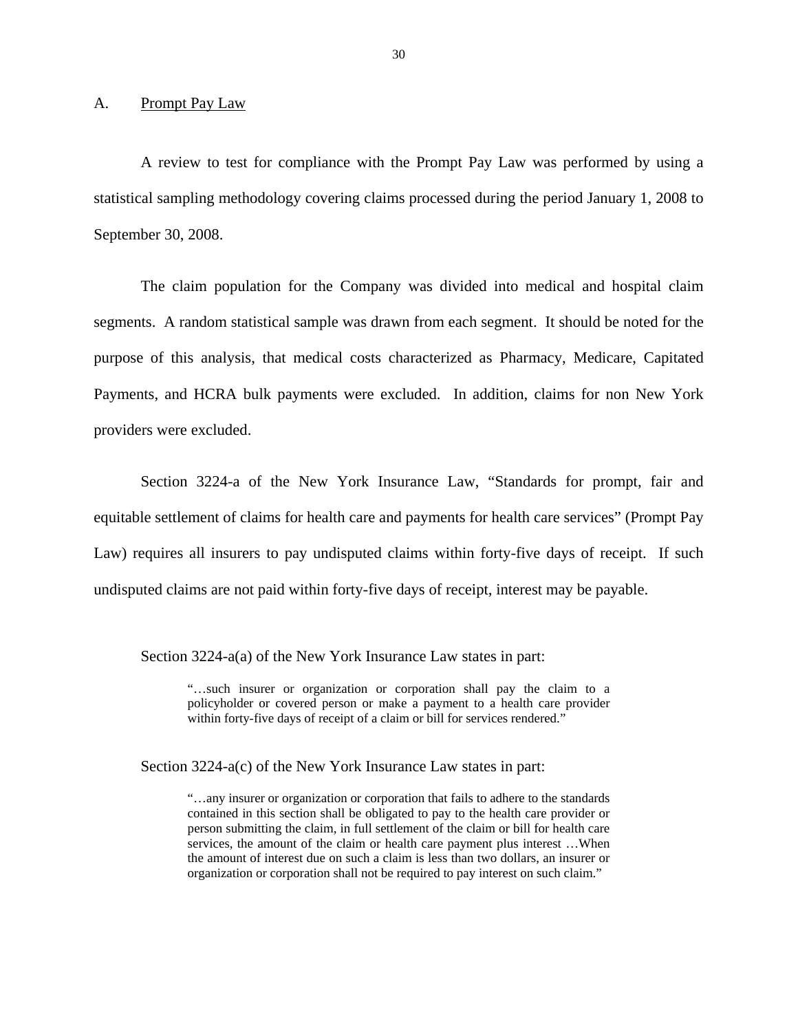## A. Prompt Pay Law

A review to test for compliance with the Prompt Pay Law was performed by using a statistical sampling methodology covering claims processed during the period January 1, 2008 to September 30, 2008.

The claim population for the Company was divided into medical and hospital claim segments. A random statistical sample was drawn from each segment. It should be noted for the purpose of this analysis, that medical costs characterized as Pharmacy, Medicare, Capitated Payments, and HCRA bulk payments were excluded. In addition, claims for non New York providers were excluded.

Section 3224-a of the New York Insurance Law, "Standards for prompt, fair and equitable settlement of claims for health care and payments for health care services" (Prompt Pay Law) requires all insurers to pay undisputed claims within forty-five days of receipt. If such undisputed claims are not paid within forty-five days of receipt, interest may be payable.

Section 3224-a(a) of the New York Insurance Law states in part:

> "…such insurer or organization or corporation shall pay the claim to a policyholder or covered person or make a payment to a health care provider within forty-five days of receipt of a claim or bill for services rendered."

Section 3224-a(c) of the New York Insurance Law states in part:

> "…any insurer or organization or corporation that fails to adhere to the standards contained in this section shall be obligated to pay to the health care provider or person submitting the claim, in full settlement of the claim or bill for health care services, the amount of the claim or health care payment plus interest …When the amount of interest due on such a claim is less than two dollars, an insurer or organization or corporation shall not be required to pay interest on such claim."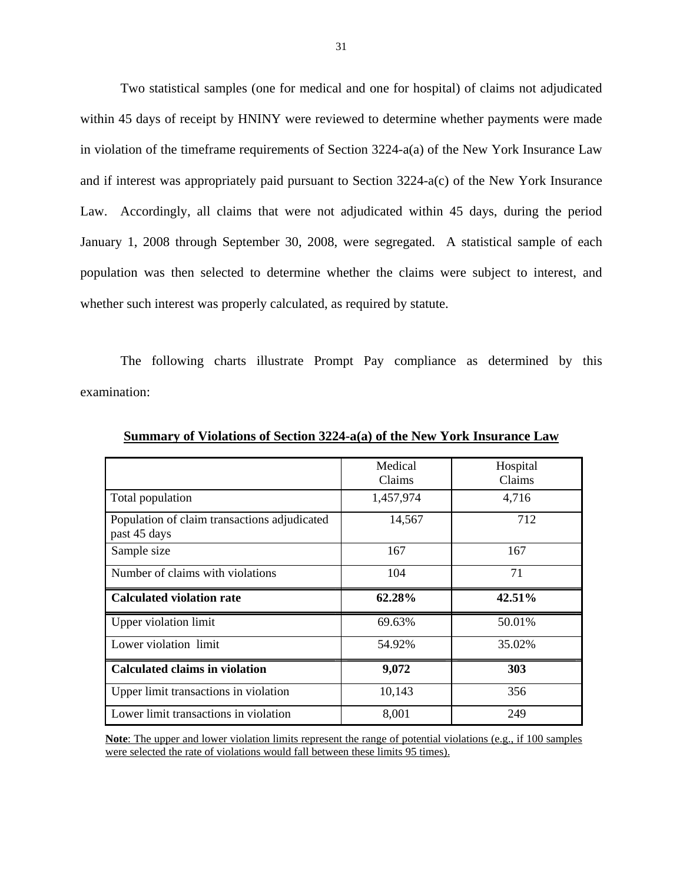Two statistical samples (one for medical and one for hospital) of claims not adjudicated within 45 days of receipt by HNINY were reviewed to determine whether payments were made in violation of the timeframe requirements of Section 3224-a(a) of the New York Insurance Law and if interest was appropriately paid pursuant to Section 3224-a(c) of the New York Insurance Law. Accordingly, all claims that were not adjudicated within 45 days, during the period January 1, 2008 through September 30, 2008, were segregated. A statistical sample of each population was then selected to determine whether the claims were subject to interest, and whether such interest was properly calculated, as required by statute.

The following charts illustrate Prompt Pay compliance as determined by this examination:

**Summary of Violations of Section 3224-a(a) of the New York Insurance Law**

| | Medical Claims | Hospital Claims |
|---|---|---|
| Total population | 1,457,974 | 4,716 |
| Population of claim transactions adjudicated past 45 days | 14,567 | 712 |
| Sample size | 167 | 167 |
| Number of claims with violations | 104 | 71 |
| **Calculated violation rate** | **62.28%** | **42.51%** |
| Upper violation limit | 69.63% | 50.01% |
| Lower violation limit | 54.92% | 35.02% |
| **Calculated claims in violation** | **9,072** | **303** |
| Upper limit transactions in violation | 10,143 | 356 |
| Lower limit transactions in violation | 8,001 | 249 |

**Note**: The upper and lower violation limits represent the range of potential violations (e.g., if 100 samples were selected the rate of violations would fall between these limits 95 times).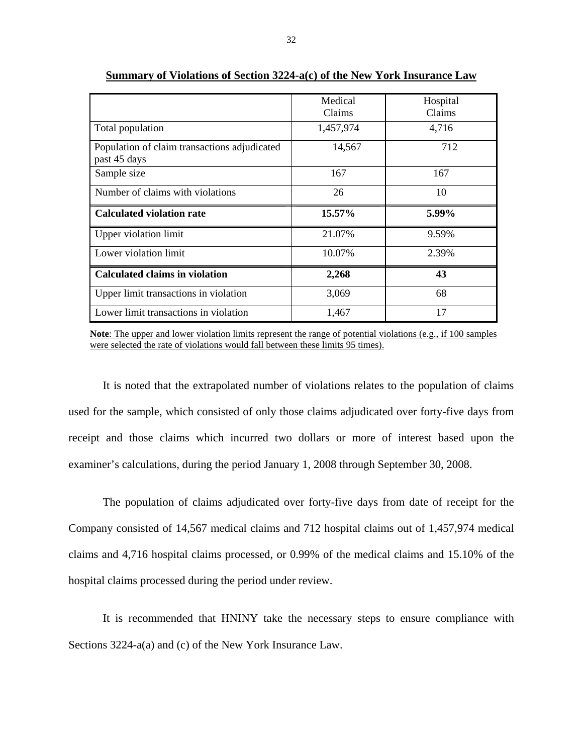**Summary of Violations of Section 3224-a(c) of the New York Insurance Law**

| | Medical Claims | Hospital Claims |
|---|---|---|
| Total population | 1,457,974 | 4,716 |
| Population of claim transactions adjudicated past 45 days | 14,567 | 712 |
| Sample size | 167 | 167 |
| Number of claims with violations | 26 | 10 |
| **Calculated violation rate** | **15.57%** | **5.99%** |
| Upper violation limit | 21.07% | 9.59% |
| Lower violation limit | 10.07% | 2.39% |
| **Calculated claims in violation** | **2,268** | **43** |
| Upper limit transactions in violation | 3,069 | 68 |
| Lower limit transactions in violation | 1,467 | 17 |

**Note**: The upper and lower violation limits represent the range of potential violations (e.g., if 100 samples were selected the rate of violations would fall between these limits 95 times).

It is noted that the extrapolated number of violations relates to the population of claims used for the sample, which consisted of only those claims adjudicated over forty-five days from receipt and those claims which incurred two dollars or more of interest based upon the examiner's calculations, during the period January 1, 2008 through September 30, 2008.

The population of claims adjudicated over forty-five days from date of receipt for the Company consisted of 14,567 medical claims and 712 hospital claims out of 1,457,974 medical claims and 4,716 hospital claims processed, or 0.99% of the medical claims and 15.10% of the hospital claims processed during the period under review.

It is recommended that HNINY take the necessary steps to ensure compliance with Sections 3224-a(a) and (c) of the New York Insurance Law.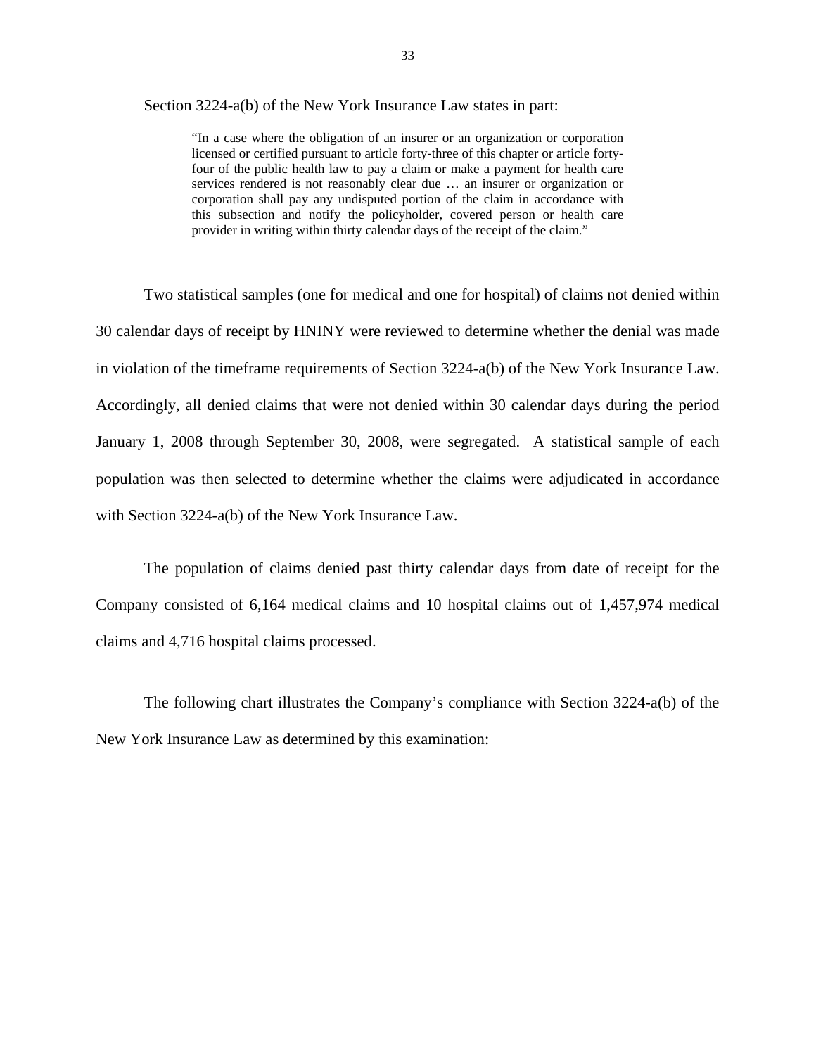Section 3224-a(b) of the New York Insurance Law states in part:

> "In a case where the obligation of an insurer or an organization or corporation licensed or certified pursuant to article forty-three of this chapter or article forty-four of the public health law to pay a claim or make a payment for health care services rendered is not reasonably clear due … an insurer or organization or corporation shall pay any undisputed portion of the claim in accordance with this subsection and notify the policyholder, covered person or health care provider in writing within thirty calendar days of the receipt of the claim."

Two statistical samples (one for medical and one for hospital) of claims not denied within 30 calendar days of receipt by HNINY were reviewed to determine whether the denial was made in violation of the timeframe requirements of Section 3224-a(b) of the New York Insurance Law. Accordingly, all denied claims that were not denied within 30 calendar days during the period January 1, 2008 through September 30, 2008, were segregated. A statistical sample of each population was then selected to determine whether the claims were adjudicated in accordance with Section 3224-a(b) of the New York Insurance Law.

The population of claims denied past thirty calendar days from date of receipt for the Company consisted of 6,164 medical claims and 10 hospital claims out of 1,457,974 medical claims and 4,716 hospital claims processed.

The following chart illustrates the Company's compliance with Section 3224-a(b) of the New York Insurance Law as determined by this examination: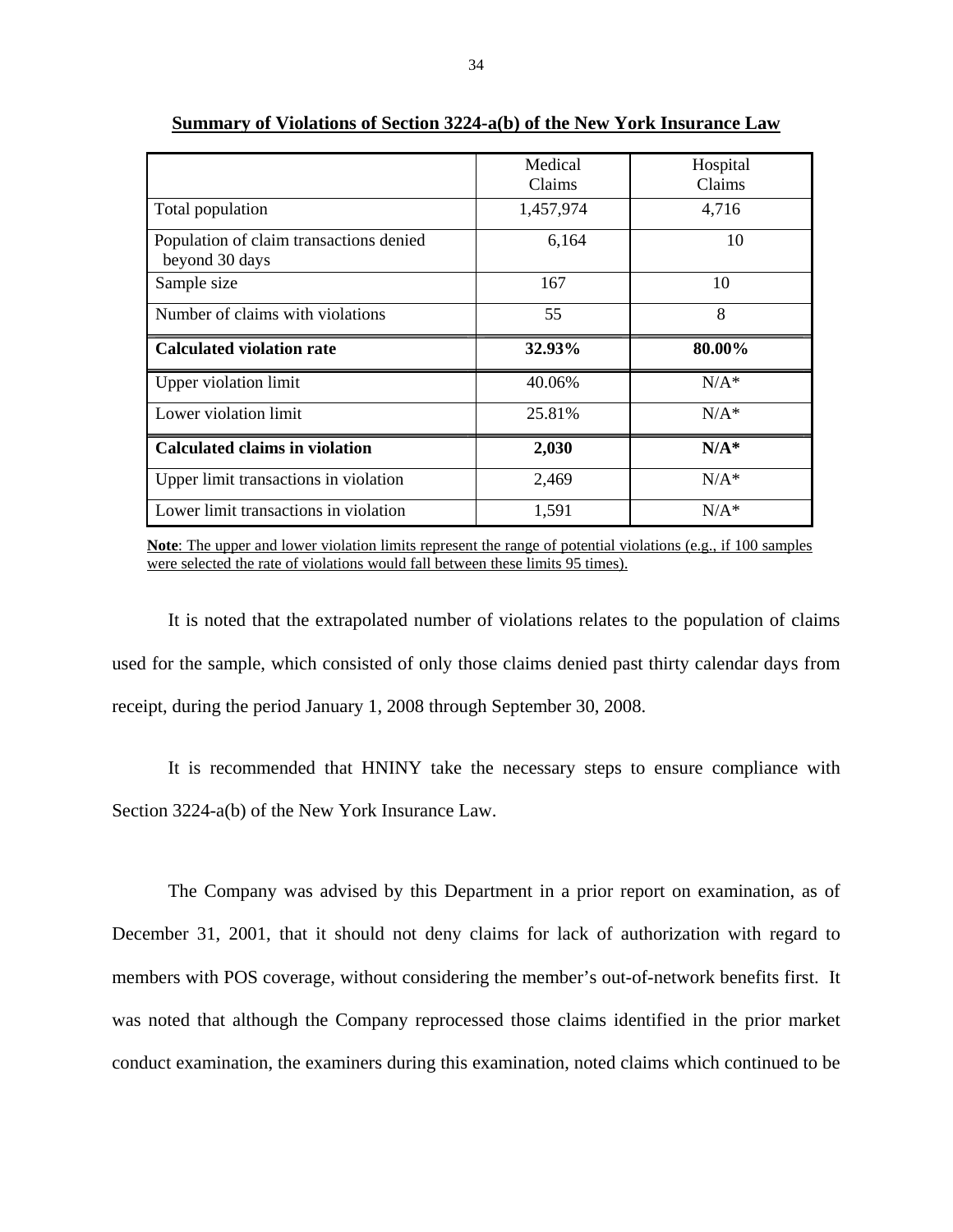**Summary of Violations of Section 3224-a(b) of the New York Insurance Law**

| | Medical Claims | Hospital Claims |
|---|---|---|
| Total population | 1,457,974 | 4,716 |
| Population of claim transactions denied beyond 30 days | 6,164 | 10 |
| Sample size | 167 | 10 |
| Number of claims with violations | 55 | 8 |
| **Calculated violation rate** | **32.93%** | **80.00%** |
| Upper violation limit | 40.06% | N/A* |
| Lower violation limit | 25.81% | N/A* |
| **Calculated claims in violation** | **2,030** | **N/A*** |
| Upper limit transactions in violation | 2,469 | N/A* |
| Lower limit transactions in violation | 1,591 | N/A* |

**Note**: The upper and lower violation limits represent the range of potential violations (e.g., if 100 samples were selected the rate of violations would fall between these limits 95 times).

It is noted that the extrapolated number of violations relates to the population of claims used for the sample, which consisted of only those claims denied past thirty calendar days from receipt, during the period January 1, 2008 through September 30, 2008.

It is recommended that HNINY take the necessary steps to ensure compliance with Section 3224-a(b) of the New York Insurance Law.

The Company was advised by this Department in a prior report on examination, as of December 31, 2001, that it should not deny claims for lack of authorization with regard to members with POS coverage, without considering the member's out-of-network benefits first. It was noted that although the Company reprocessed those claims identified in the prior market conduct examination, the examiners during this examination, noted claims which continued to be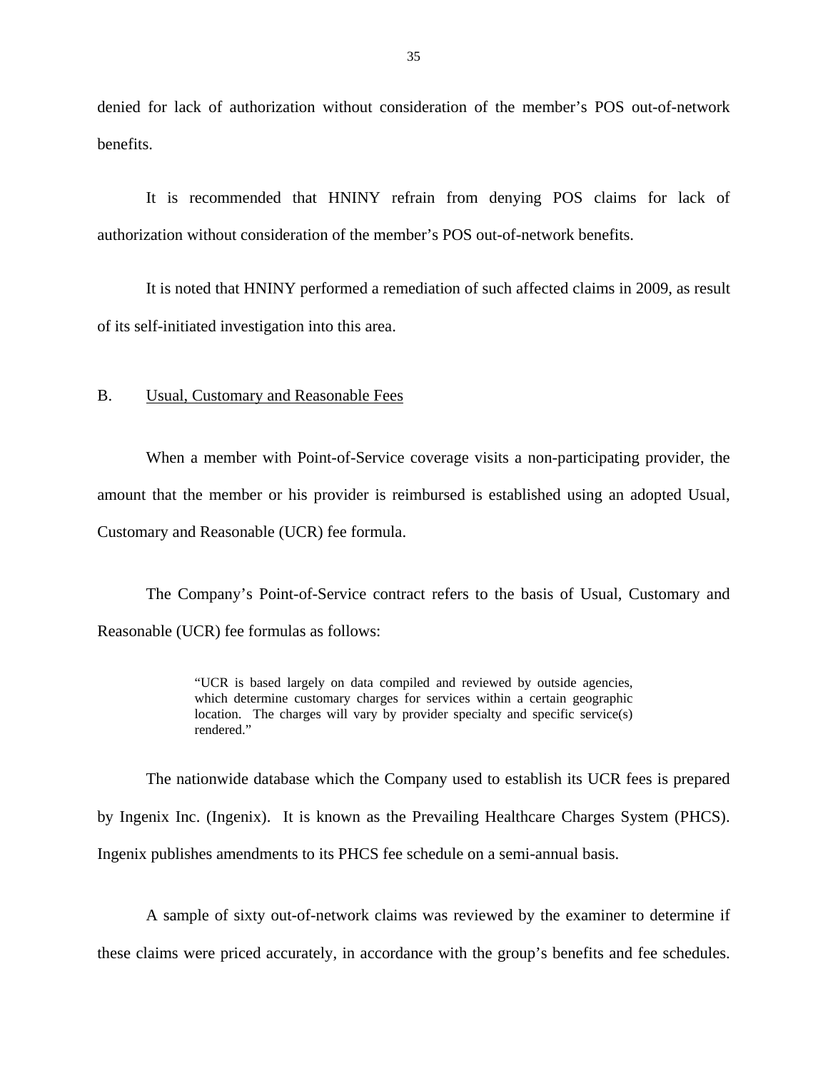denied for lack of authorization without consideration of the member's POS out-of-network benefits.

It is recommended that HNINY refrain from denying POS claims for lack of authorization without consideration of the member's POS out-of-network benefits.

It is noted that HNINY performed a remediation of such affected claims in 2009, as result of its self-initiated investigation into this area.

## B. Usual, Customary and Reasonable Fees

When a member with Point-of-Service coverage visits a non-participating provider, the amount that the member or his provider is reimbursed is established using an adopted Usual, Customary and Reasonable (UCR) fee formula.

The Company's Point-of-Service contract refers to the basis of Usual, Customary and Reasonable (UCR) fee formulas as follows:

> "UCR is based largely on data compiled and reviewed by outside agencies, which determine customary charges for services within a certain geographic location. The charges will vary by provider specialty and specific service(s) rendered."

The nationwide database which the Company used to establish its UCR fees is prepared by Ingenix Inc. (Ingenix). It is known as the Prevailing Healthcare Charges System (PHCS). Ingenix publishes amendments to its PHCS fee schedule on a semi-annual basis.

A sample of sixty out-of-network claims was reviewed by the examiner to determine if these claims were priced accurately, in accordance with the group's benefits and fee schedules.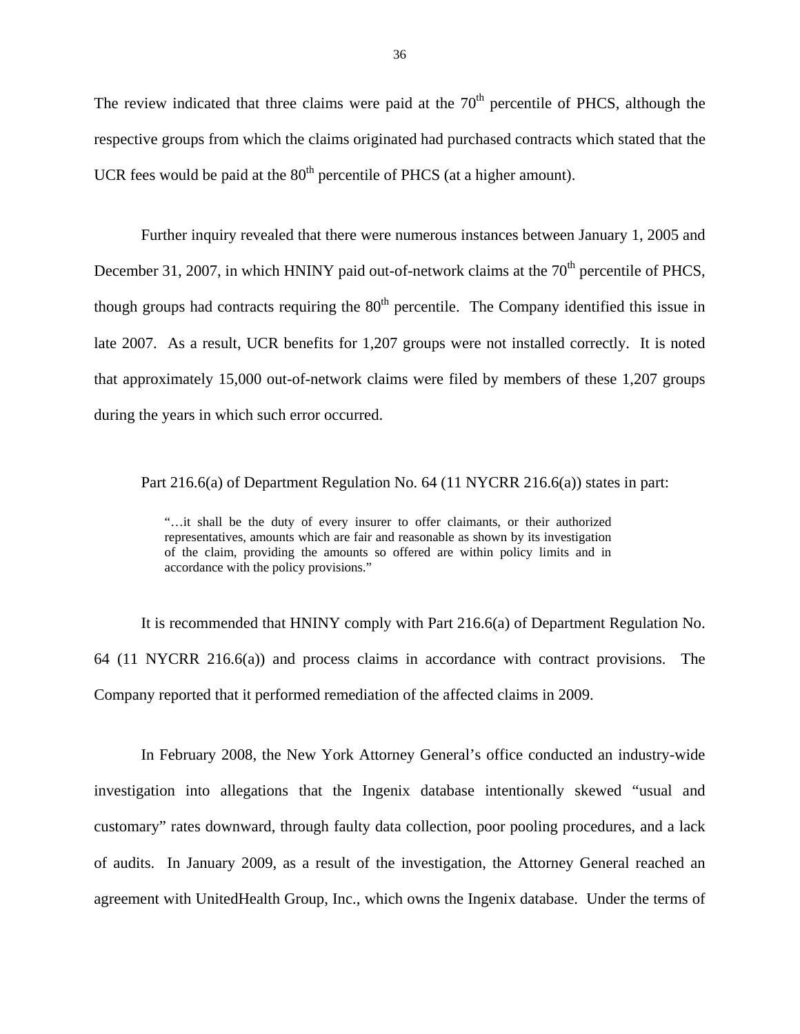The review indicated that three claims were paid at the $70^{th}$ percentile of PHCS, although the respective groups from which the claims originated had purchased contracts which stated that the UCR fees would be paid at the $80^{th}$ percentile of PHCS (at a higher amount).

Further inquiry revealed that there were numerous instances between January 1, 2005 and December 31, 2007, in which HNINY paid out-of-network claims at the $70^{th}$ percentile of PHCS, though groups had contracts requiring the $80^{th}$ percentile. The Company identified this issue in late 2007. As a result, UCR benefits for 1,207 groups were not installed correctly. It is noted that approximately 15,000 out-of-network claims were filed by members of these 1,207 groups during the years in which such error occurred.

Part 216.6(a) of Department Regulation No. 64 (11 NYCRR 216.6(a)) states in part:

> "…it shall be the duty of every insurer to offer claimants, or their authorized representatives, amounts which are fair and reasonable as shown by its investigation of the claim, providing the amounts so offered are within policy limits and in accordance with the policy provisions."

It is recommended that HNINY comply with Part 216.6(a) of Department Regulation No. 64 (11 NYCRR 216.6(a)) and process claims in accordance with contract provisions. The Company reported that it performed remediation of the affected claims in 2009.

In February 2008, the New York Attorney General's office conducted an industry-wide investigation into allegations that the Ingenix database intentionally skewed "usual and customary" rates downward, through faulty data collection, poor pooling procedures, and a lack of audits. In January 2009, as a result of the investigation, the Attorney General reached an agreement with UnitedHealth Group, Inc., which owns the Ingenix database. Under the terms of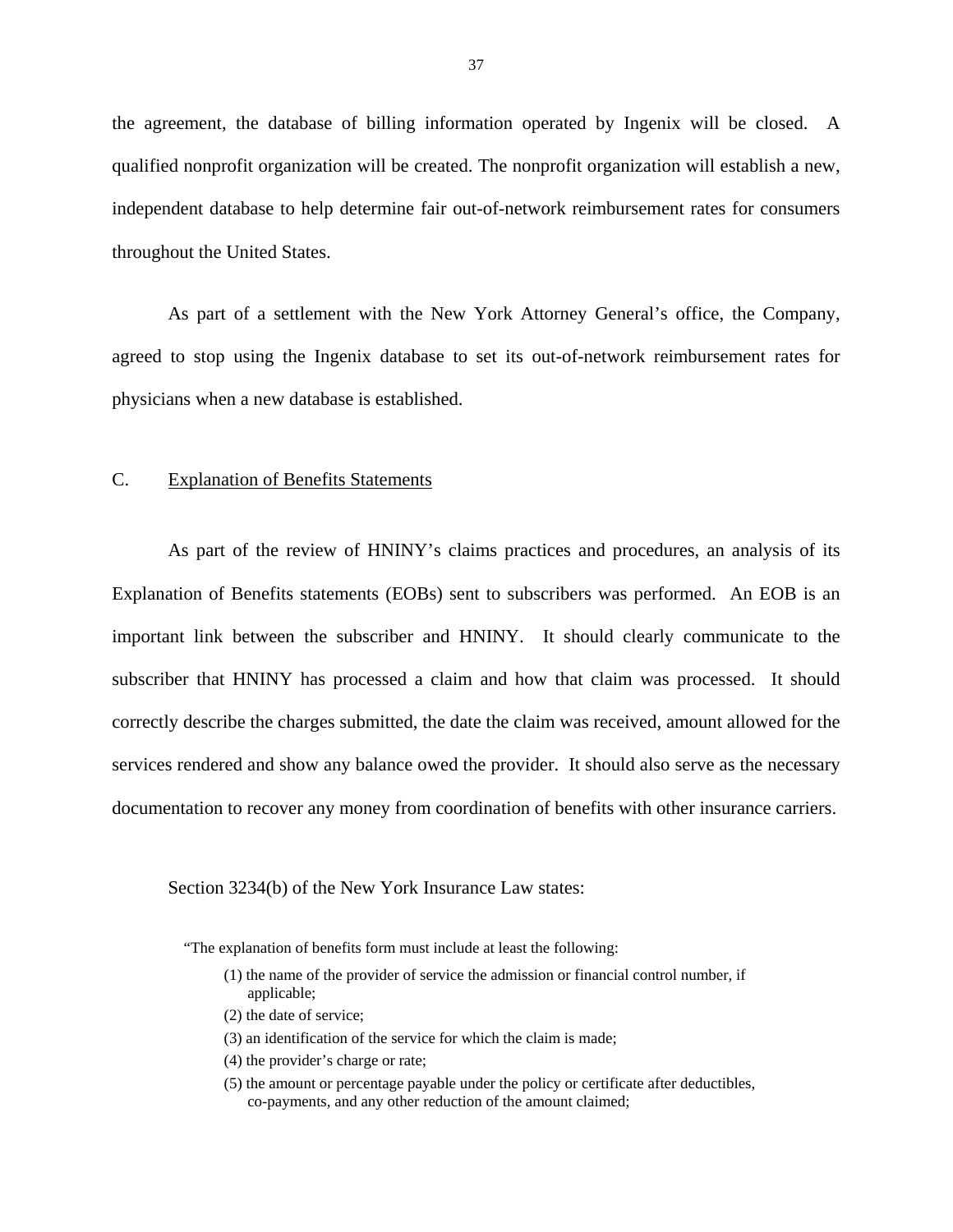the agreement, the database of billing information operated by Ingenix will be closed. A qualified nonprofit organization will be created. The nonprofit organization will establish a new, independent database to help determine fair out-of-network reimbursement rates for consumers throughout the United States.

As part of a settlement with the New York Attorney General's office, the Company, agreed to stop using the Ingenix database to set its out-of-network reimbursement rates for physicians when a new database is established.

## C. Explanation of Benefits Statements

As part of the review of HNINY's claims practices and procedures, an analysis of its Explanation of Benefits statements (EOBs) sent to subscribers was performed. An EOB is an important link between the subscriber and HNINY. It should clearly communicate to the subscriber that HNINY has processed a claim and how that claim was processed. It should correctly describe the charges submitted, the date the claim was received, amount allowed for the services rendered and show any balance owed the provider. It should also serve as the necessary documentation to recover any money from coordination of benefits with other insurance carriers.

Section 3234(b) of the New York Insurance Law states:

> "The explanation of benefits form must include at least the following:
>
> (1) the name of the provider of service the admission or financial control number, if applicable;
>
> (2) the date of service;
>
> (3) an identification of the service for which the claim is made;
>
> (4) the provider's charge or rate;
>
> (5) the amount or percentage payable under the policy or certificate after deductibles, co-payments, and any other reduction of the amount claimed;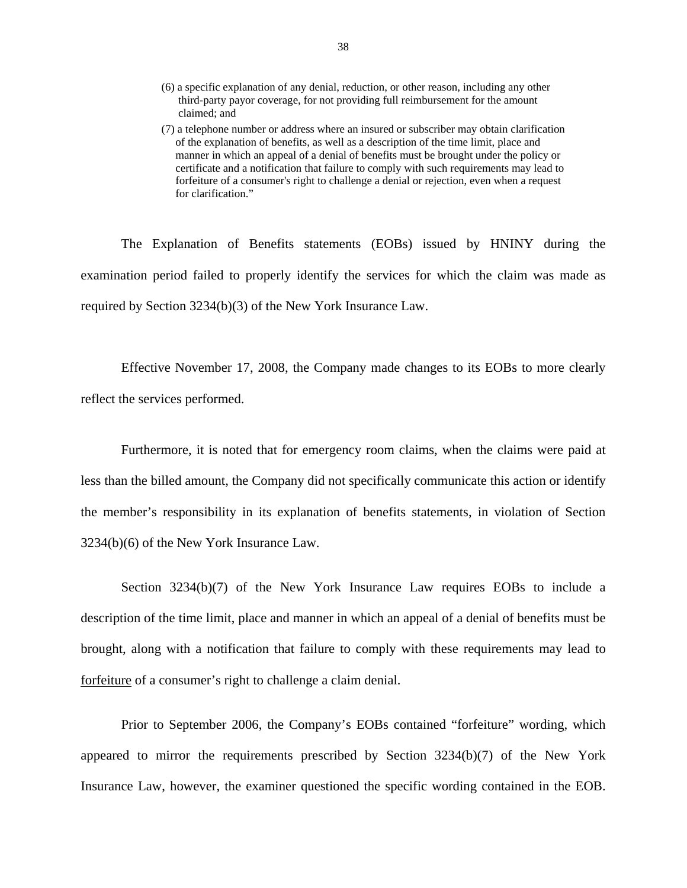(6) a specific explanation of any denial, reduction, or other reason, including any other third-party payor coverage, for not providing full reimbursement for the amount claimed; and

(7) a telephone number or address where an insured or subscriber may obtain clarification of the explanation of benefits, as well as a description of the time limit, place and manner in which an appeal of a denial of benefits must be brought under the policy or certificate and a notification that failure to comply with such requirements may lead to forfeiture of a consumer's right to challenge a denial or rejection, even when a request for clarification."

The Explanation of Benefits statements (EOBs) issued by HNINY during the examination period failed to properly identify the services for which the claim was made as required by Section 3234(b)(3) of the New York Insurance Law.

Effective November 17, 2008, the Company made changes to its EOBs to more clearly reflect the services performed.

Furthermore, it is noted that for emergency room claims, when the claims were paid at less than the billed amount, the Company did not specifically communicate this action or identify the member's responsibility in its explanation of benefits statements, in violation of Section 3234(b)(6) of the New York Insurance Law.

Section 3234(b)(7) of the New York Insurance Law requires EOBs to include a description of the time limit, place and manner in which an appeal of a denial of benefits must be brought, along with a notification that failure to comply with these requirements may lead to forfeiture of a consumer's right to challenge a claim denial.

Prior to September 2006, the Company's EOBs contained "forfeiture" wording, which appeared to mirror the requirements prescribed by Section 3234(b)(7) of the New York Insurance Law, however, the examiner questioned the specific wording contained in the EOB.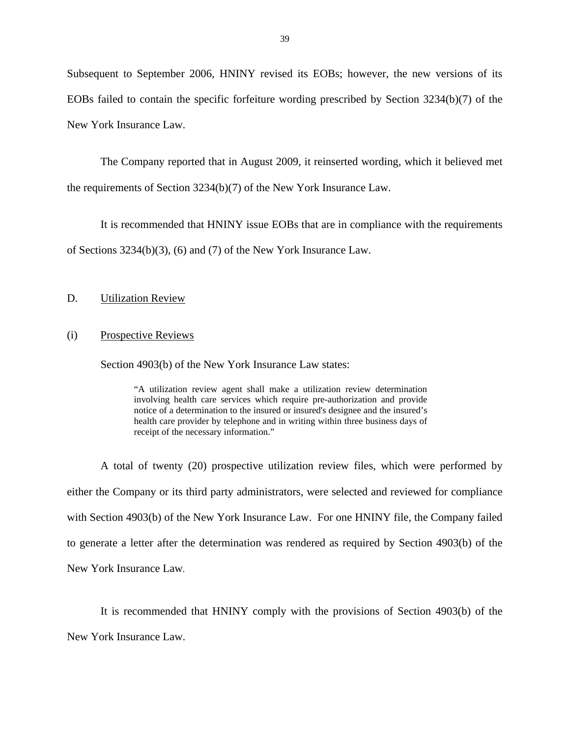Subsequent to September 2006, HNINY revised its EOBs; however, the new versions of its EOBs failed to contain the specific forfeiture wording prescribed by Section 3234(b)(7) of the New York Insurance Law.

The Company reported that in August 2009, it reinserted wording, which it believed met the requirements of Section 3234(b)(7) of the New York Insurance Law.

It is recommended that HNINY issue EOBs that are in compliance with the requirements of Sections 3234(b)(3), (6) and (7) of the New York Insurance Law.

## D. Utilization Review

### (i) Prospective Reviews

Section 4903(b) of the New York Insurance Law states:

> "A utilization review agent shall make a utilization review determination involving health care services which require pre-authorization and provide notice of a determination to the insured or insured's designee and the insured's health care provider by telephone and in writing within three business days of receipt of the necessary information."

A total of twenty (20) prospective utilization review files, which were performed by either the Company or its third party administrators, were selected and reviewed for compliance with Section 4903(b) of the New York Insurance Law. For one HNINY file, the Company failed to generate a letter after the determination was rendered as required by Section 4903(b) of the New York Insurance Law.

It is recommended that HNINY comply with the provisions of Section 4903(b) of the New York Insurance Law.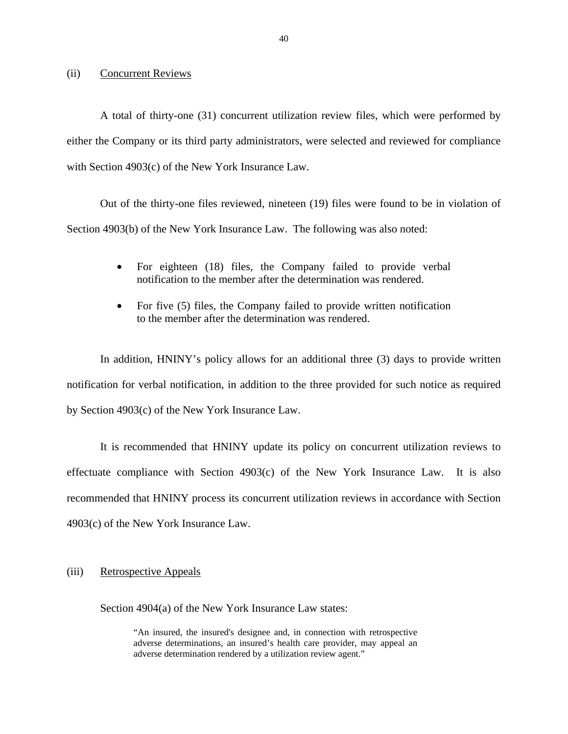(ii) Concurrent Reviews

A total of thirty-one (31) concurrent utilization review files, which were performed by either the Company or its third party administrators, were selected and reviewed for compliance with Section 4903(c) of the New York Insurance Law.

Out of the thirty-one files reviewed, nineteen (19) files were found to be in violation of Section 4903(b) of the New York Insurance Law. The following was also noted:

- For eighteen (18) files, the Company failed to provide verbal notification to the member after the determination was rendered.
- For five (5) files, the Company failed to provide written notification to the member after the determination was rendered.

In addition, HNINY's policy allows for an additional three (3) days to provide written notification for verbal notification, in addition to the three provided for such notice as required by Section 4903(c) of the New York Insurance Law.

It is recommended that HNINY update its policy on concurrent utilization reviews to effectuate compliance with Section 4903(c) of the New York Insurance Law. It is also recommended that HNINY process its concurrent utilization reviews in accordance with Section 4903(c) of the New York Insurance Law.

(iii) Retrospective Appeals

Section 4904(a) of the New York Insurance Law states:

> "An insured, the insured's designee and, in connection with retrospective adverse determinations, an insured's health care provider, may appeal an adverse determination rendered by a utilization review agent."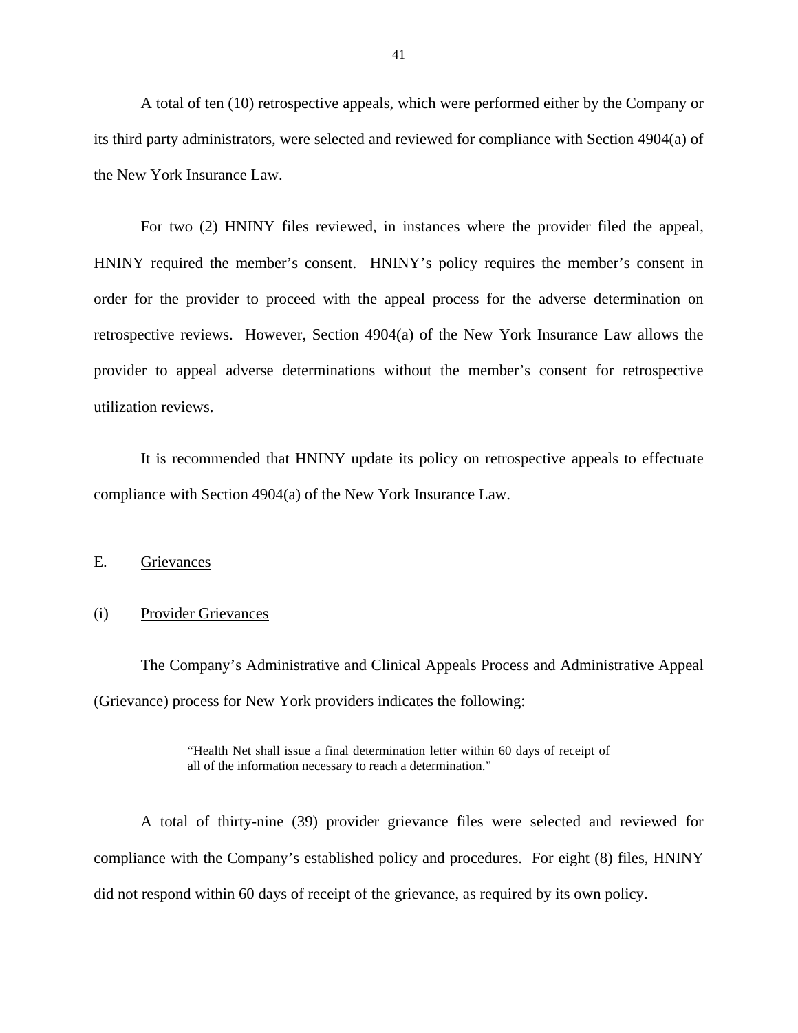A total of ten (10) retrospective appeals, which were performed either by the Company or its third party administrators, were selected and reviewed for compliance with Section 4904(a) of the New York Insurance Law.

For two (2) HNINY files reviewed, in instances where the provider filed the appeal, HNINY required the member's consent. HNINY's policy requires the member's consent in order for the provider to proceed with the appeal process for the adverse determination on retrospective reviews. However, Section 4904(a) of the New York Insurance Law allows the provider to appeal adverse determinations without the member's consent for retrospective utilization reviews.

It is recommended that HNINY update its policy on retrospective appeals to effectuate compliance with Section 4904(a) of the New York Insurance Law.

## E. Grievances

### (i) Provider Grievances

The Company's Administrative and Clinical Appeals Process and Administrative Appeal (Grievance) process for New York providers indicates the following:

> "Health Net shall issue a final determination letter within 60 days of receipt of all of the information necessary to reach a determination."

A total of thirty-nine (39) provider grievance files were selected and reviewed for compliance with the Company's established policy and procedures. For eight (8) files, HNINY did not respond within 60 days of receipt of the grievance, as required by its own policy.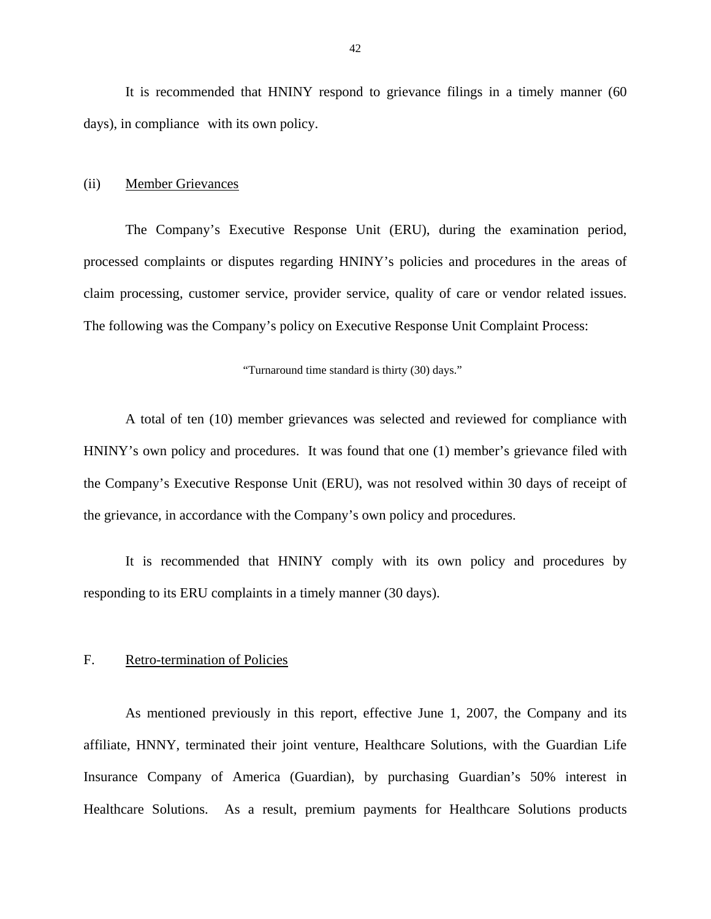It is recommended that HNINY respond to grievance filings in a timely manner (60 days), in compliance with its own policy.

(ii) Member Grievances

The Company's Executive Response Unit (ERU), during the examination period, processed complaints or disputes regarding HNINY's policies and procedures in the areas of claim processing, customer service, provider service, quality of care or vendor related issues. The following was the Company's policy on Executive Response Unit Complaint Process:

> "Turnaround time standard is thirty (30) days."

A total of ten (10) member grievances was selected and reviewed for compliance with HNINY's own policy and procedures. It was found that one (1) member's grievance filed with the Company's Executive Response Unit (ERU), was not resolved within 30 days of receipt of the grievance, in accordance with the Company's own policy and procedures.

It is recommended that HNINY comply with its own policy and procedures by responding to its ERU complaints in a timely manner (30 days).

## F. Retro-termination of Policies

As mentioned previously in this report, effective June 1, 2007, the Company and its affiliate, HNNY, terminated their joint venture, Healthcare Solutions, with the Guardian Life Insurance Company of America (Guardian), by purchasing Guardian's 50% interest in Healthcare Solutions. As a result, premium payments for Healthcare Solutions products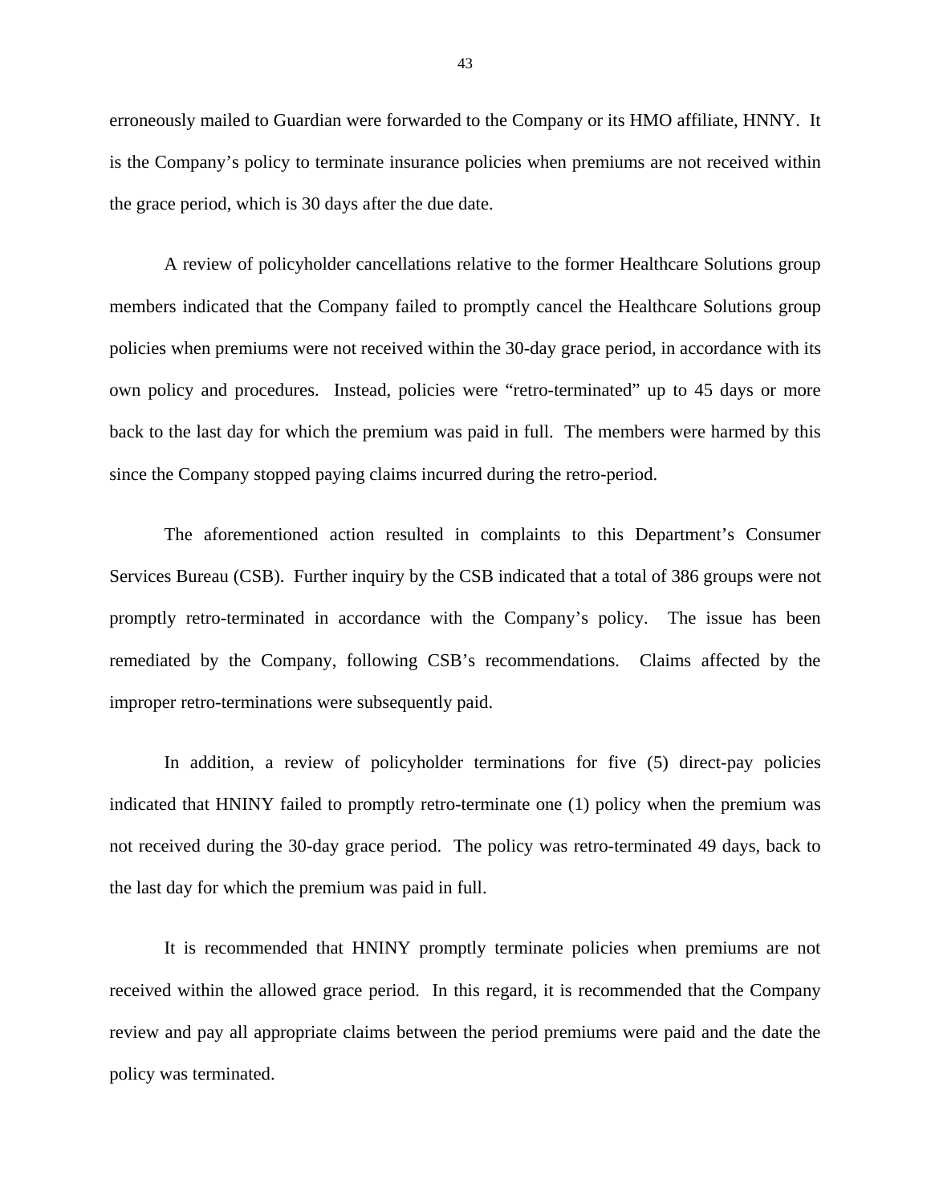erroneously mailed to Guardian were forwarded to the Company or its HMO affiliate, HNNY. It is the Company's policy to terminate insurance policies when premiums are not received within the grace period, which is 30 days after the due date.

A review of policyholder cancellations relative to the former Healthcare Solutions group members indicated that the Company failed to promptly cancel the Healthcare Solutions group policies when premiums were not received within the 30-day grace period, in accordance with its own policy and procedures. Instead, policies were "retro-terminated" up to 45 days or more back to the last day for which the premium was paid in full. The members were harmed by this since the Company stopped paying claims incurred during the retro-period.

The aforementioned action resulted in complaints to this Department's Consumer Services Bureau (CSB). Further inquiry by the CSB indicated that a total of 386 groups were not promptly retro-terminated in accordance with the Company's policy. The issue has been remediated by the Company, following CSB's recommendations. Claims affected by the improper retro-terminations were subsequently paid.

In addition, a review of policyholder terminations for five (5) direct-pay policies indicated that HNINY failed to promptly retro-terminate one (1) policy when the premium was not received during the 30-day grace period. The policy was retro-terminated 49 days, back to the last day for which the premium was paid in full.

It is recommended that HNINY promptly terminate policies when premiums are not received within the allowed grace period. In this regard, it is recommended that the Company review and pay all appropriate claims between the period premiums were paid and the date the policy was terminated.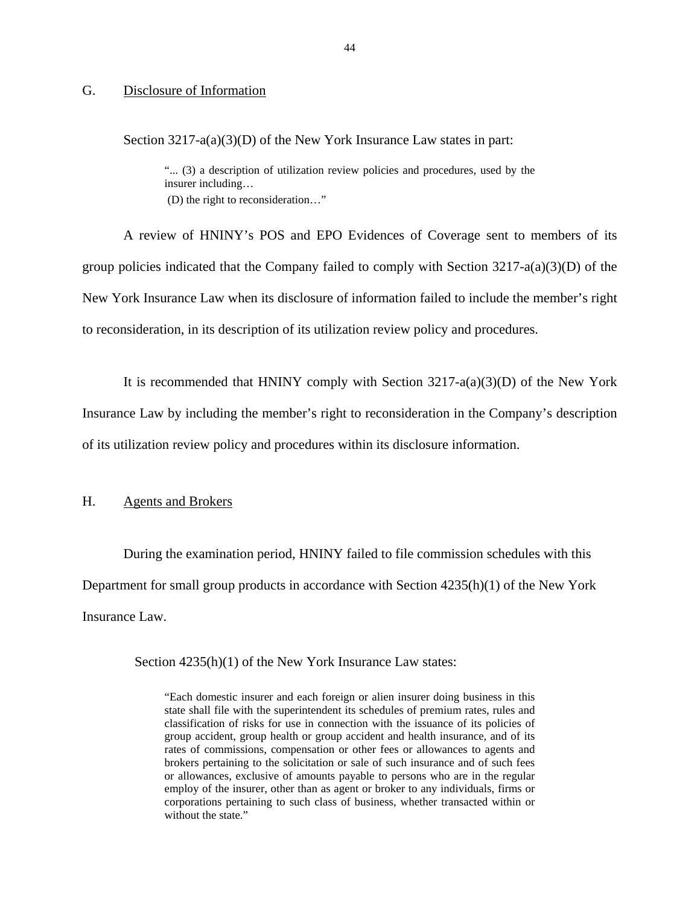## G. Disclosure of Information

Section 3217-a(a)(3)(D) of the New York Insurance Law states in part:

> "... (3) a description of utilization review policies and procedures, used by the insurer including…
> (D) the right to reconsideration…"

A review of HNINY's POS and EPO Evidences of Coverage sent to members of its group policies indicated that the Company failed to comply with Section 3217-a(a)(3)(D) of the New York Insurance Law when its disclosure of information failed to include the member's right to reconsideration, in its description of its utilization review policy and procedures.

It is recommended that HNINY comply with Section 3217-a(a)(3)(D) of the New York Insurance Law by including the member's right to reconsideration in the Company's description of its utilization review policy and procedures within its disclosure information.

## H. Agents and Brokers

During the examination period, HNINY failed to file commission schedules with this Department for small group products in accordance with Section 4235(h)(1) of the New York Insurance Law.

Section 4235(h)(1) of the New York Insurance Law states:

> "Each domestic insurer and each foreign or alien insurer doing business in this state shall file with the superintendent its schedules of premium rates, rules and classification of risks for use in connection with the issuance of its policies of group accident, group health or group accident and health insurance, and of its rates of commissions, compensation or other fees or allowances to agents and brokers pertaining to the solicitation or sale of such insurance and of such fees or allowances, exclusive of amounts payable to persons who are in the regular employ of the insurer, other than as agent or broker to any individuals, firms or corporations pertaining to such class of business, whether transacted within or without the state."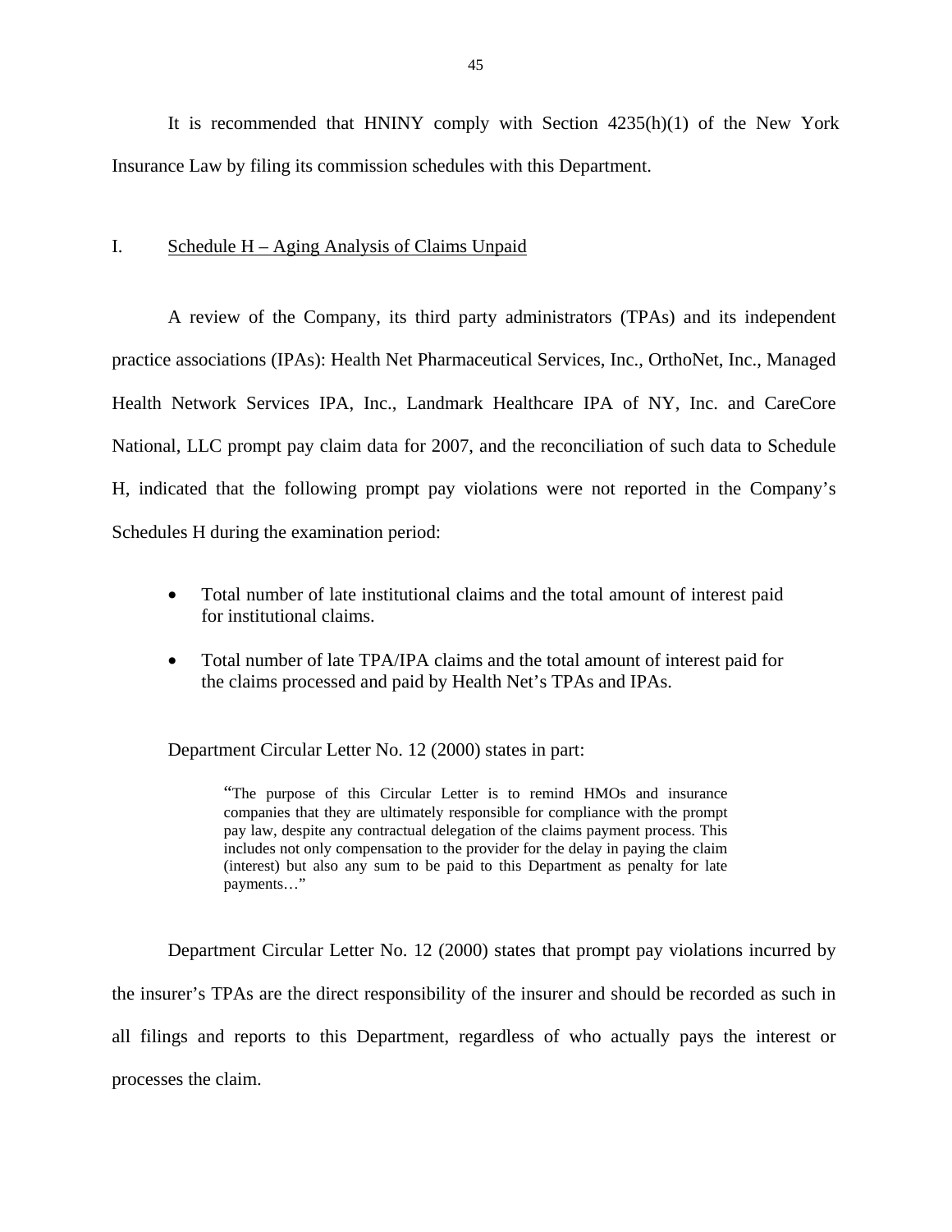It is recommended that HNINY comply with Section 4235(h)(1) of the New York Insurance Law by filing its commission schedules with this Department.

## I. Schedule H – Aging Analysis of Claims Unpaid

A review of the Company, its third party administrators (TPAs) and its independent practice associations (IPAs): Health Net Pharmaceutical Services, Inc., OrthoNet, Inc., Managed Health Network Services IPA, Inc., Landmark Healthcare IPA of NY, Inc. and CareCore National, LLC prompt pay claim data for 2007, and the reconciliation of such data to Schedule H, indicated that the following prompt pay violations were not reported in the Company's Schedules H during the examination period:

- Total number of late institutional claims and the total amount of interest paid for institutional claims.
- Total number of late TPA/IPA claims and the total amount of interest paid for the claims processed and paid by Health Net's TPAs and IPAs.

Department Circular Letter No. 12 (2000) states in part:

> "The purpose of this Circular Letter is to remind HMOs and insurance companies that they are ultimately responsible for compliance with the prompt pay law, despite any contractual delegation of the claims payment process. This includes not only compensation to the provider for the delay in paying the claim (interest) but also any sum to be paid to this Department as penalty for late payments…"

Department Circular Letter No. 12 (2000) states that prompt pay violations incurred by the insurer's TPAs are the direct responsibility of the insurer and should be recorded as such in all filings and reports to this Department, regardless of who actually pays the interest or processes the claim.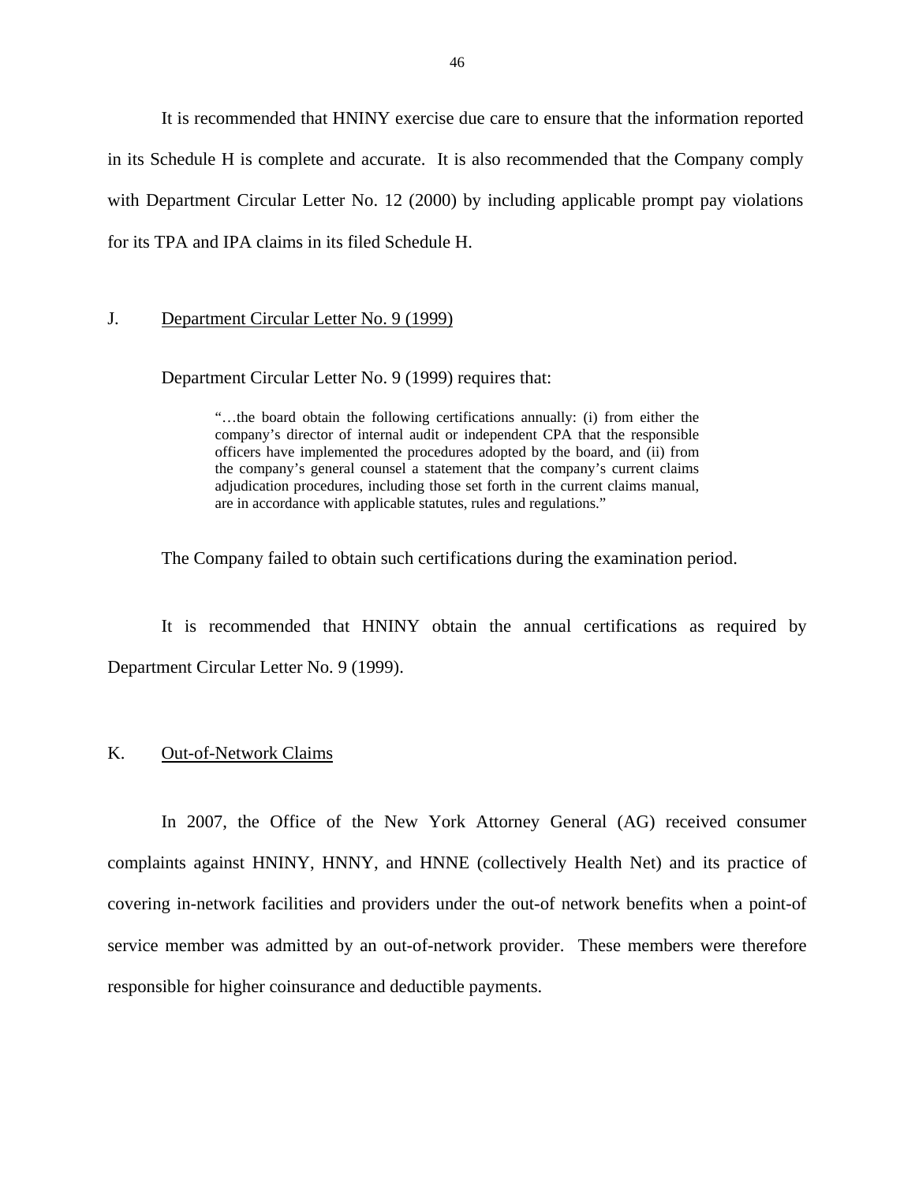It is recommended that HNINY exercise due care to ensure that the information reported in its Schedule H is complete and accurate. It is also recommended that the Company comply with Department Circular Letter No. 12 (2000) by including applicable prompt pay violations for its TPA and IPA claims in its filed Schedule H.

J. Department Circular Letter No. 9 (1999)

Department Circular Letter No. 9 (1999) requires that:

> "…the board obtain the following certifications annually: (i) from either the company's director of internal audit or independent CPA that the responsible officers have implemented the procedures adopted by the board, and (ii) from the company's general counsel a statement that the company's current claims adjudication procedures, including those set forth in the current claims manual, are in accordance with applicable statutes, rules and regulations."

The Company failed to obtain such certifications during the examination period.

It is recommended that HNINY obtain the annual certifications as required by Department Circular Letter No. 9 (1999).

K. Out-of-Network Claims

In 2007, the Office of the New York Attorney General (AG) received consumer complaints against HNINY, HNNY, and HNNE (collectively Health Net) and its practice of covering in-network facilities and providers under the out-of network benefits when a point-of service member was admitted by an out-of-network provider. These members were therefore responsible for higher coinsurance and deductible payments.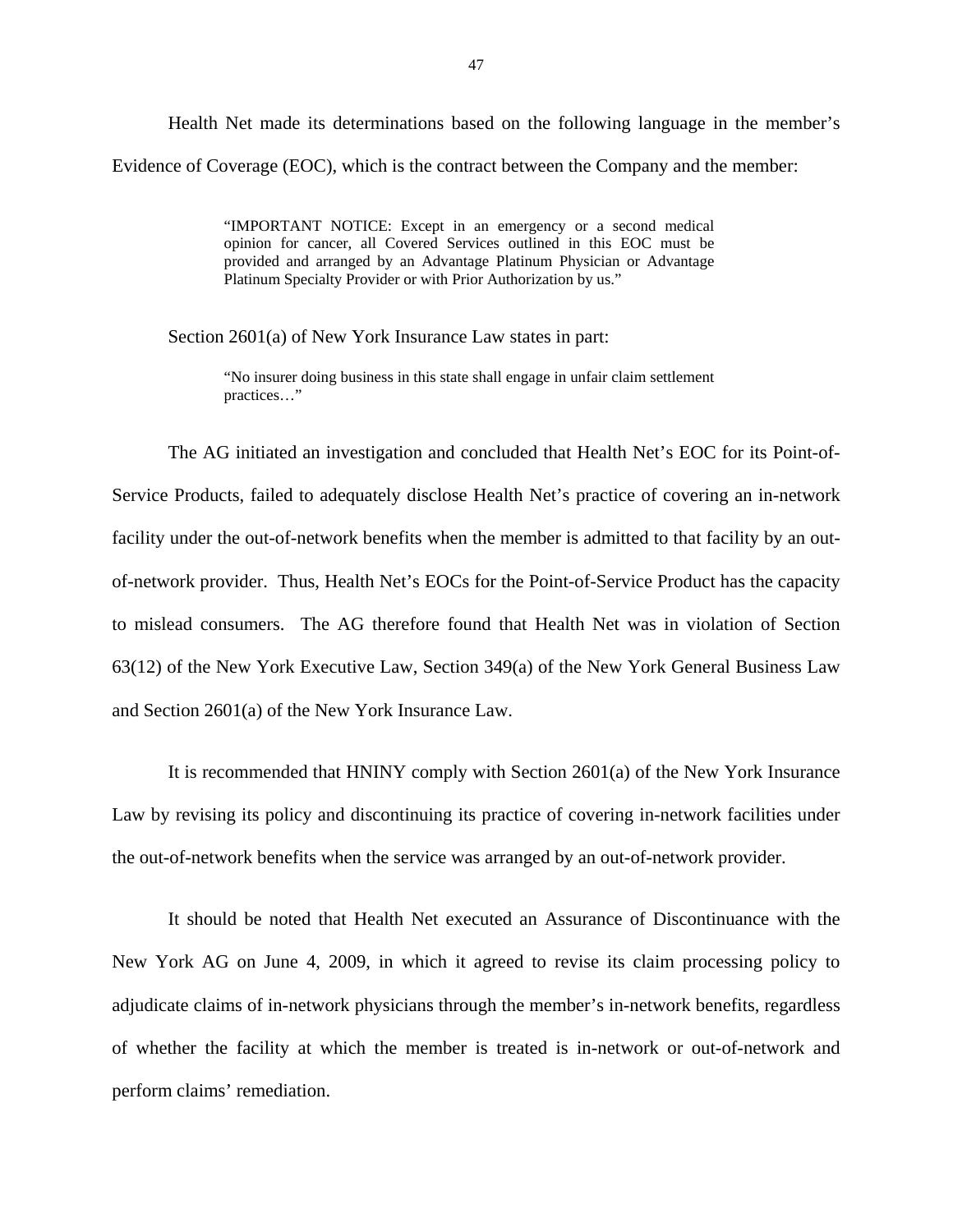Health Net made its determinations based on the following language in the member's Evidence of Coverage (EOC), which is the contract between the Company and the member:

> "IMPORTANT NOTICE: Except in an emergency or a second medical opinion for cancer, all Covered Services outlined in this EOC must be provided and arranged by an Advantage Platinum Physician or Advantage Platinum Specialty Provider or with Prior Authorization by us."

Section 2601(a) of New York Insurance Law states in part:

> "No insurer doing business in this state shall engage in unfair claim settlement practices…"

The AG initiated an investigation and concluded that Health Net's EOC for its Point-of-Service Products, failed to adequately disclose Health Net's practice of covering an in-network facility under the out-of-network benefits when the member is admitted to that facility by an out-of-network provider. Thus, Health Net's EOCs for the Point-of-Service Product has the capacity to mislead consumers. The AG therefore found that Health Net was in violation of Section 63(12) of the New York Executive Law, Section 349(a) of the New York General Business Law and Section 2601(a) of the New York Insurance Law.

It is recommended that HNINY comply with Section 2601(a) of the New York Insurance Law by revising its policy and discontinuing its practice of covering in-network facilities under the out-of-network benefits when the service was arranged by an out-of-network provider.

It should be noted that Health Net executed an Assurance of Discontinuance with the New York AG on June 4, 2009, in which it agreed to revise its claim processing policy to adjudicate claims of in-network physicians through the member's in-network benefits, regardless of whether the facility at which the member is treated is in-network or out-of-network and perform claims' remediation.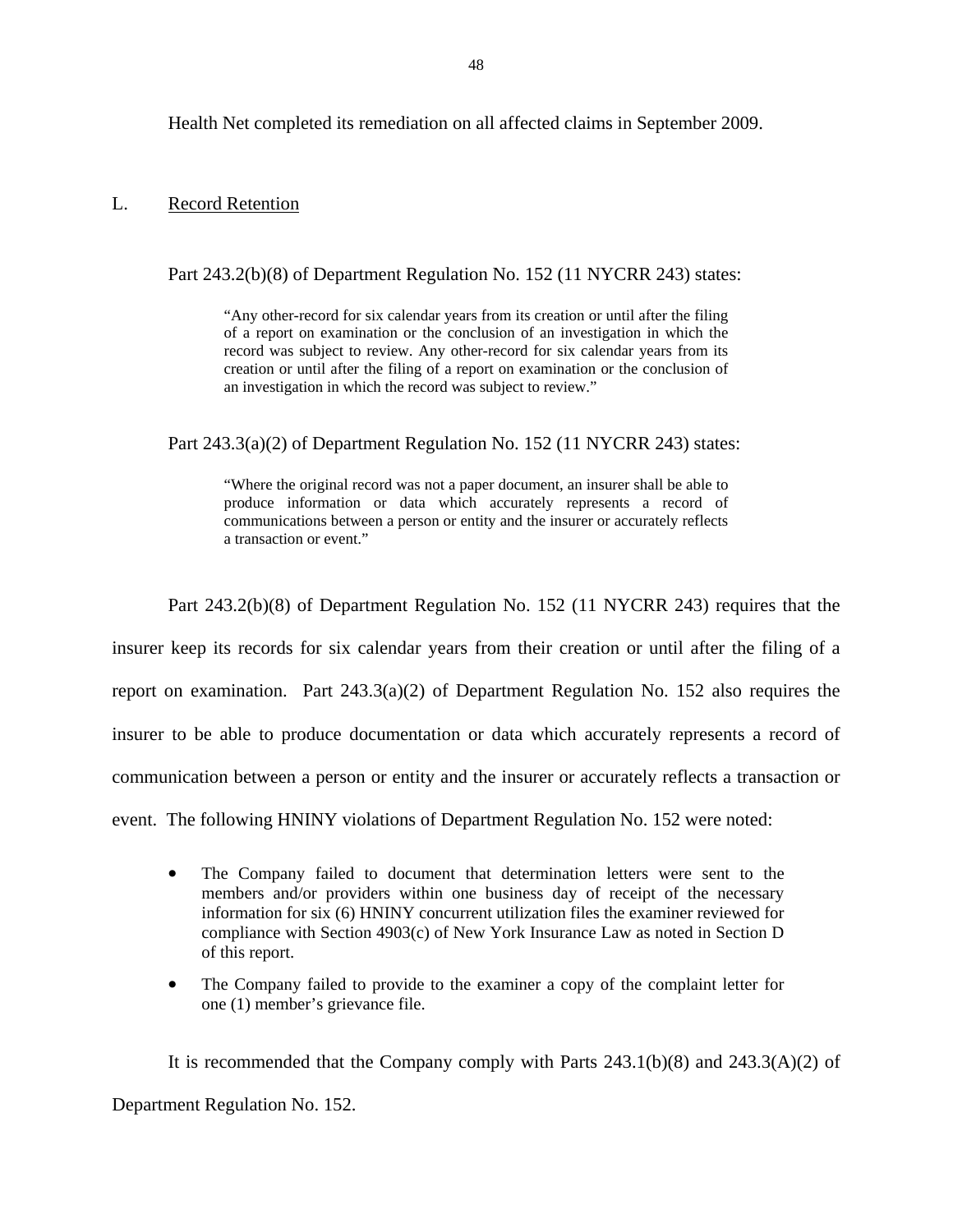Health Net completed its remediation on all affected claims in September 2009.

## L. Record Retention

Part 243.2(b)(8) of Department Regulation No. 152 (11 NYCRR 243) states:

> "Any other-record for six calendar years from its creation or until after the filing of a report on examination or the conclusion of an investigation in which the record was subject to review. Any other-record for six calendar years from its creation or until after the filing of a report on examination or the conclusion of an investigation in which the record was subject to review."

Part 243.3(a)(2) of Department Regulation No. 152 (11 NYCRR 243) states:

> "Where the original record was not a paper document, an insurer shall be able to produce information or data which accurately represents a record of communications between a person or entity and the insurer or accurately reflects a transaction or event."

Part 243.2(b)(8) of Department Regulation No. 152 (11 NYCRR 243) requires that the insurer keep its records for six calendar years from their creation or until after the filing of a report on examination. Part 243.3(a)(2) of Department Regulation No. 152 also requires the insurer to be able to produce documentation or data which accurately represents a record of communication between a person or entity and the insurer or accurately reflects a transaction or event. The following HNINY violations of Department Regulation No. 152 were noted:

- The Company failed to document that determination letters were sent to the members and/or providers within one business day of receipt of the necessary information for six (6) HNINY concurrent utilization files the examiner reviewed for compliance with Section 4903(c) of New York Insurance Law as noted in Section D of this report.
- The Company failed to provide to the examiner a copy of the complaint letter for one (1) member's grievance file.

It is recommended that the Company comply with Parts 243.1(b)(8) and 243.3(A)(2) of Department Regulation No. 152.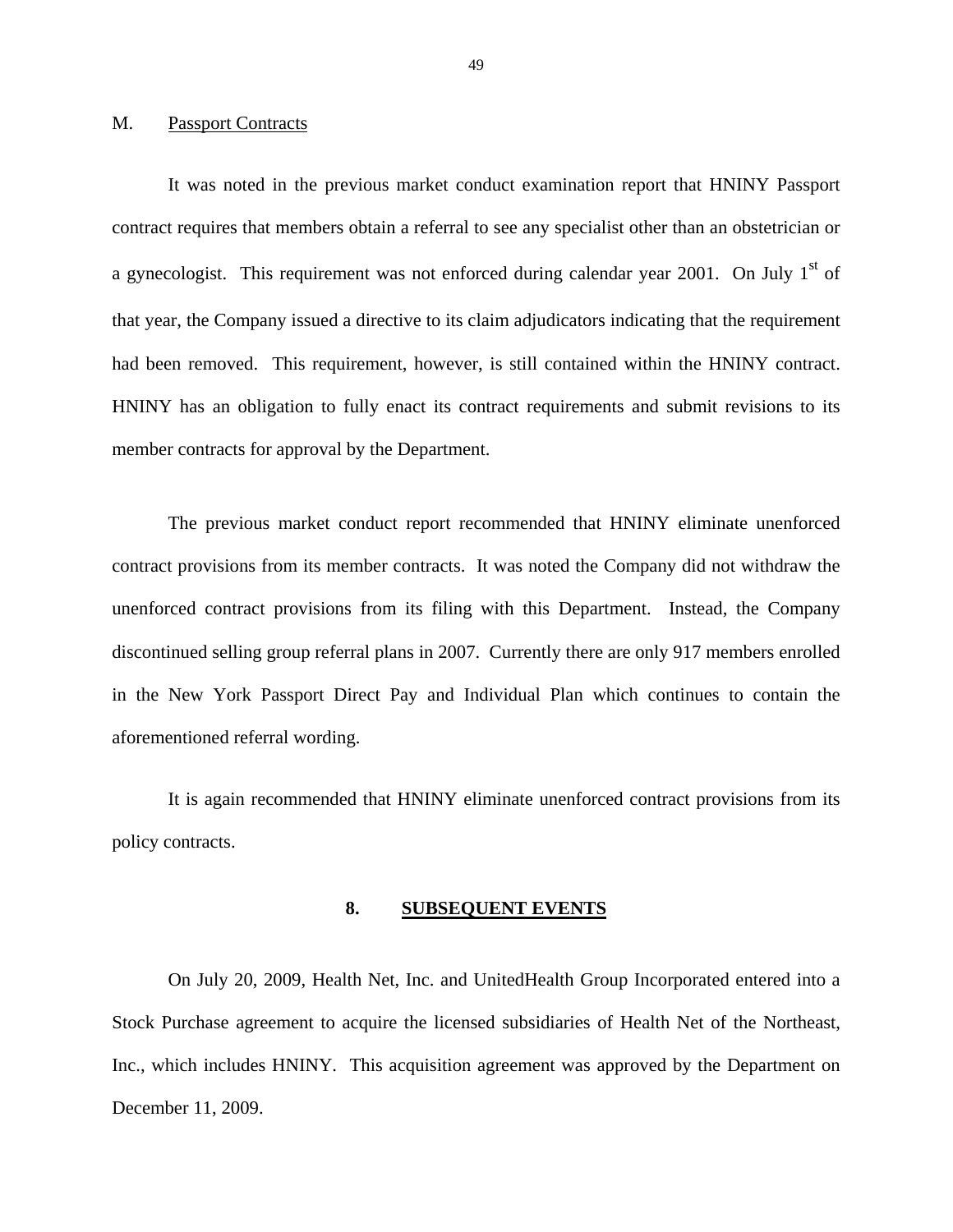## M. Passport Contracts

It was noted in the previous market conduct examination report that HNINY Passport contract requires that members obtain a referral to see any specialist other than an obstetrician or a gynecologist. This requirement was not enforced during calendar year 2001. On July 1st of that year, the Company issued a directive to its claim adjudicators indicating that the requirement had been removed. This requirement, however, is still contained within the HNINY contract. HNINY has an obligation to fully enact its contract requirements and submit revisions to its member contracts for approval by the Department.

The previous market conduct report recommended that HNINY eliminate unenforced contract provisions from its member contracts. It was noted the Company did not withdraw the unenforced contract provisions from its filing with this Department. Instead, the Company discontinued selling group referral plans in 2007. Currently there are only 917 members enrolled in the New York Passport Direct Pay and Individual Plan which continues to contain the aforementioned referral wording.

It is again recommended that HNINY eliminate unenforced contract provisions from its policy contracts.

# 8. SUBSEQUENT EVENTS

On July 20, 2009, Health Net, Inc. and UnitedHealth Group Incorporated entered into a Stock Purchase agreement to acquire the licensed subsidiaries of Health Net of the Northeast, Inc., which includes HNINY. This acquisition agreement was approved by the Department on December 11, 2009.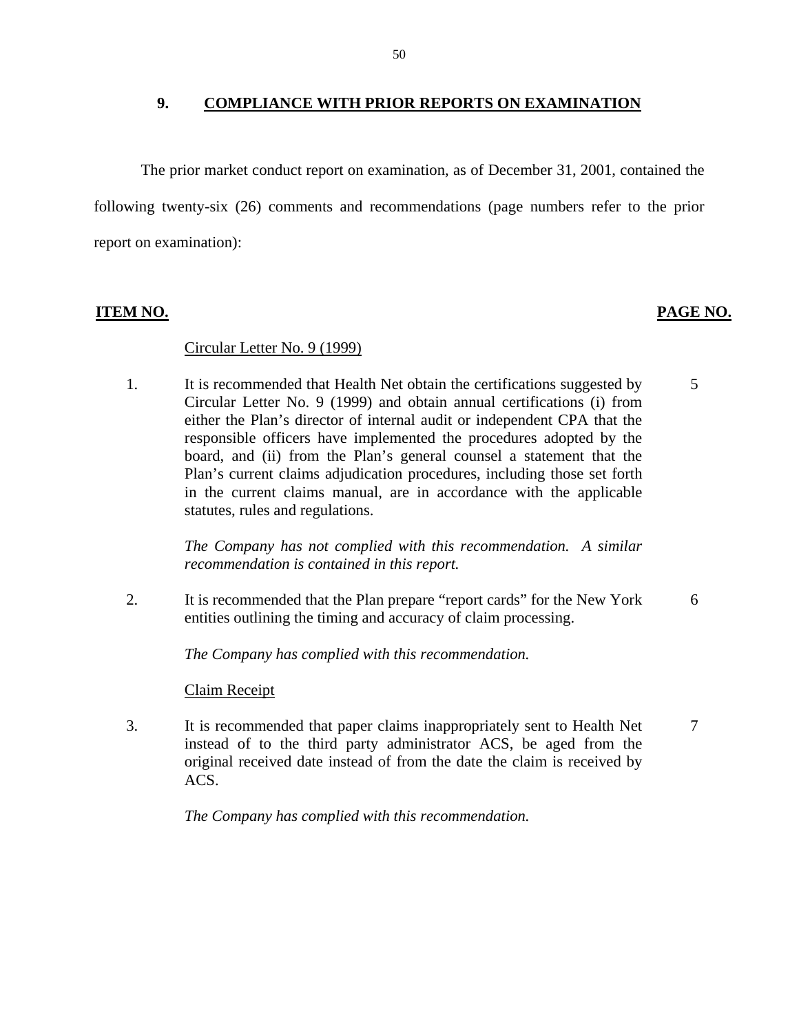## 9. COMPLIANCE WITH PRIOR REPORTS ON EXAMINATION

The prior market conduct report on examination, as of December 31, 2001, contained the following twenty-six (26) comments and recommendations (page numbers refer to the prior report on examination):

| ITEM NO. | | PAGE NO. |
|---|---|---|
| | Circular Letter No. 9 (1999) | |
| 1. | It is recommended that Health Net obtain the certifications suggested by Circular Letter No. 9 (1999) and obtain annual certifications (i) from either the Plan's director of internal audit or independent CPA that the responsible officers have implemented the procedures adopted by the board, and (ii) from the Plan's general counsel a statement that the Plan's current claims adjudication procedures, including those set forth in the current claims manual, are in accordance with the applicable statutes, rules and regulations. | 5 |
| | *The Company has not complied with this recommendation. A similar recommendation is contained in this report.* | |
| 2. | It is recommended that the Plan prepare "report cards" for the New York entities outlining the timing and accuracy of claim processing. | 6 |
| | *The Company has complied with this recommendation.* | |
| | Claim Receipt | |
| 3. | It is recommended that paper claims inappropriately sent to Health Net instead of to the third party administrator ACS, be aged from the original received date instead of from the date the claim is received by ACS. | 7 |
| | *The Company has complied with this recommendation.* | |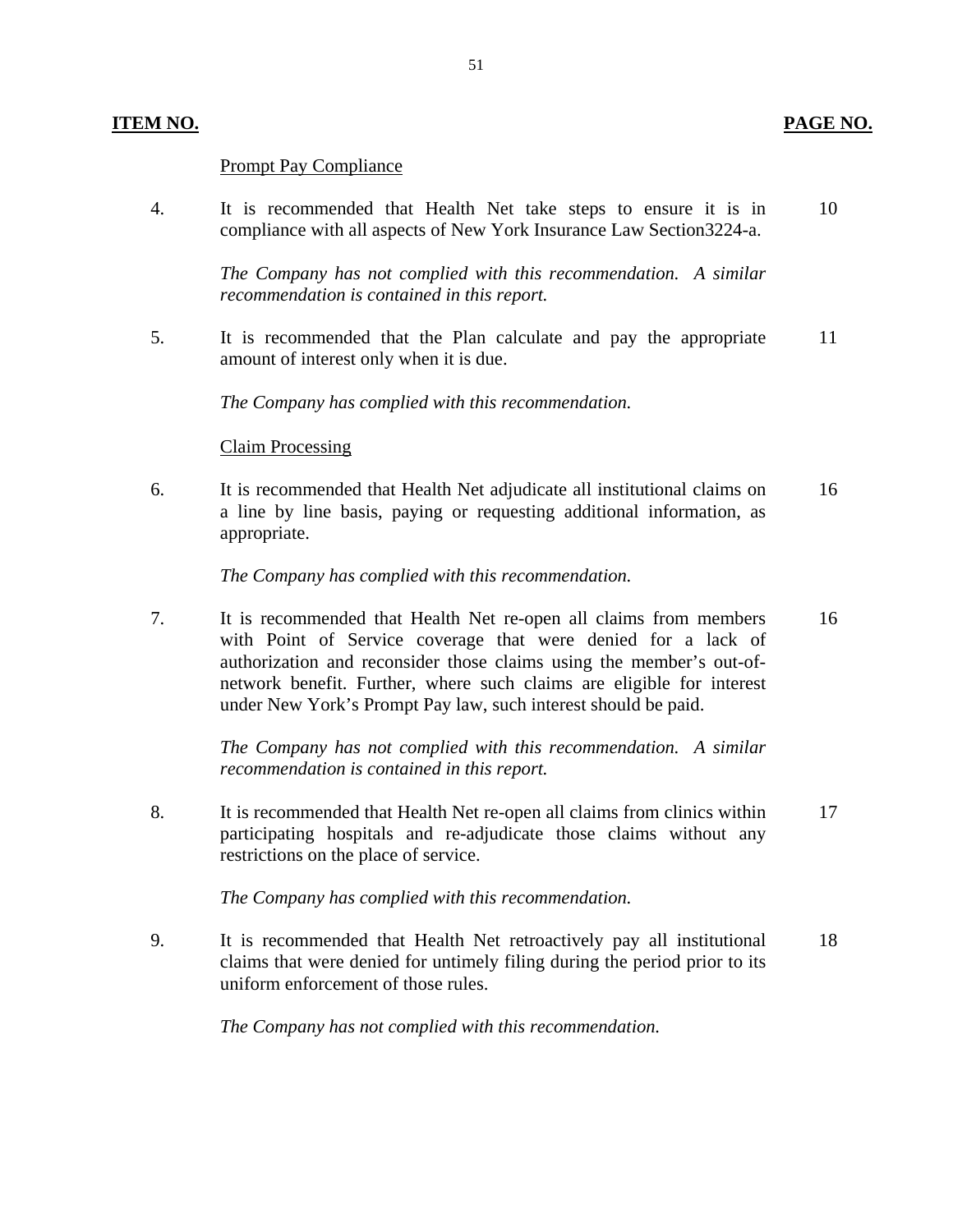| ITEM NO. | | PAGE NO. |
|---|---|---|
| | Prompt Pay Compliance | |
| 4. | It is recommended that Health Net take steps to ensure it is in compliance with all aspects of New York Insurance Law Section3224-a. | 10 |
| | *The Company has not complied with this recommendation. A similar recommendation is contained in this report.* | |
| 5. | It is recommended that the Plan calculate and pay the appropriate amount of interest only when it is due. | 11 |
| | *The Company has complied with this recommendation.* | |
| | Claim Processing | |
| 6. | It is recommended that Health Net adjudicate all institutional claims on a line by line basis, paying or requesting additional information, as appropriate. | 16 |
| | *The Company has complied with this recommendation.* | |
| 7. | It is recommended that Health Net re-open all claims from members with Point of Service coverage that were denied for a lack of authorization and reconsider those claims using the member's out-of-network benefit. Further, where such claims are eligible for interest under New York's Prompt Pay law, such interest should be paid. | 16 |
| | *The Company has not complied with this recommendation. A similar recommendation is contained in this report.* | |
| 8. | It is recommended that Health Net re-open all claims from clinics within participating hospitals and re-adjudicate those claims without any restrictions on the place of service. | 17 |
| | *The Company has complied with this recommendation.* | |
| 9. | It is recommended that Health Net retroactively pay all institutional claims that were denied for untimely filing during the period prior to its uniform enforcement of those rules. | 18 |
| | *The Company has not complied with this recommendation.* | |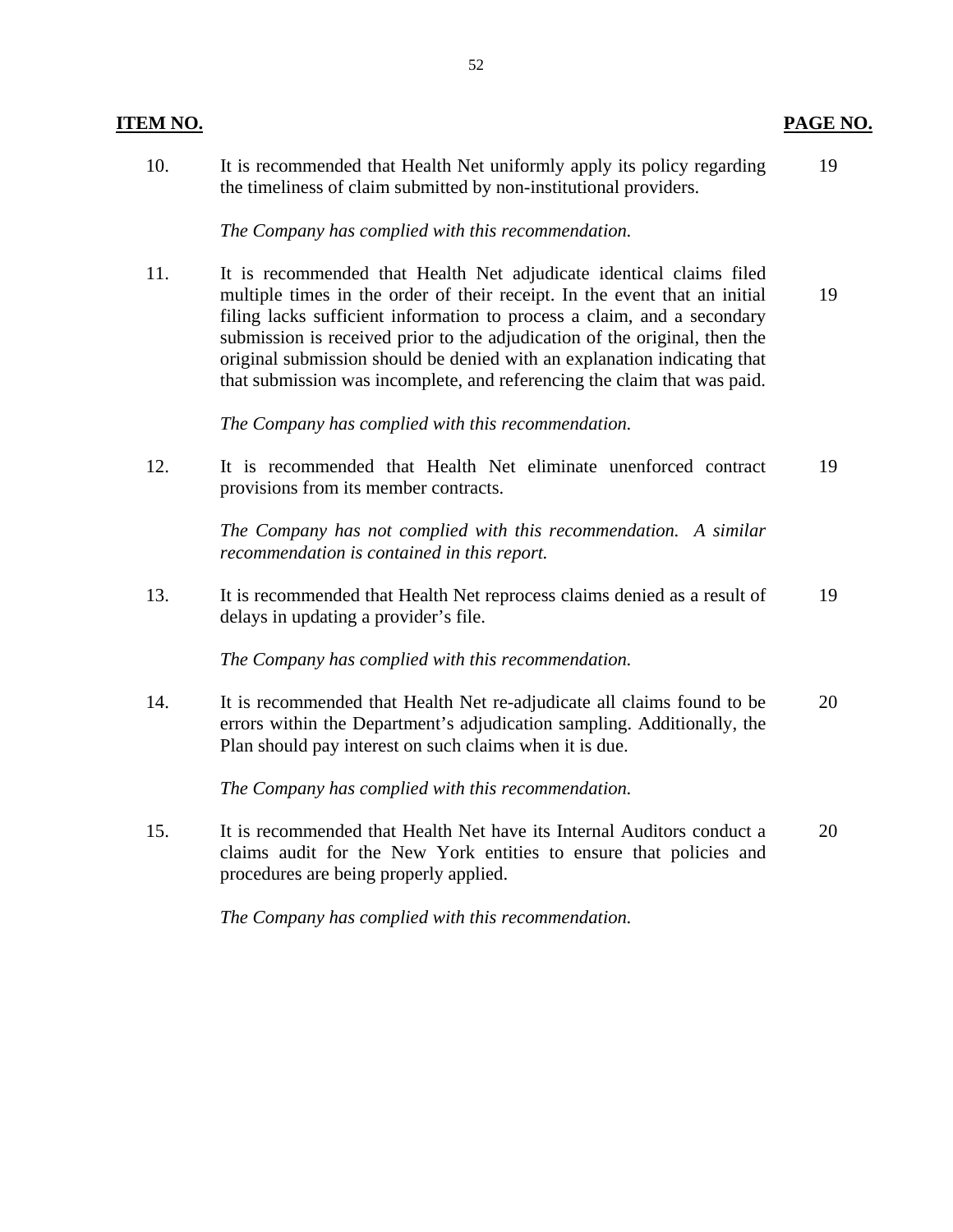| ITEM NO. | | PAGE NO. |
|---|---|---|
| 10. | It is recommended that Health Net uniformly apply its policy regarding the timeliness of claim submitted by non-institutional providers.<br><br>*The Company has complied with this recommendation.* | 19 |
| 11. | It is recommended that Health Net adjudicate identical claims filed multiple times in the order of their receipt. In the event that an initial filing lacks sufficient information to process a claim, and a secondary submission is received prior to the adjudication of the original, then the original submission should be denied with an explanation indicating that that submission was incomplete, and referencing the claim that was paid.<br><br>*The Company has complied with this recommendation.* | 19 |
| 12. | It is recommended that Health Net eliminate unenforced contract provisions from its member contracts.<br><br>*The Company has not complied with this recommendation. A similar recommendation is contained in this report.* | 19 |
| 13. | It is recommended that Health Net reprocess claims denied as a result of delays in updating a provider's file.<br><br>*The Company has complied with this recommendation.* | 19 |
| 14. | It is recommended that Health Net re-adjudicate all claims found to be errors within the Department's adjudication sampling. Additionally, the Plan should pay interest on such claims when it is due.<br><br>*The Company has complied with this recommendation.* | 20 |
| 15. | It is recommended that Health Net have its Internal Auditors conduct a claims audit for the New York entities to ensure that policies and procedures are being properly applied.<br><br>*The Company has complied with this recommendation.* | 20 |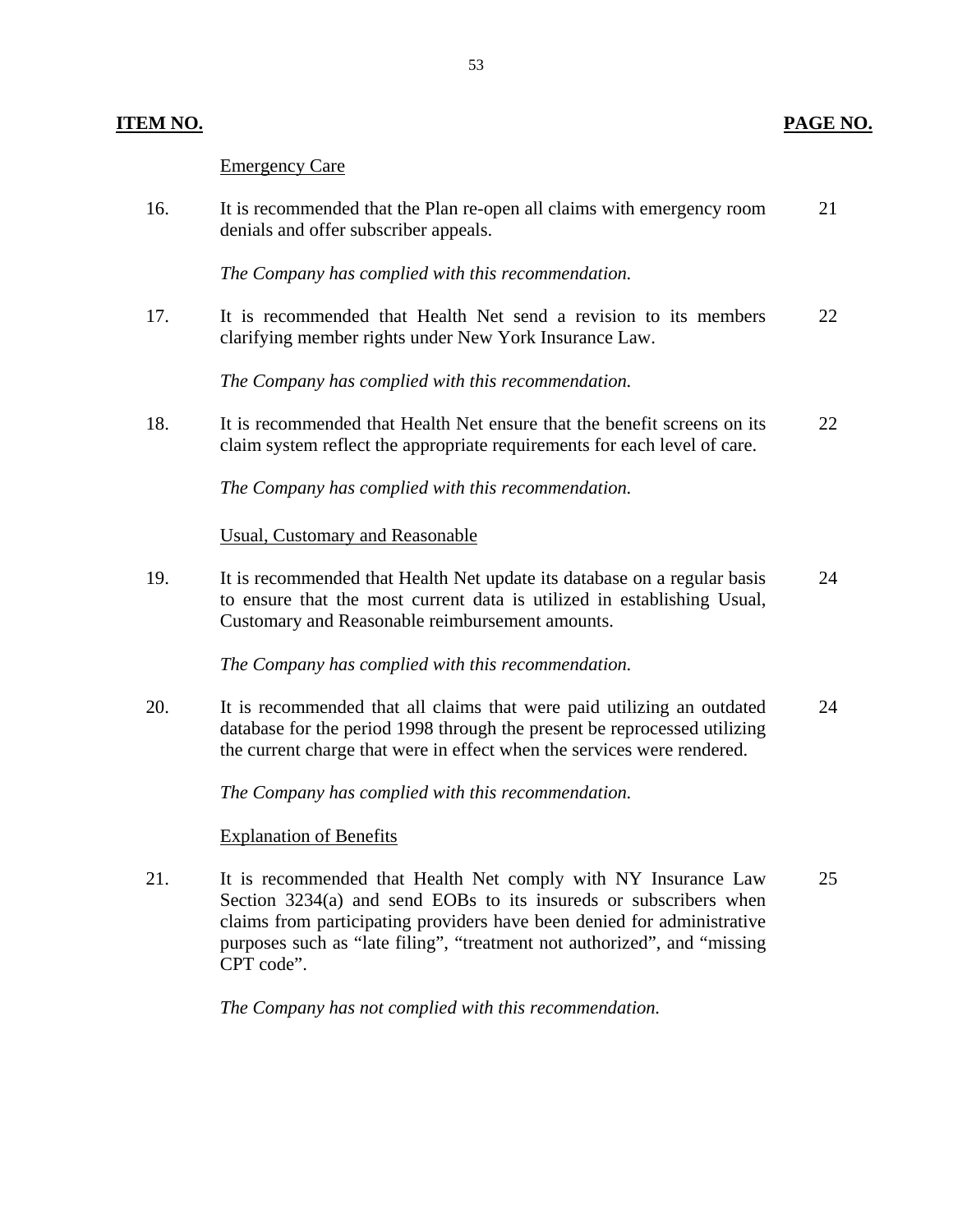| ITEM NO. | | PAGE NO. |
|---|---|---|
| | <u>Emergency Care</u> | |
| 16. | It is recommended that the Plan re-open all claims with emergency room denials and offer subscriber appeals. | 21 |
| | *The Company has complied with this recommendation.* | |
| 17. | It is recommended that Health Net send a revision to its members clarifying member rights under New York Insurance Law. | 22 |
| | *The Company has complied with this recommendation.* | |
| 18. | It is recommended that Health Net ensure that the benefit screens on its claim system reflect the appropriate requirements for each level of care. | 22 |
| | *The Company has complied with this recommendation.* | |
| | <u>Usual, Customary and Reasonable</u> | |
| 19. | It is recommended that Health Net update its database on a regular basis to ensure that the most current data is utilized in establishing Usual, Customary and Reasonable reimbursement amounts. | 24 |
| | *The Company has complied with this recommendation.* | |
| 20. | It is recommended that all claims that were paid utilizing an outdated database for the period 1998 through the present be reprocessed utilizing the current charge that were in effect when the services were rendered. | 24 |
| | *The Company has complied with this recommendation.* | |
| | <u>Explanation of Benefits</u> | |
| 21. | It is recommended that Health Net comply with NY Insurance Law Section 3234(a) and send EOBs to its insureds or subscribers when claims from participating providers have been denied for administrative purposes such as "late filing", "treatment not authorized", and "missing CPT code". | 25 |
| | *The Company has not complied with this recommendation.* | |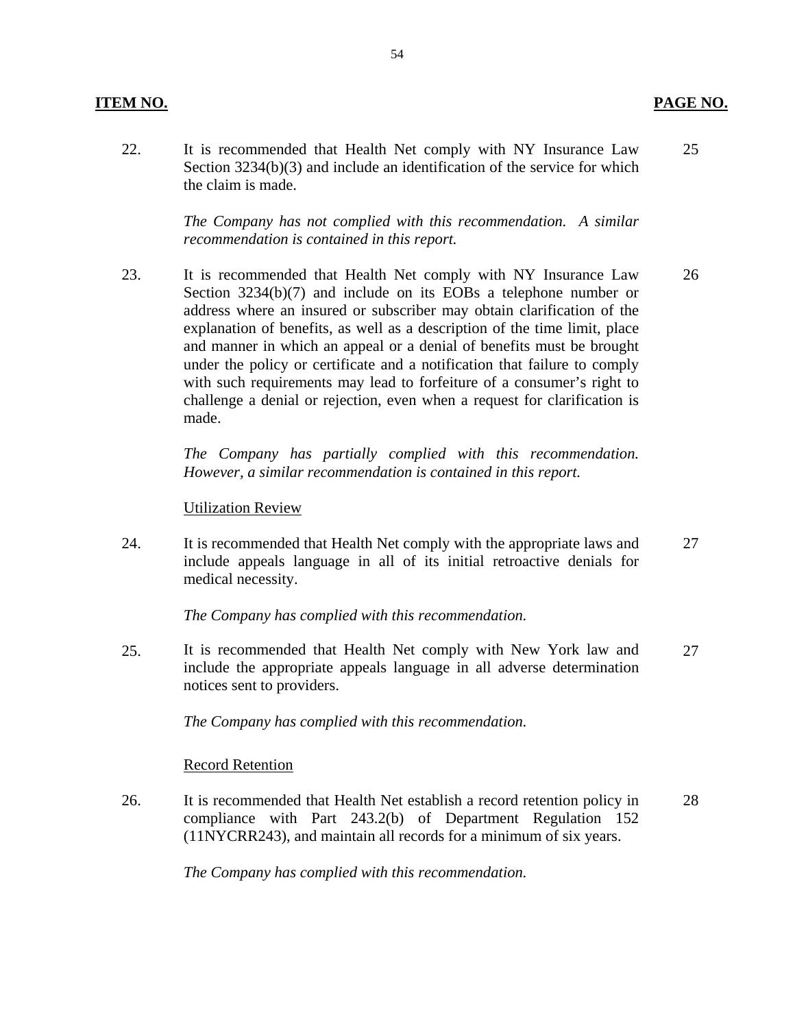**ITEM NO.** **PAGE NO.**

22. It is recommended that Health Net comply with NY Insurance Law Section 3234(b)(3) and include an identification of the service for which the claim is made. — 25

*The Company has not complied with this recommendation. A similar recommendation is contained in this report.*

23. It is recommended that Health Net comply with NY Insurance Law Section 3234(b)(7) and include on its EOBs a telephone number or address where an insured or subscriber may obtain clarification of the explanation of benefits, as well as a description of the time limit, place and manner in which an appeal or a denial of benefits must be brought under the policy or certificate and a notification that failure to comply with such requirements may lead to forfeiture of a consumer's right to challenge a denial or rejection, even when a request for clarification is made. — 26

*The Company has partially complied with this recommendation. However, a similar recommendation is contained in this report.*

Utilization Review

24. It is recommended that Health Net comply with the appropriate laws and include appeals language in all of its initial retroactive denials for medical necessity. — 27

*The Company has complied with this recommendation.*

25. It is recommended that Health Net comply with New York law and include the appropriate appeals language in all adverse determination notices sent to providers. — 27

*The Company has complied with this recommendation.*

Record Retention

26. It is recommended that Health Net establish a record retention policy in compliance with Part 243.2(b) of Department Regulation 152 (11NYCRR243), and maintain all records for a minimum of six years. — 28

*The Company has complied with this recommendation.*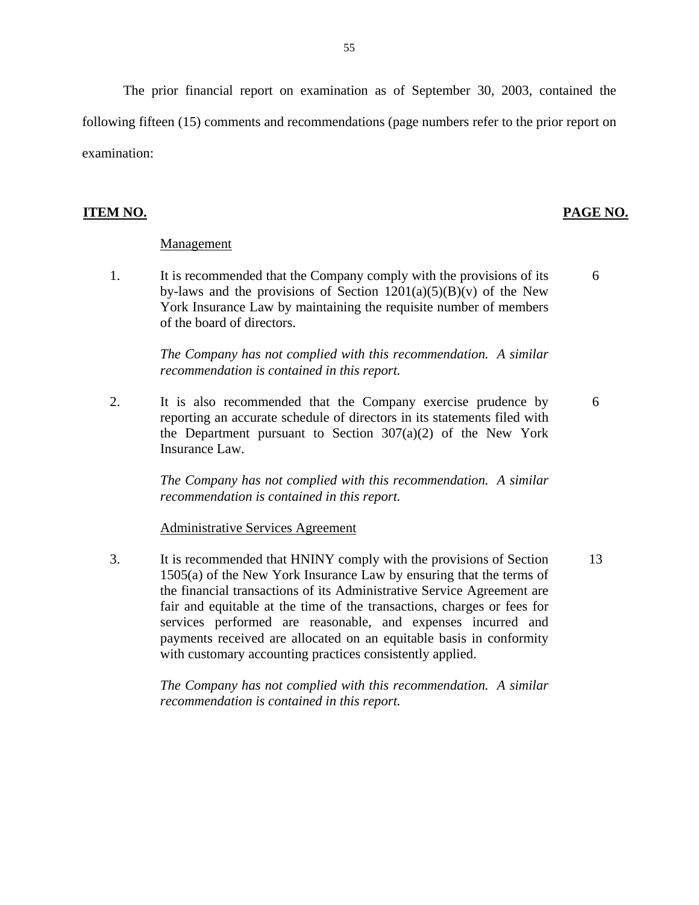The prior financial report on examination as of September 30, 2003, contained the following fifteen (15) comments and recommendations (page numbers refer to the prior report on examination:

| ITEM NO. | | PAGE NO. |
|---|---|---|
| | Management | |
| 1. | It is recommended that the Company comply with the provisions of its by-laws and the provisions of Section 1201(a)(5)(B)(v) of the New York Insurance Law by maintaining the requisite number of members of the board of directors.<br><br>*The Company has not complied with this recommendation. A similar recommendation is contained in this report.* | 6 |
| 2. | It is also recommended that the Company exercise prudence by reporting an accurate schedule of directors in its statements filed with the Department pursuant to Section 307(a)(2) of the New York Insurance Law.<br><br>*The Company has not complied with this recommendation. A similar recommendation is contained in this report.* | 6 |
| | Administrative Services Agreement | |
| 3. | It is recommended that HNINY comply with the provisions of Section 1505(a) of the New York Insurance Law by ensuring that the terms of the financial transactions of its Administrative Service Agreement are fair and equitable at the time of the transactions, charges or fees for services performed are reasonable, and expenses incurred and payments received are allocated on an equitable basis in conformity with customary accounting practices consistently applied.<br><br>*The Company has not complied with this recommendation. A similar recommendation is contained in this report.* | 13 |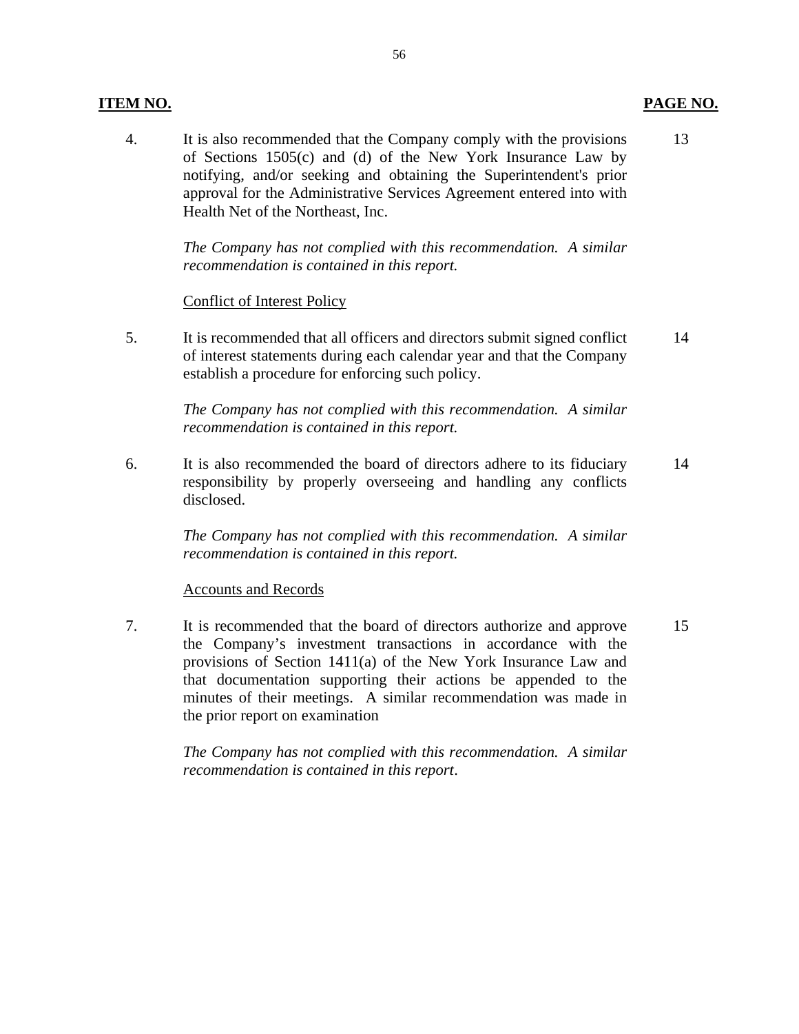| **ITEM NO.** | | **PAGE NO.** |
|---|---|---|
| 4. | It is also recommended that the Company comply with the provisions of Sections 1505(c) and (d) of the New York Insurance Law by notifying, and/or seeking and obtaining the Superintendent's prior approval for the Administrative Services Agreement entered into with Health Net of the Northeast, Inc.<br><br>*The Company has not complied with this recommendation. A similar recommendation is contained in this report.* | 13 |
| | <u>Conflict of Interest Policy</u> | |
| 5. | It is recommended that all officers and directors submit signed conflict of interest statements during each calendar year and that the Company establish a procedure for enforcing such policy.<br><br>*The Company has not complied with this recommendation. A similar recommendation is contained in this report.* | 14 |
| 6. | It is also recommended the board of directors adhere to its fiduciary responsibility by properly overseeing and handling any conflicts disclosed.<br><br>*The Company has not complied with this recommendation. A similar recommendation is contained in this report.* | 14 |
| | <u>Accounts and Records</u> | |
| 7. | It is recommended that the board of directors authorize and approve the Company's investment transactions in accordance with the provisions of Section 1411(a) of the New York Insurance Law and that documentation supporting their actions be appended to the minutes of their meetings. A similar recommendation was made in the prior report on examination<br><br>*The Company has not complied with this recommendation. A similar recommendation is contained in this report*. | 15 |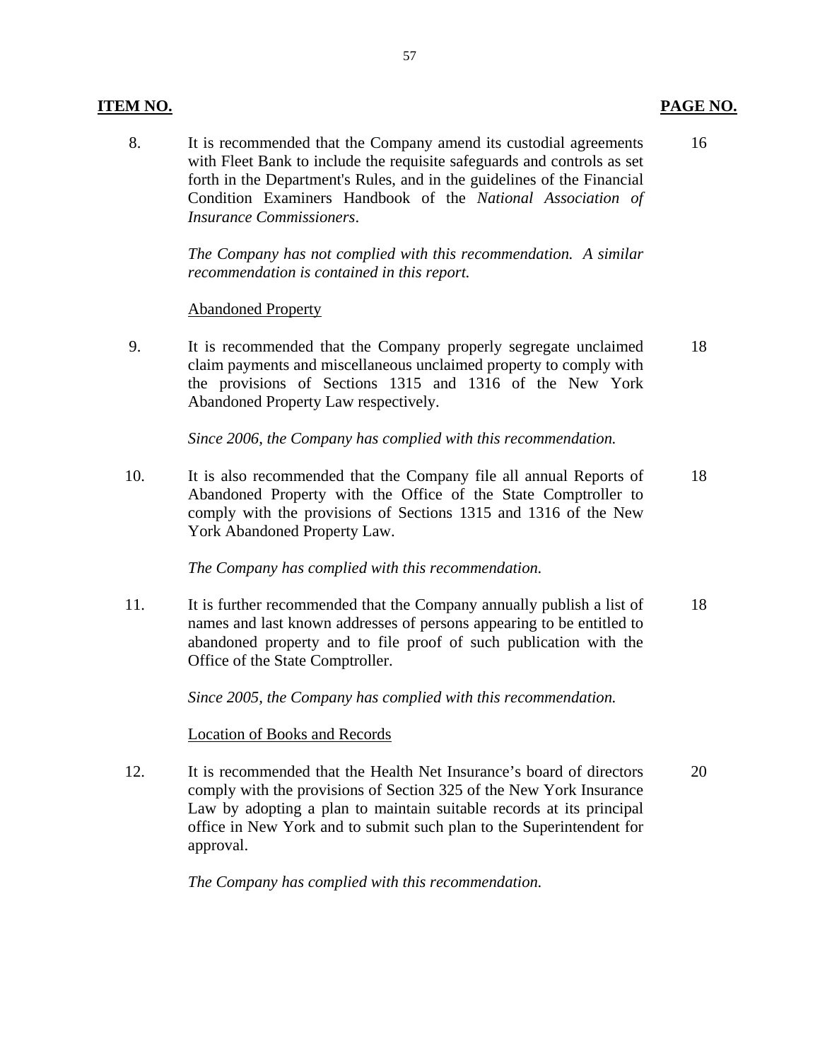| **ITEM NO.** | | **PAGE NO.** |
|---|---|---|
| 8. | It is recommended that the Company amend its custodial agreements with Fleet Bank to include the requisite safeguards and controls as set forth in the Department's Rules, and in the guidelines of the Financial Condition Examiners Handbook of the *National Association of Insurance Commissioners*.<br><br>*The Company has not complied with this recommendation. A similar recommendation is contained in this report.* | 16 |
| | Abandoned Property | |
| 9. | It is recommended that the Company properly segregate unclaimed claim payments and miscellaneous unclaimed property to comply with the provisions of Sections 1315 and 1316 of the New York Abandoned Property Law respectively.<br><br>*Since 2006, the Company has complied with this recommendation.* | 18 |
| 10. | It is also recommended that the Company file all annual Reports of Abandoned Property with the Office of the State Comptroller to comply with the provisions of Sections 1315 and 1316 of the New York Abandoned Property Law.<br><br>*The Company has complied with this recommendation.* | 18 |
| 11. | It is further recommended that the Company annually publish a list of names and last known addresses of persons appearing to be entitled to abandoned property and to file proof of such publication with the Office of the State Comptroller.<br><br>*Since 2005, the Company has complied with this recommendation.* | 18 |
| | Location of Books and Records | |
| 12. | It is recommended that the Health Net Insurance's board of directors comply with the provisions of Section 325 of the New York Insurance Law by adopting a plan to maintain suitable records at its principal office in New York and to submit such plan to the Superintendent for approval.<br><br>*The Company has complied with this recommendation.* | 20 |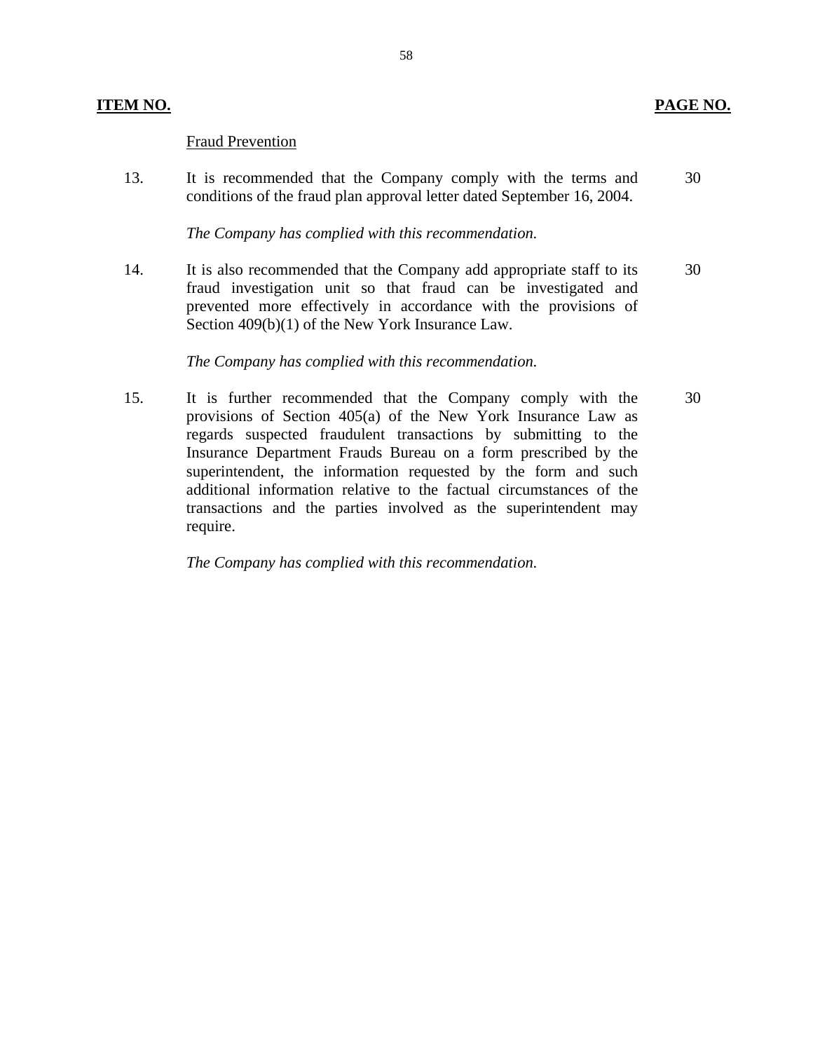| ITEM NO. | | PAGE NO. |
|---|---|---|
| | Fraud Prevention | |
| 13. | It is recommended that the Company comply with the terms and conditions of the fraud plan approval letter dated September 16, 2004. | 30 |
| | *The Company has complied with this recommendation.* | |
| 14. | It is also recommended that the Company add appropriate staff to its fraud investigation unit so that fraud can be investigated and prevented more effectively in accordance with the provisions of Section 409(b)(1) of the New York Insurance Law. | 30 |
| | *The Company has complied with this recommendation.* | |
| 15. | It is further recommended that the Company comply with the provisions of Section 405(a) of the New York Insurance Law as regards suspected fraudulent transactions by submitting to the Insurance Department Frauds Bureau on a form prescribed by the superintendent, the information requested by the form and such additional information relative to the factual circumstances of the transactions and the parties involved as the superintendent may require. | 30 |
| | *The Company has complied with this recommendation.* | |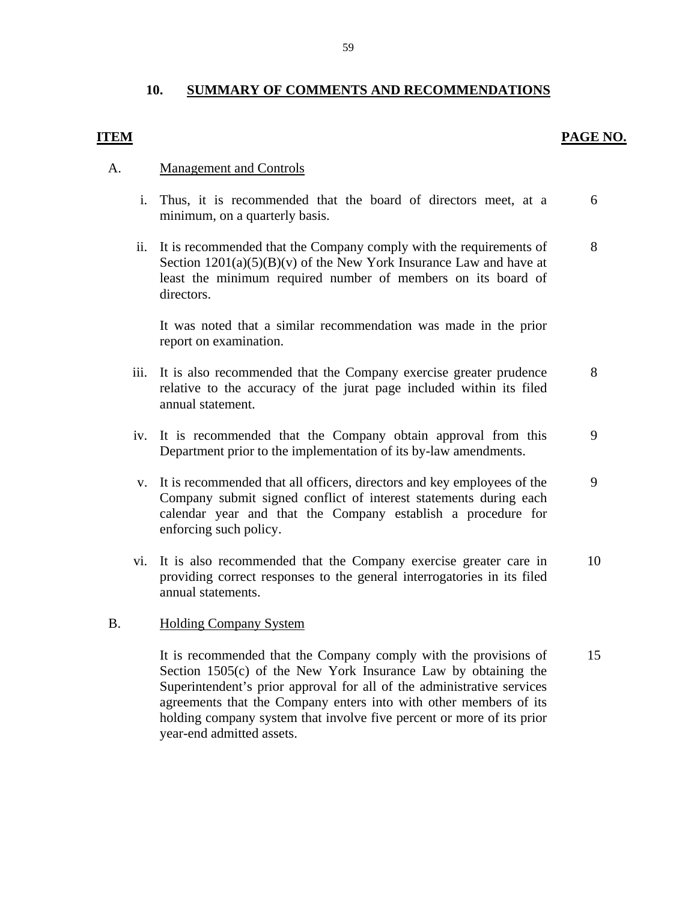## 10. SUMMARY OF COMMENTS AND RECOMMENDATIONS

| ITEM | | PAGE NO. |
|---|---|---|
| A. | Management and Controls | |
| i. | Thus, it is recommended that the board of directors meet, at a minimum, on a quarterly basis. | 6 |
| ii. | It is recommended that the Company comply with the requirements of Section 1201(a)(5)(B)(v) of the New York Insurance Law and have at least the minimum required number of members on its board of directors.<br><br>It was noted that a similar recommendation was made in the prior report on examination. | 8 |
| iii. | It is also recommended that the Company exercise greater prudence relative to the accuracy of the jurat page included within its filed annual statement. | 8 |
| iv. | It is recommended that the Company obtain approval from this Department prior to the implementation of its by-law amendments. | 9 |
| v. | It is recommended that all officers, directors and key employees of the Company submit signed conflict of interest statements during each calendar year and that the Company establish a procedure for enforcing such policy. | 9 |
| vi. | It is also recommended that the Company exercise greater care in providing correct responses to the general interrogatories in its filed annual statements. | 10 |
| B. | Holding Company System | |
| | It is recommended that the Company comply with the provisions of Section 1505(c) of the New York Insurance Law by obtaining the Superintendent's prior approval for all of the administrative services agreements that the Company enters into with other members of its holding company system that involve five percent or more of its prior year-end admitted assets. | 15 |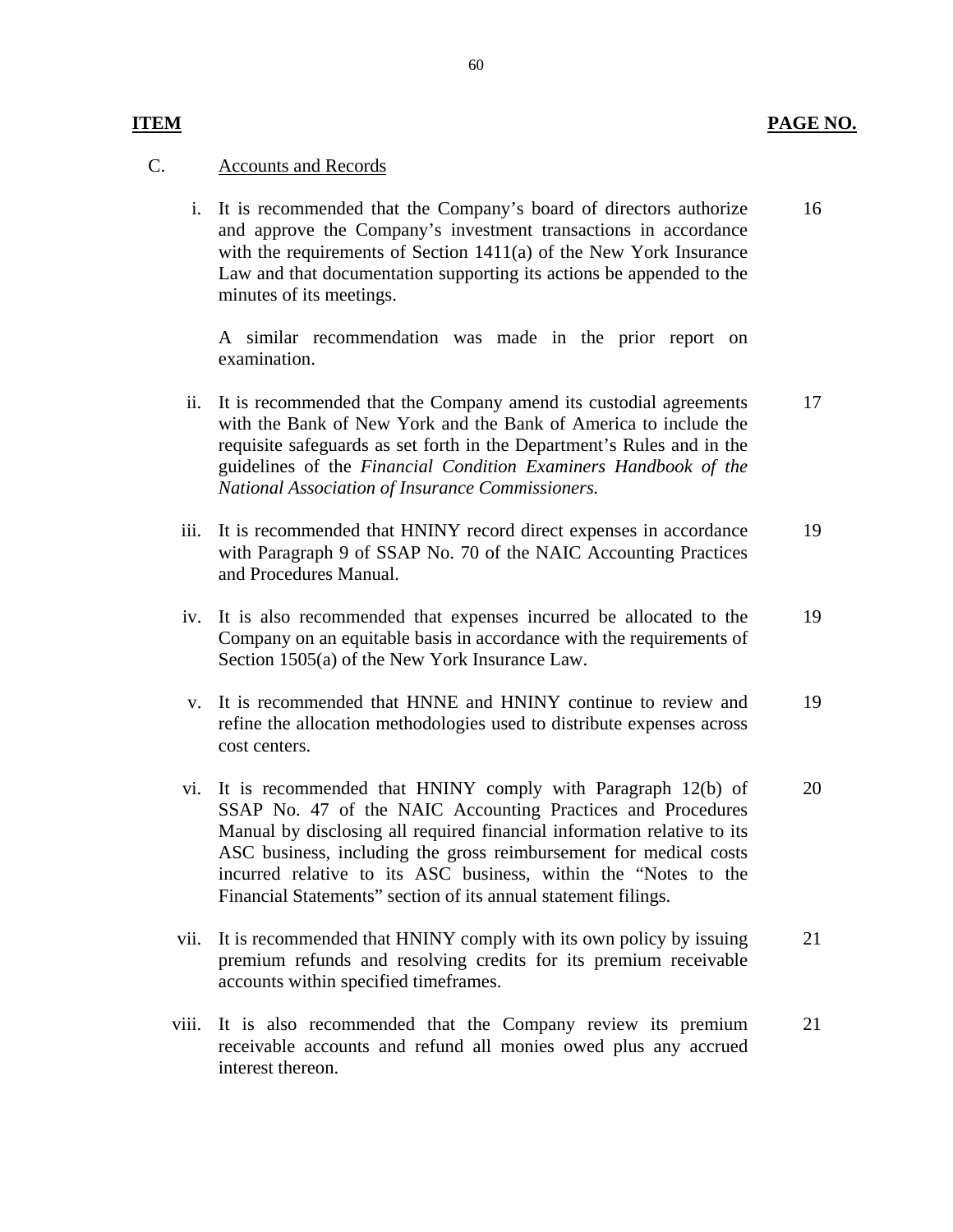| ITEM | | PAGE NO. |
|---|---|---|
| C. | Accounts and Records | |
| i. | It is recommended that the Company's board of directors authorize and approve the Company's investment transactions in accordance with the requirements of Section 1411(a) of the New York Insurance Law and that documentation supporting its actions be appended to the minutes of its meetings.<br><br>A similar recommendation was made in the prior report on examination. | 16 |
| ii. | It is recommended that the Company amend its custodial agreements with the Bank of New York and the Bank of America to include the requisite safeguards as set forth in the Department's Rules and in the guidelines of the *Financial Condition Examiners Handbook of the National Association of Insurance Commissioners.* | 17 |
| iii. | It is recommended that HNINY record direct expenses in accordance with Paragraph 9 of SSAP No. 70 of the NAIC Accounting Practices and Procedures Manual. | 19 |
| iv. | It is also recommended that expenses incurred be allocated to the Company on an equitable basis in accordance with the requirements of Section 1505(a) of the New York Insurance Law. | 19 |
| v. | It is recommended that HNNE and HNINY continue to review and refine the allocation methodologies used to distribute expenses across cost centers. | 19 |
| vi. | It is recommended that HNINY comply with Paragraph 12(b) of SSAP No. 47 of the NAIC Accounting Practices and Procedures Manual by disclosing all required financial information relative to its ASC business, including the gross reimbursement for medical costs incurred relative to its ASC business, within the "Notes to the Financial Statements" section of its annual statement filings. | 20 |
| vii. | It is recommended that HNINY comply with its own policy by issuing premium refunds and resolving credits for its premium receivable accounts within specified timeframes. | 21 |
| viii. | It is also recommended that the Company review its premium receivable accounts and refund all monies owed plus any accrued interest thereon. | 21 |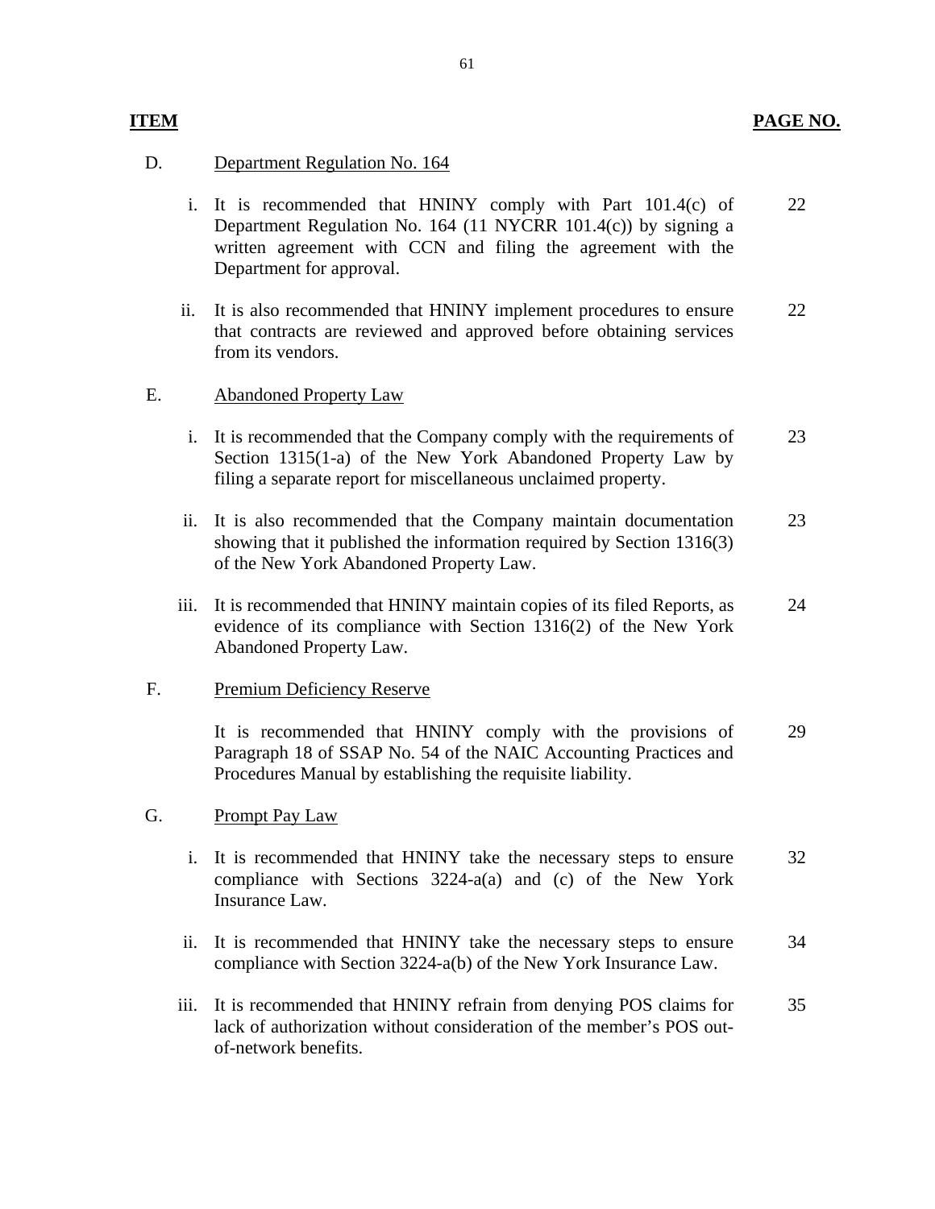| ITEM | | PAGE NO. |
|---|---|---|
| D. | Department Regulation No. 164 | |
| i. | It is recommended that HNINY comply with Part 101.4(c) of Department Regulation No. 164 (11 NYCRR 101.4(c)) by signing a written agreement with CCN and filing the agreement with the Department for approval. | 22 |
| ii. | It is also recommended that HNINY implement procedures to ensure that contracts are reviewed and approved before obtaining services from its vendors. | 22 |
| E. | Abandoned Property Law | |
| i. | It is recommended that the Company comply with the requirements of Section 1315(1-a) of the New York Abandoned Property Law by filing a separate report for miscellaneous unclaimed property. | 23 |
| ii. | It is also recommended that the Company maintain documentation showing that it published the information required by Section 1316(3) of the New York Abandoned Property Law. | 23 |
| iii. | It is recommended that HNINY maintain copies of its filed Reports, as evidence of its compliance with Section 1316(2) of the New York Abandoned Property Law. | 24 |
| F. | Premium Deficiency Reserve | |
| | It is recommended that HNINY comply with the provisions of Paragraph 18 of SSAP No. 54 of the NAIC Accounting Practices and Procedures Manual by establishing the requisite liability. | 29 |
| G. | Prompt Pay Law | |
| i. | It is recommended that HNINY take the necessary steps to ensure compliance with Sections 3224-a(a) and (c) of the New York Insurance Law. | 32 |
| ii. | It is recommended that HNINY take the necessary steps to ensure compliance with Section 3224-a(b) of the New York Insurance Law. | 34 |
| iii. | It is recommended that HNINY refrain from denying POS claims for lack of authorization without consideration of the member's POS out-of-network benefits. | 35 |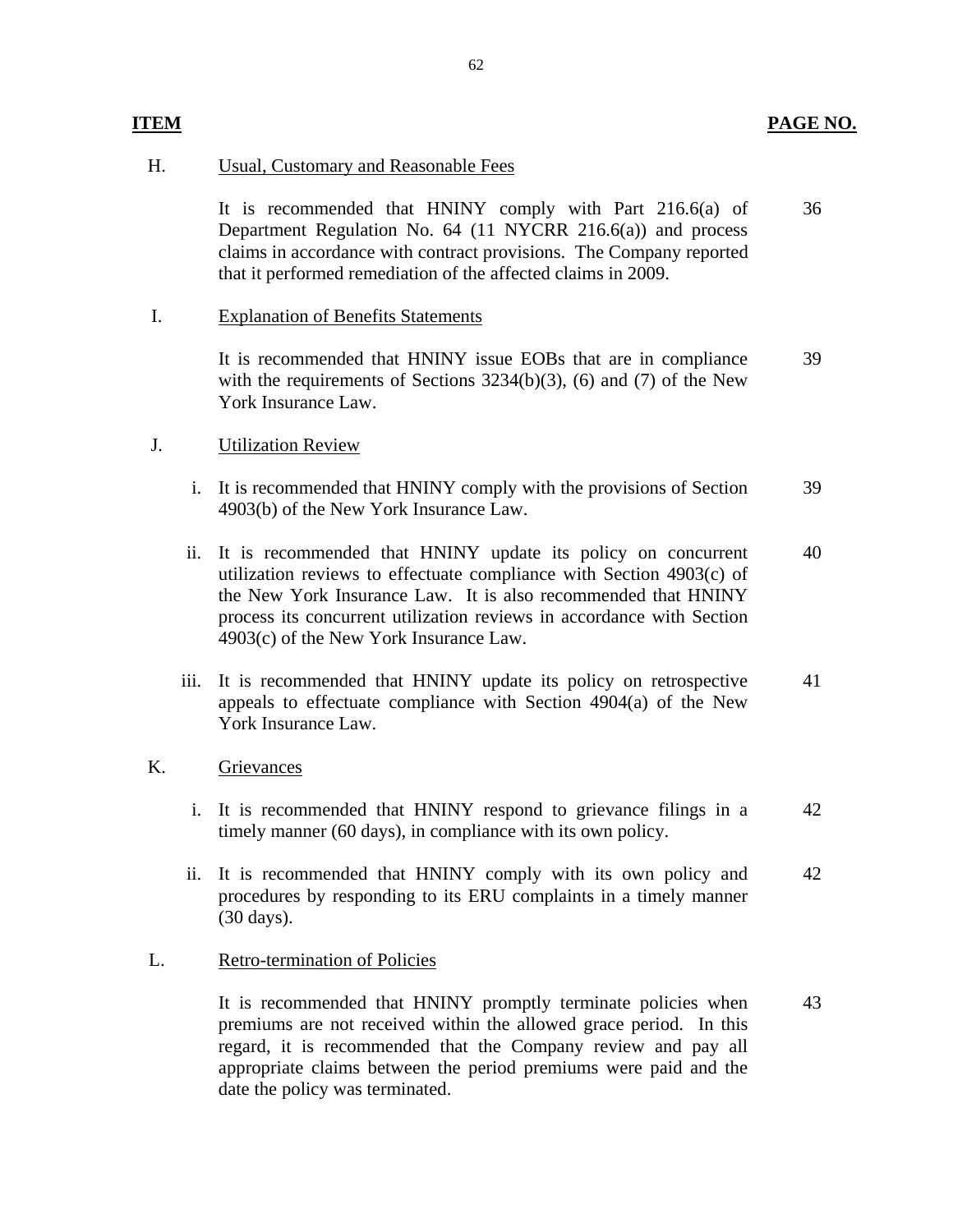| ITEM | | | PAGE NO. |
|---|---|---|---|
| H. | Usual, Customary and Reasonable Fees | | |
| | | It is recommended that HNINY comply with Part 216.6(a) of Department Regulation No. 64 (11 NYCRR 216.6(a)) and process claims in accordance with contract provisions. The Company reported that it performed remediation of the affected claims in 2009. | 36 |
| I. | Explanation of Benefits Statements | | |
| | | It is recommended that HNINY issue EOBs that are in compliance with the requirements of Sections 3234(b)(3), (6) and (7) of the New York Insurance Law. | 39 |
| J. | Utilization Review | | |
| | i. | It is recommended that HNINY comply with the provisions of Section 4903(b) of the New York Insurance Law. | 39 |
| | ii. | It is recommended that HNINY update its policy on concurrent utilization reviews to effectuate compliance with Section 4903(c) of the New York Insurance Law. It is also recommended that HNINY process its concurrent utilization reviews in accordance with Section 4903(c) of the New York Insurance Law. | 40 |
| | iii. | It is recommended that HNINY update its policy on retrospective appeals to effectuate compliance with Section 4904(a) of the New York Insurance Law. | 41 |
| K. | Grievances | | |
| | i. | It is recommended that HNINY respond to grievance filings in a timely manner (60 days), in compliance with its own policy. | 42 |
| | ii. | It is recommended that HNINY comply with its own policy and procedures by responding to its ERU complaints in a timely manner (30 days). | 42 |
| L. | Retro-termination of Policies | | |
| | | It is recommended that HNINY promptly terminate policies when premiums are not received within the allowed grace period. In this regard, it is recommended that the Company review and pay all appropriate claims between the period premiums were paid and the date the policy was terminated. | 43 |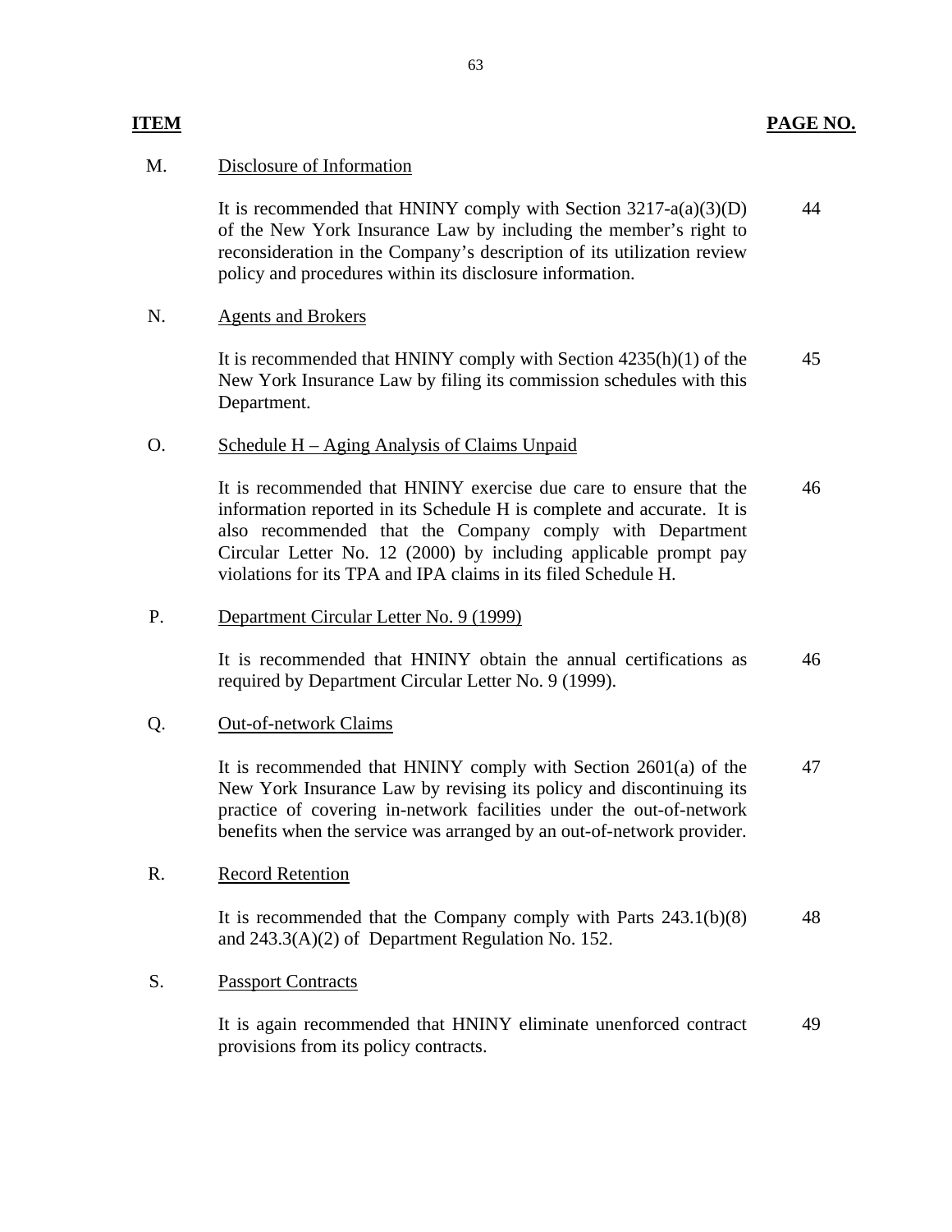| ITEM | | PAGE NO. |
|---|---|---|
| M. | Disclosure of Information | |
| | It is recommended that HNINY comply with Section 3217-a(a)(3)(D) of the New York Insurance Law by including the member's right to reconsideration in the Company's description of its utilization review policy and procedures within its disclosure information. | 44 |
| N. | Agents and Brokers | |
| | It is recommended that HNINY comply with Section 4235(h)(1) of the New York Insurance Law by filing its commission schedules with this Department. | 45 |
| O. | Schedule H – Aging Analysis of Claims Unpaid | |
| | It is recommended that HNINY exercise due care to ensure that the information reported in its Schedule H is complete and accurate. It is also recommended that the Company comply with Department Circular Letter No. 12 (2000) by including applicable prompt pay violations for its TPA and IPA claims in its filed Schedule H. | 46 |
| P. | Department Circular Letter No. 9 (1999) | |
| | It is recommended that HNINY obtain the annual certifications as required by Department Circular Letter No. 9 (1999). | 46 |
| Q. | Out-of-network Claims | |
| | It is recommended that HNINY comply with Section 2601(a) of the New York Insurance Law by revising its policy and discontinuing its practice of covering in-network facilities under the out-of-network benefits when the service was arranged by an out-of-network provider. | 47 |
| R. | Record Retention | |
| | It is recommended that the Company comply with Parts 243.1(b)(8) and 243.3(A)(2) of Department Regulation No. 152. | 48 |
| S. | Passport Contracts | |
| | It is again recommended that HNINY eliminate unenforced contract provisions from its policy contracts. | 49 |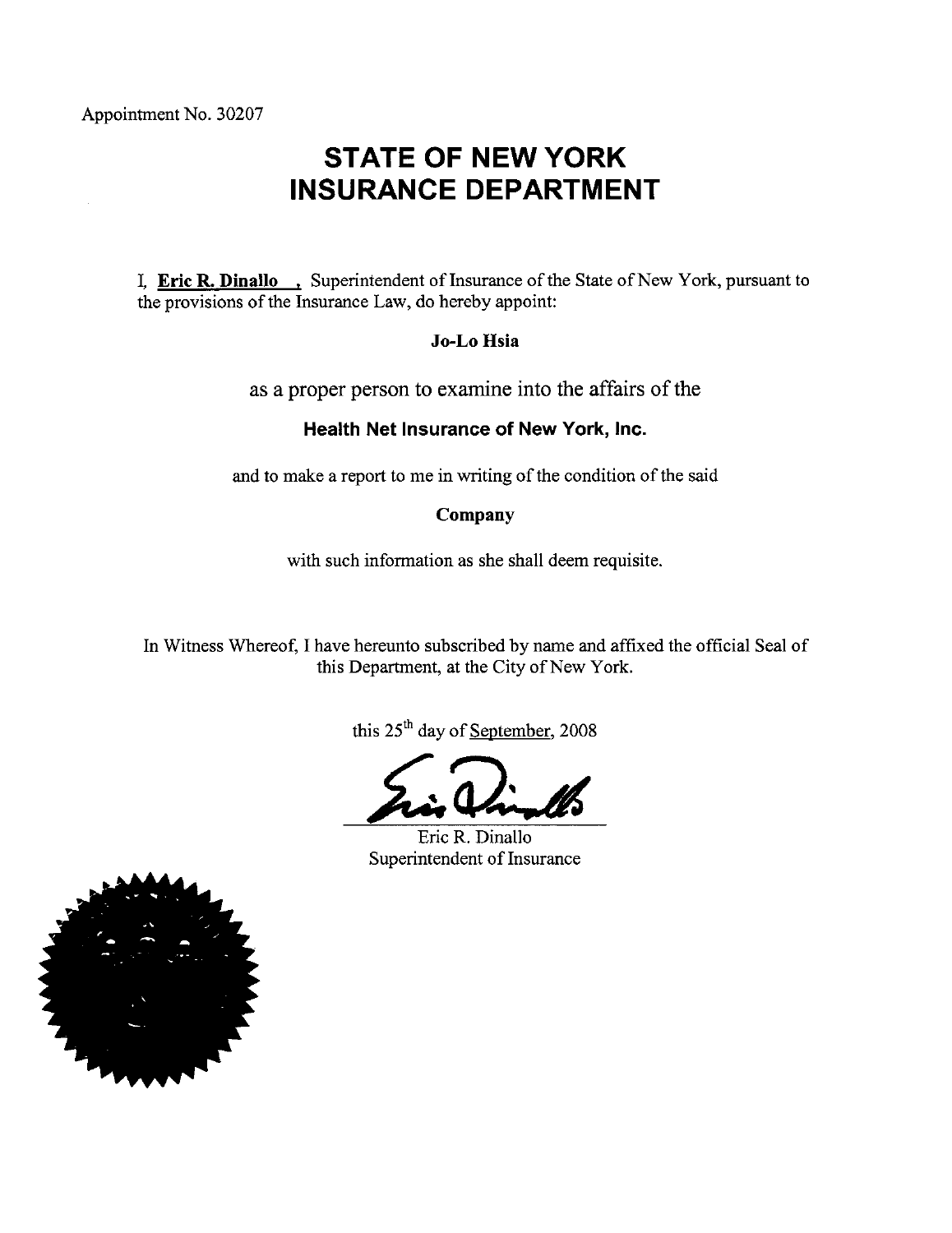Appointment No. 30207

# STATE OF NEW YORK
# INSURANCE DEPARTMENT

I, **Eric R. Dinallo** , Superintendent of Insurance of the State of New York, pursuant to the provisions of the Insurance Law, do hereby appoint:

**Jo-Lo Hsia**

as a proper person to examine into the affairs of the

**Health Net Insurance of New York, Inc.**

and to make a report to me in writing of the condition of the said

**Company**

with such information as she shall deem requisite.

In Witness Whereof, I have hereunto subscribed by name and affixed the official Seal of this Department, at the City of New York.

this 25th day of September, 2008

Eric R. Dinallo
Superintendent of Insurance